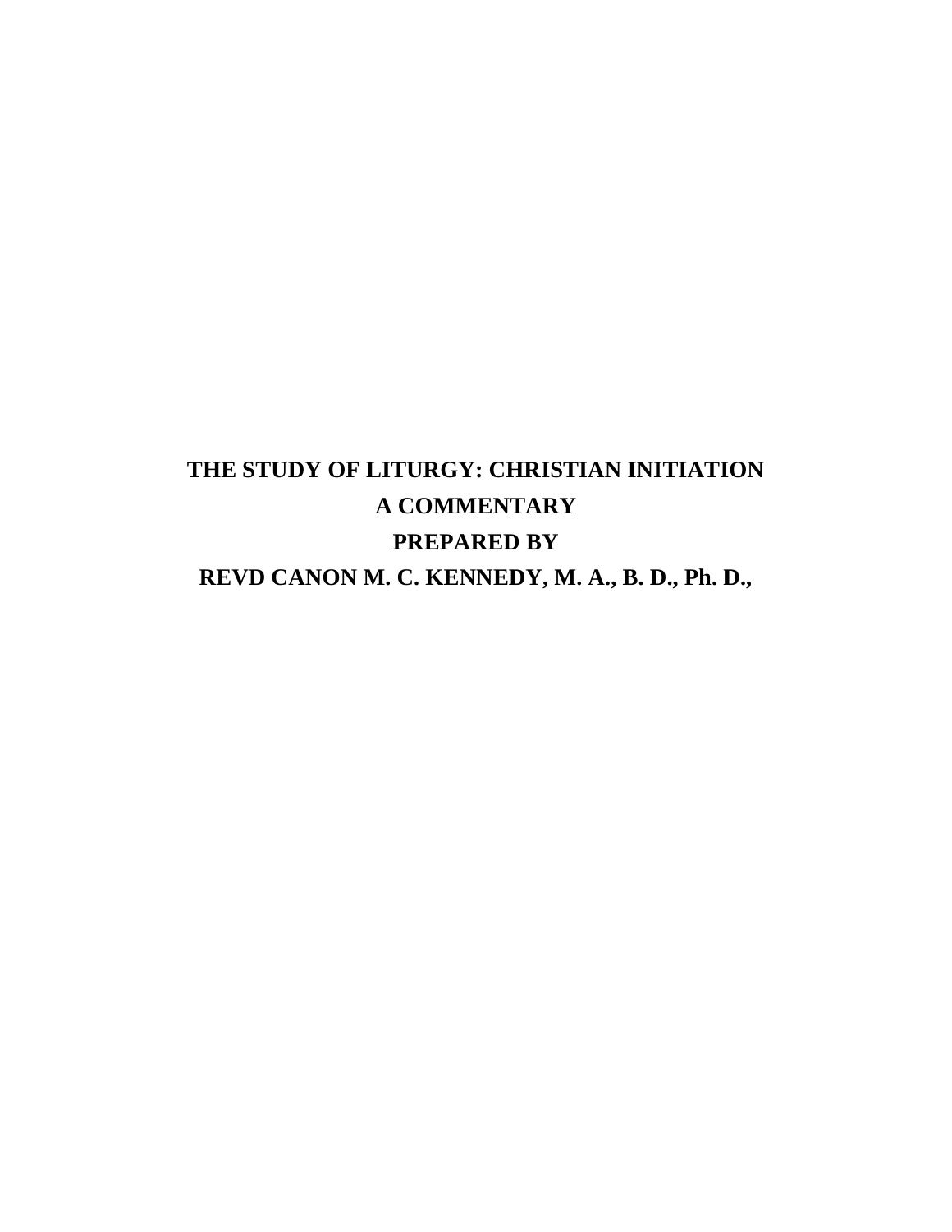# THE STUDY OF LITURGY: CHRISTIAN INITIATION

## A COMMENTARY

**PREPARED BY**

**REVD CANON M. C. KENNEDY, M. A., B. D., Ph. D.,**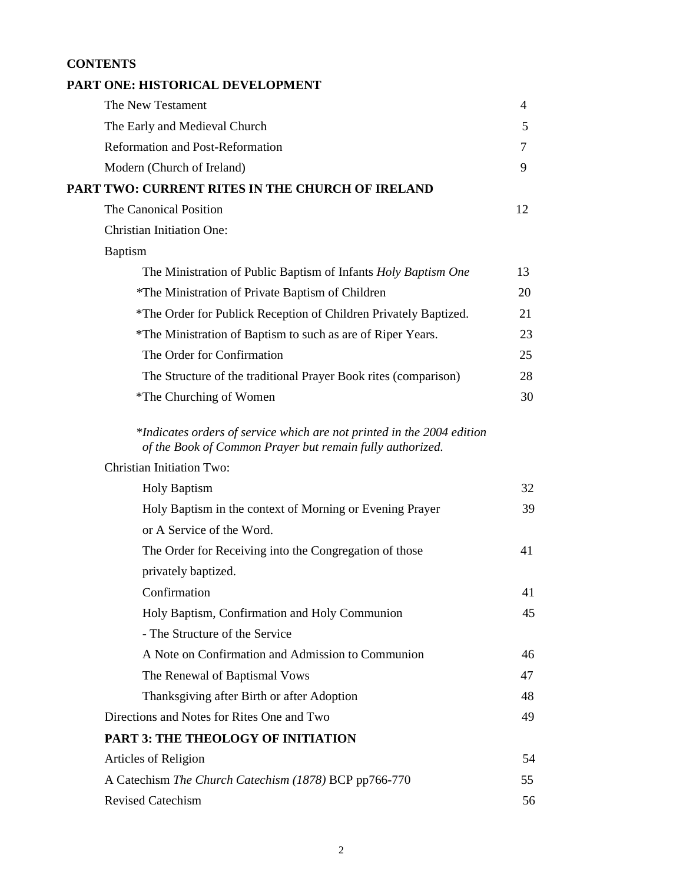# CONTENTS

## PART ONE: HISTORICAL DEVELOPMENT

| | |
|---|---|
| The New Testament | 4 |
| The Early and Medieval Church | 5 |
| Reformation and Post-Reformation | 7 |
| Modern (Church of Ireland) | 9 |

## PART TWO: CURRENT RITES IN THE CHURCH OF IRELAND

| | |
|---|---|
| The Canonical Position | 12 |
| Christian Initiation One: | |
| Baptism | |
| The Ministration of Public Baptism of Infants *Holy Baptism One* | 13 |
| *The Ministration of Private Baptism of Children | 20 |
| *The Order for Publick Reception of Children Privately Baptized. | 21 |
| *The Ministration of Baptism to such as are of Riper Years. | 23 |
| The Order for Confirmation | 25 |
| The Structure of the traditional Prayer Book rites (comparison) | 28 |
| *The Churching of Women | 30 |

*\*Indicates orders of service which are not printed in the 2004 edition of the Book of Common Prayer but remain fully authorized.*

| | |
|---|---|
| Christian Initiation Two: | |
| Holy Baptism | 32 |
| Holy Baptism in the context of Morning or Evening Prayer or A Service of the Word. | 39 |
| The Order for Receiving into the Congregation of those privately baptized. | 41 |
| Confirmation | 41 |
| Holy Baptism, Confirmation and Holy Communion - The Structure of the Service | 45 |
| A Note on Confirmation and Admission to Communion | 46 |
| The Renewal of Baptismal Vows | 47 |
| Thanksgiving after Birth or after Adoption | 48 |
| Directions and Notes for Rites One and Two | 49 |

## PART 3: THE THEOLOGY OF INITIATION

| | |
|---|---|
| Articles of Religion | 54 |
| A Catechism *The Church Catechism (1878)* BCP pp766-770 | 55 |
| Revised Catechism | 56 |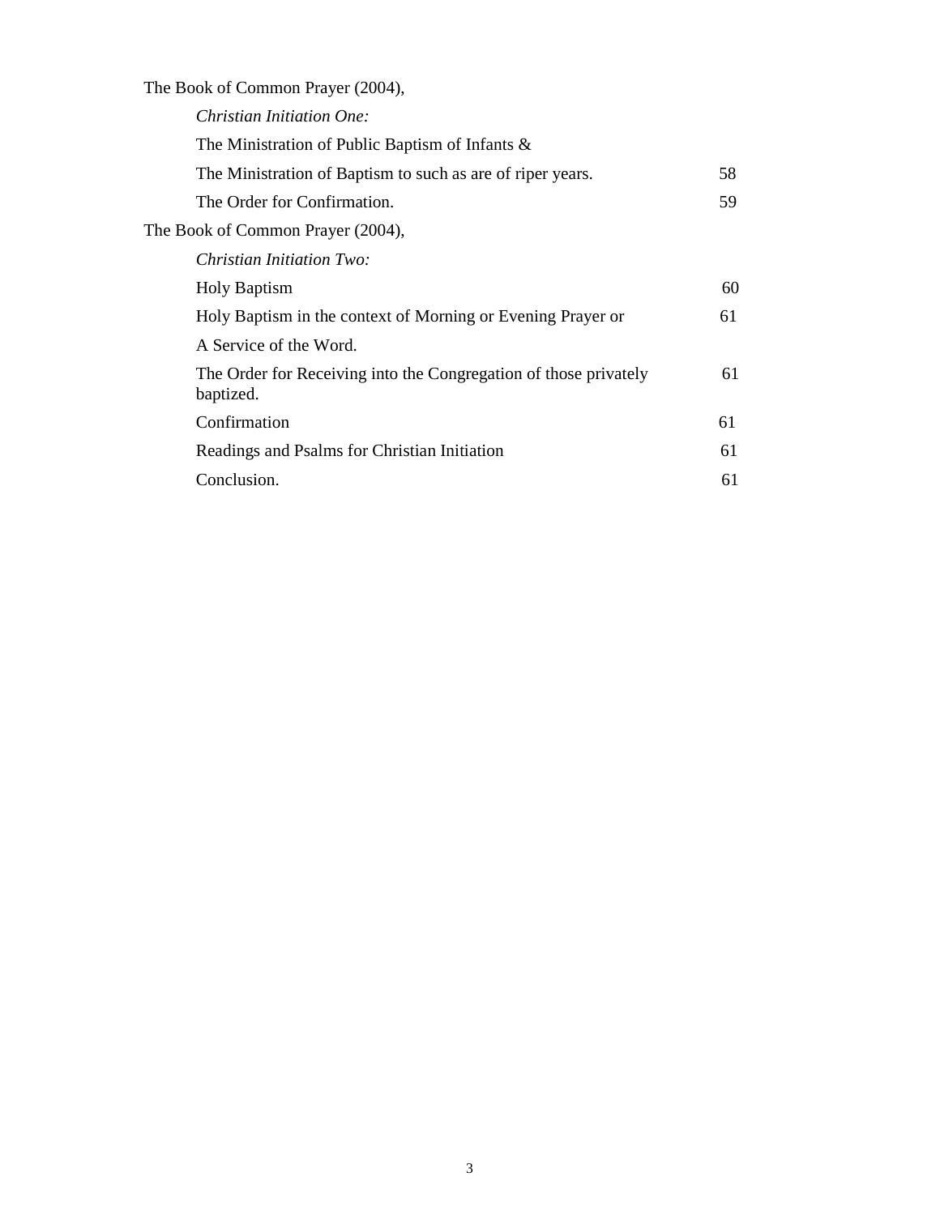| | |
|---|---|
| The Book of Common Prayer (2004), | |
| *Christian Initiation One:* | |
| The Ministration of Public Baptism of Infants & | |
| The Ministration of Baptism to such as are of riper years. | 58 |
| The Order for Confirmation. | 59 |
| The Book of Common Prayer (2004), | |
| *Christian Initiation Two:* | |
| Holy Baptism | 60 |
| Holy Baptism in the context of Morning or Evening Prayer or A Service of the Word. | 61 |
| The Order for Receiving into the Congregation of those privately baptized. | 61 |
| Confirmation | 61 |
| Readings and Psalms for Christian Initiation | 61 |
| Conclusion. | 61 |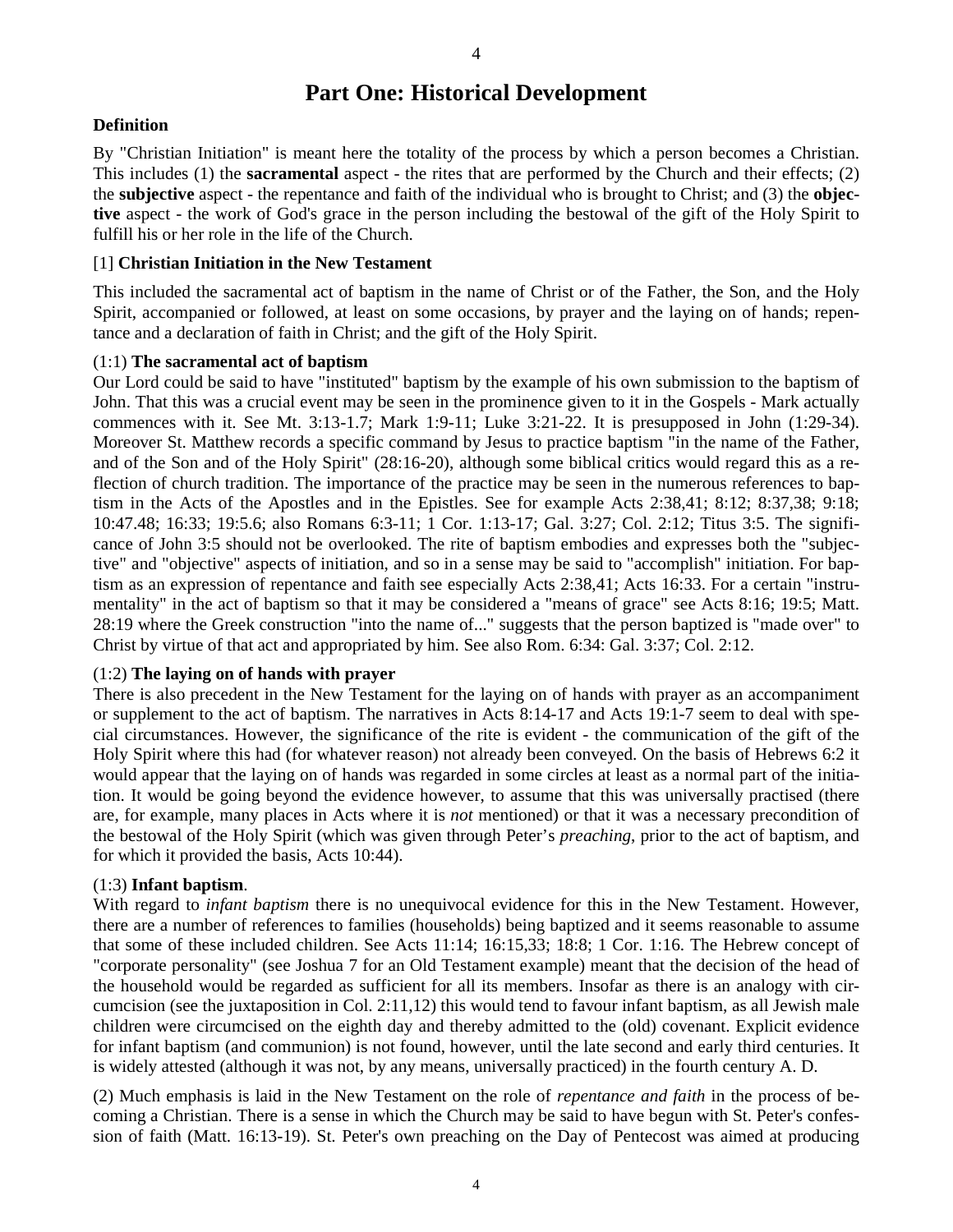# Part One: Historical Development

**Definition**

By "Christian Initiation" is meant here the totality of the process by which a person becomes a Christian. This includes (1) the **sacramental** aspect - the rites that are performed by the Church and their effects; (2) the **subjective** aspect - the repentance and faith of the individual who is brought to Christ; and (3) the **objective** aspect - the work of God's grace in the person including the bestowal of the gift of the Holy Spirit to fulfill his or her role in the life of the Church.

[1] **Christian Initiation in the New Testament**

This included the sacramental act of baptism in the name of Christ or of the Father, the Son, and the Holy Spirit, accompanied or followed, at least on some occasions, by prayer and the laying on of hands; repentance and a declaration of faith in Christ; and the gift of the Holy Spirit.

(1:1) **The sacramental act of baptism**
Our Lord could be said to have "instituted" baptism by the example of his own submission to the baptism of John. That this was a crucial event may be seen in the prominence given to it in the Gospels - Mark actually commences with it. See Mt. 3:13-1.7; Mark 1:9-11; Luke 3:21-22. It is presupposed in John (1:29-34). Moreover St. Matthew records a specific command by Jesus to practice baptism "in the name of the Father, and of the Son and of the Holy Spirit" (28:16-20), although some biblical critics would regard this as a reflection of church tradition. The importance of the practice may be seen in the numerous references to baptism in the Acts of the Apostles and in the Epistles. See for example Acts 2:38,41; 8:12; 8:37,38; 9:18; 10:47.48; 16:33; 19:5.6; also Romans 6:3-11; 1 Cor. 1:13-17; Gal. 3:27; Col. 2:12; Titus 3:5. The significance of John 3:5 should not be overlooked. The rite of baptism embodies and expresses both the "subjective" and "objective" aspects of initiation, and so in a sense may be said to "accomplish" initiation. For baptism as an expression of repentance and faith see especially Acts 2:38,41; Acts 16:33. For a certain "instrumentality" in the act of baptism so that it may be considered a "means of grace" see Acts 8:16; 19:5; Matt. 28:19 where the Greek construction "into the name of..." suggests that the person baptized is "made over" to Christ by virtue of that act and appropriated by him. See also Rom. 6:34: Gal. 3:37; Col. 2:12.

(1:2) **The laying on of hands with prayer**
There is also precedent in the New Testament for the laying on of hands with prayer as an accompaniment or supplement to the act of baptism. The narratives in Acts 8:14-17 and Acts 19:1-7 seem to deal with special circumstances. However, the significance of the rite is evident - the communication of the gift of the Holy Spirit where this had (for whatever reason) not already been conveyed. On the basis of Hebrews 6:2 it would appear that the laying on of hands was regarded in some circles at least as a normal part of the initiation. It would be going beyond the evidence however, to assume that this was universally practised (there are, for example, many places in Acts where it is *not* mentioned) or that it was a necessary precondition of the bestowal of the Holy Spirit (which was given through Peter's *preaching*, prior to the act of baptism, and for which it provided the basis, Acts 10:44).

(1:3) **Infant baptism**.
With regard to *infant baptism* there is no unequivocal evidence for this in the New Testament. However, there are a number of references to families (households) being baptized and it seems reasonable to assume that some of these included children. See Acts 11:14; 16:15,33; 18:8; 1 Cor. 1:16. The Hebrew concept of "corporate personality" (see Joshua 7 for an Old Testament example) meant that the decision of the head of the household would be regarded as sufficient for all its members. Insofar as there is an analogy with circumcision (see the juxtaposition in Col. 2:11,12) this would tend to favour infant baptism, as all Jewish male children were circumcised on the eighth day and thereby admitted to the (old) covenant. Explicit evidence for infant baptism (and communion) is not found, however, until the late second and early third centuries. It is widely attested (although it was not, by any means, universally practiced) in the fourth century A. D.

(2) Much emphasis is laid in the New Testament on the role of *repentance and faith* in the process of becoming a Christian. There is a sense in which the Church may be said to have begun with St. Peter's confession of faith (Matt. 16:13-19). St. Peter's own preaching on the Day of Pentecost was aimed at producing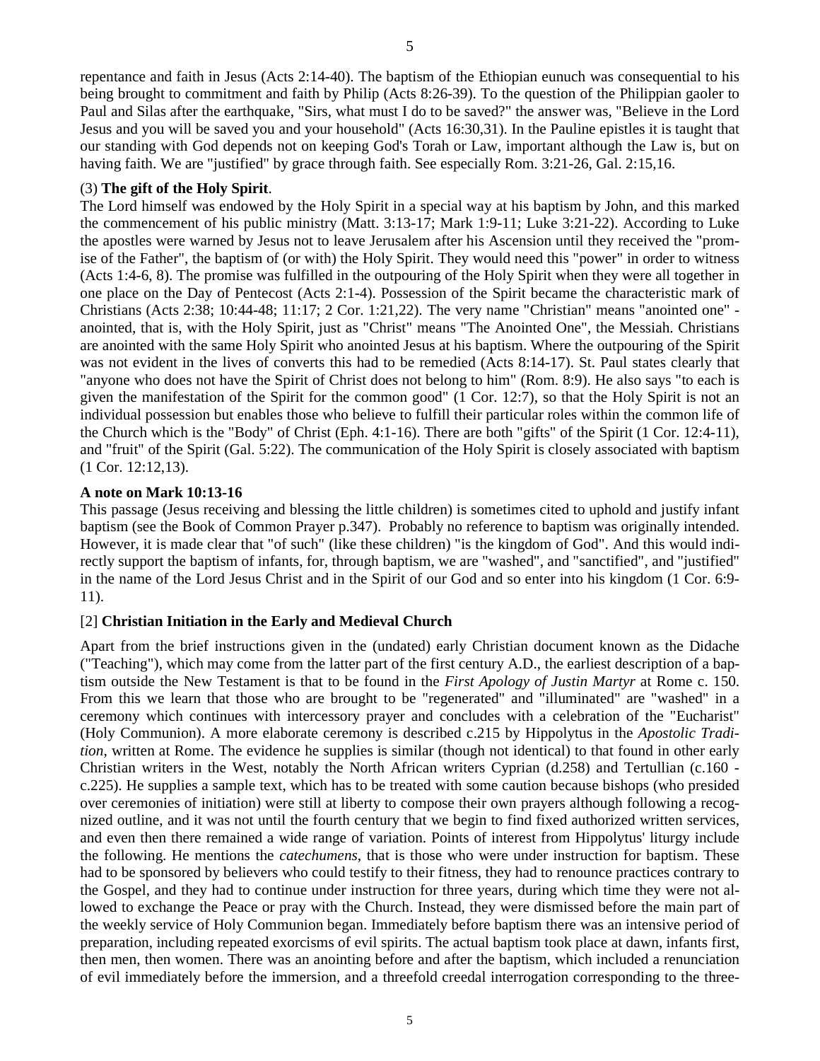repentance and faith in Jesus (Acts 2:14-40). The baptism of the Ethiopian eunuch was consequential to his being brought to commitment and faith by Philip (Acts 8:26-39). To the question of the Philippian gaoler to Paul and Silas after the earthquake, "Sirs, what must I do to be saved?" the answer was, "Believe in the Lord Jesus and you will be saved you and your household" (Acts 16:30,31). In the Pauline epistles it is taught that our standing with God depends not on keeping God's Torah or Law, important although the Law is, but on having faith. We are "justified" by grace through faith. See especially Rom. 3:21-26, Gal. 2:15,16.

(3) **The gift of the Holy Spirit**.

The Lord himself was endowed by the Holy Spirit in a special way at his baptism by John, and this marked the commencement of his public ministry (Matt. 3:13-17; Mark 1:9-11; Luke 3:21-22). According to Luke the apostles were warned by Jesus not to leave Jerusalem after his Ascension until they received the "promise of the Father", the baptism of (or with) the Holy Spirit. They would need this "power" in order to witness (Acts 1:4-6, 8). The promise was fulfilled in the outpouring of the Holy Spirit when they were all together in one place on the Day of Pentecost (Acts 2:1-4). Possession of the Spirit became the characteristic mark of Christians (Acts 2:38; 10:44-48; 11:17; 2 Cor. 1:21,22). The very name "Christian" means "anointed one" - anointed, that is, with the Holy Spirit, just as "Christ" means "The Anointed One", the Messiah. Christians are anointed with the same Holy Spirit who anointed Jesus at his baptism. Where the outpouring of the Spirit was not evident in the lives of converts this had to be remedied (Acts 8:14-17). St. Paul states clearly that "anyone who does not have the Spirit of Christ does not belong to him" (Rom. 8:9). He also says "to each is given the manifestation of the Spirit for the common good" (1 Cor. 12:7), so that the Holy Spirit is not an individual possession but enables those who believe to fulfill their particular roles within the common life of the Church which is the "Body" of Christ (Eph. 4:1-16). There are both "gifts" of the Spirit (1 Cor. 12:4-11), and "fruit" of the Spirit (Gal. 5:22). The communication of the Holy Spirit is closely associated with baptism (1 Cor. 12:12,13).

**A note on Mark 10:13-16**

This passage (Jesus receiving and blessing the little children) is sometimes cited to uphold and justify infant baptism (see the Book of Common Prayer p.347). Probably no reference to baptism was originally intended. However, it is made clear that "of such" (like these children) "is the kingdom of God". And this would indirectly support the baptism of infants, for, through baptism, we are "washed", and "sanctified", and "justified" in the name of the Lord Jesus Christ and in the Spirit of our God and so enter into his kingdom (1 Cor. 6:9-11).

## [2] **Christian Initiation in the Early and Medieval Church**

Apart from the brief instructions given in the (undated) early Christian document known as the Didache ("Teaching"), which may come from the latter part of the first century A.D., the earliest description of a baptism outside the New Testament is that to be found in the *First Apology of Justin Martyr* at Rome c. 150. From this we learn that those who are brought to be "regenerated" and "illuminated" are "washed" in a ceremony which continues with intercessory prayer and concludes with a celebration of the "Eucharist" (Holy Communion). A more elaborate ceremony is described c.215 by Hippolytus in the *Apostolic Tradition*, written at Rome. The evidence he supplies is similar (though not identical) to that found in other early Christian writers in the West, notably the North African writers Cyprian (d.258) and Tertullian (c.160 - c.225). He supplies a sample text, which has to be treated with some caution because bishops (who presided over ceremonies of initiation) were still at liberty to compose their own prayers although following a recognized outline, and it was not until the fourth century that we begin to find fixed authorized written services, and even then there remained a wide range of variation. Points of interest from Hippolytus' liturgy include the following. He mentions the *catechumens*, that is those who were under instruction for baptism. These had to be sponsored by believers who could testify to their fitness, they had to renounce practices contrary to the Gospel, and they had to continue under instruction for three years, during which time they were not allowed to exchange the Peace or pray with the Church. Instead, they were dismissed before the main part of the weekly service of Holy Communion began. Immediately before baptism there was an intensive period of preparation, including repeated exorcisms of evil spirits. The actual baptism took place at dawn, infants first, then men, then women. There was an anointing before and after the baptism, which included a renunciation of evil immediately before the immersion, and a threefold creedal interrogation corresponding to the three-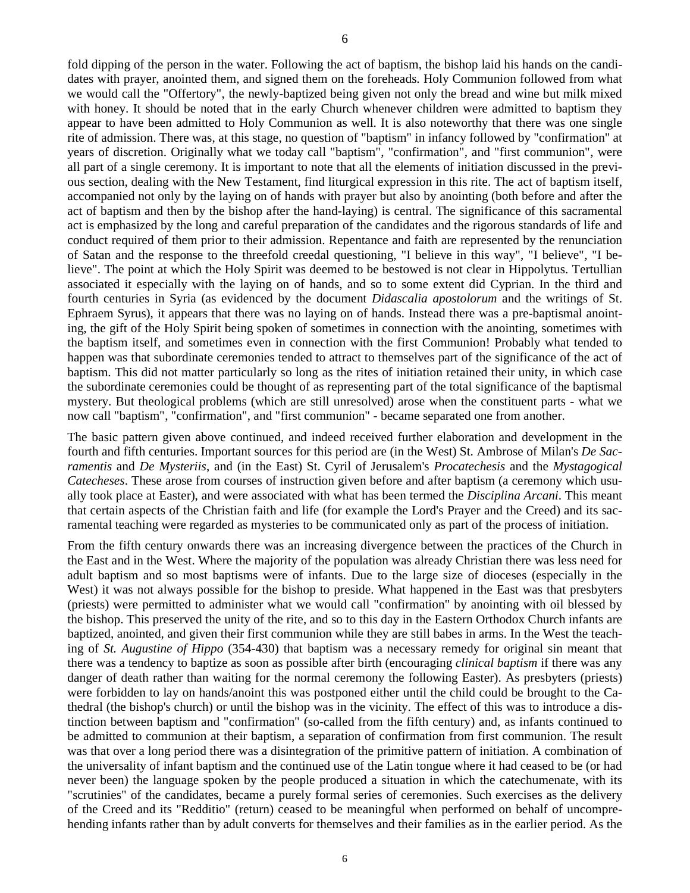fold dipping of the person in the water. Following the act of baptism, the bishop laid his hands on the candidates with prayer, anointed them, and signed them on the foreheads. Holy Communion followed from what we would call the "Offertory", the newly-baptized being given not only the bread and wine but milk mixed with honey. It should be noted that in the early Church whenever children were admitted to baptism they appear to have been admitted to Holy Communion as well. It is also noteworthy that there was one single rite of admission. There was, at this stage, no question of "baptism" in infancy followed by "confirmation" at years of discretion. Originally what we today call "baptism", "confirmation", and "first communion", were all part of a single ceremony. It is important to note that all the elements of initiation discussed in the previous section, dealing with the New Testament, find liturgical expression in this rite. The act of baptism itself, accompanied not only by the laying on of hands with prayer but also by anointing (both before and after the act of baptism and then by the bishop after the hand-laying) is central. The significance of this sacramental act is emphasized by the long and careful preparation of the candidates and the rigorous standards of life and conduct required of them prior to their admission. Repentance and faith are represented by the renunciation of Satan and the response to the threefold creedal questioning, "I believe in this way", "I believe", "I believe". The point at which the Holy Spirit was deemed to be bestowed is not clear in Hippolytus. Tertullian associated it especially with the laying on of hands, and so to some extent did Cyprian. In the third and fourth centuries in Syria (as evidenced by the document *Didascalia apostolorum* and the writings of St. Ephraem Syrus), it appears that there was no laying on of hands. Instead there was a pre-baptismal anointing, the gift of the Holy Spirit being spoken of sometimes in connection with the anointing, sometimes with the baptism itself, and sometimes even in connection with the first Communion! Probably what tended to happen was that subordinate ceremonies tended to attract to themselves part of the significance of the act of baptism. This did not matter particularly so long as the rites of initiation retained their unity, in which case the subordinate ceremonies could be thought of as representing part of the total significance of the baptismal mystery. But theological problems (which are still unresolved) arose when the constituent parts - what we now call "baptism", "confirmation", and "first communion" - became separated one from another.

The basic pattern given above continued, and indeed received further elaboration and development in the fourth and fifth centuries. Important sources for this period are (in the West) St. Ambrose of Milan's *De Sacramentis* and *De Mysteriis*, and (in the East) St. Cyril of Jerusalem's *Procatechesis* and the *Mystagogical Catecheses*. These arose from courses of instruction given before and after baptism (a ceremony which usually took place at Easter), and were associated with what has been termed the *Disciplina Arcani*. This meant that certain aspects of the Christian faith and life (for example the Lord's Prayer and the Creed) and its sacramental teaching were regarded as mysteries to be communicated only as part of the process of initiation.

From the fifth century onwards there was an increasing divergence between the practices of the Church in the East and in the West. Where the majority of the population was already Christian there was less need for adult baptism and so most baptisms were of infants. Due to the large size of dioceses (especially in the West) it was not always possible for the bishop to preside. What happened in the East was that presbyters (priests) were permitted to administer what we would call "confirmation" by anointing with oil blessed by the bishop. This preserved the unity of the rite, and so to this day in the Eastern Orthodox Church infants are baptized, anointed, and given their first communion while they are still babes in arms. In the West the teaching of *St. Augustine of Hippo* (354-430) that baptism was a necessary remedy for original sin meant that there was a tendency to baptize as soon as possible after birth (encouraging *clinical baptism* if there was any danger of death rather than waiting for the normal ceremony the following Easter). As presbyters (priests) were forbidden to lay on hands/anoint this was postponed either until the child could be brought to the Cathedral (the bishop's church) or until the bishop was in the vicinity. The effect of this was to introduce a distinction between baptism and "confirmation" (so-called from the fifth century) and, as infants continued to be admitted to communion at their baptism, a separation of confirmation from first communion. The result was that over a long period there was a disintegration of the primitive pattern of initiation. A combination of the universality of infant baptism and the continued use of the Latin tongue where it had ceased to be (or had never been) the language spoken by the people produced a situation in which the catechumenate, with its "scrutinies" of the candidates, became a purely formal series of ceremonies. Such exercises as the delivery of the Creed and its "Redditio" (return) ceased to be meaningful when performed on behalf of uncomprehending infants rather than by adult converts for themselves and their families as in the earlier period. As the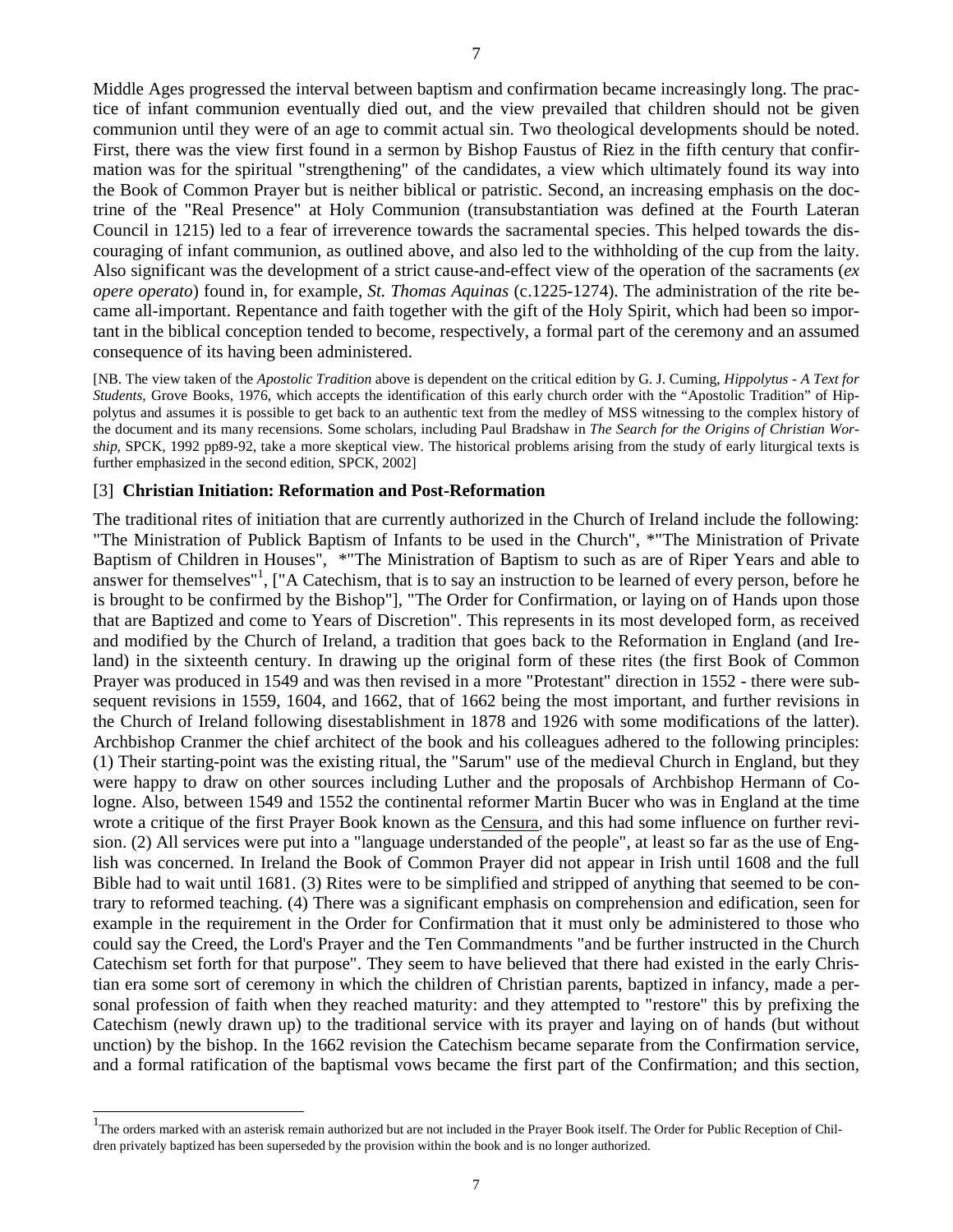Middle Ages progressed the interval between baptism and confirmation became increasingly long. The practice of infant communion eventually died out, and the view prevailed that children should not be given communion until they were of an age to commit actual sin. Two theological developments should be noted. First, there was the view first found in a sermon by Bishop Faustus of Riez in the fifth century that confirmation was for the spiritual "strengthening" of the candidates, a view which ultimately found its way into the Book of Common Prayer but is neither biblical or patristic. Second, an increasing emphasis on the doctrine of the "Real Presence" at Holy Communion (transubstantiation was defined at the Fourth Lateran Council in 1215) led to a fear of irreverence towards the sacramental species. This helped towards the discouraging of infant communion, as outlined above, and also led to the withholding of the cup from the laity. Also significant was the development of a strict cause-and-effect view of the operation of the sacraments (*ex opere operato*) found in, for example, *St. Thomas Aquinas* (c.1225-1274). The administration of the rite became all-important. Repentance and faith together with the gift of the Holy Spirit, which had been so important in the biblical conception tended to become, respectively, a formal part of the ceremony and an assumed consequence of its having been administered.

[NB. The view taken of the *Apostolic Tradition* above is dependent on the critical edition by G. J. Cuming, *Hippolytus - A Text for Students*, Grove Books, 1976, which accepts the identification of this early church order with the "Apostolic Tradition" of Hippolytus and assumes it is possible to get back to an authentic text from the medley of MSS witnessing to the complex history of the document and its many recensions. Some scholars, including Paul Bradshaw in *The Search for the Origins of Christian Worship*, SPCK, 1992 pp89-92, take a more skeptical view. The historical problems arising from the study of early liturgical texts is further emphasized in the second edition, SPCK, 2002]

## [3] Christian Initiation: Reformation and Post-Reformation

The traditional rites of initiation that are currently authorized in the Church of Ireland include the following: "The Ministration of Publick Baptism of Infants to be used in the Church", *"The Ministration of Private Baptism of Children in Houses", *"The Ministration of Baptism to such as are of Riper Years and able to answer for themselves"[1], ["A Catechism, that is to say an instruction to be learned of every person, before he is brought to be confirmed by the Bishop"], "The Order for Confirmation, or laying on of Hands upon those that are Baptized and come to Years of Discretion". This represents in its most developed form, as received and modified by the Church of Ireland, a tradition that goes back to the Reformation in England (and Ireland) in the sixteenth century. In drawing up the original form of these rites (the first Book of Common Prayer was produced in 1549 and was then revised in a more "Protestant" direction in 1552 - there were subsequent revisions in 1559, 1604, and 1662, that of 1662 being the most important, and further revisions in the Church of Ireland following disestablishment in 1878 and 1926 with some modifications of the latter). Archbishop Cranmer the chief architect of the book and his colleagues adhered to the following principles: (1) Their starting-point was the existing ritual, the "Sarum" use of the medieval Church in England, but they were happy to draw on other sources including Luther and the proposals of Archbishop Hermann of Cologne. Also, between 1549 and 1552 the continental reformer Martin Bucer who was in England at the time wrote a critique of the first Prayer Book known as the Censura, and this had some influence on further revision. (2) All services were put into a "language understanded of the people", at least so far as the use of English was concerned. In Ireland the Book of Common Prayer did not appear in Irish until 1608 and the full Bible had to wait until 1681. (3) Rites were to be simplified and stripped of anything that seemed to be contrary to reformed teaching. (4) There was a significant emphasis on comprehension and edification, seen for example in the requirement in the Order for Confirmation that it must only be administered to those who could say the Creed, the Lord's Prayer and the Ten Commandments "and be further instructed in the Church Catechism set forth for that purpose". They seem to have believed that there had existed in the early Christian era some sort of ceremony in which the children of Christian parents, baptized in infancy, made a personal profession of faith when they reached maturity: and they attempted to "restore" this by prefixing the Catechism (newly drawn up) to the traditional service with its prayer and laying on of hands (but without unction) by the bishop. In the 1662 revision the Catechism became separate from the Confirmation service, and a formal ratification of the baptismal vows became the first part of the Confirmation; and this section,

[1] The orders marked with an asterisk remain authorized but are not included in the Prayer Book itself. The Order for Public Reception of Children privately baptized has been superseded by the provision within the book and is no longer authorized.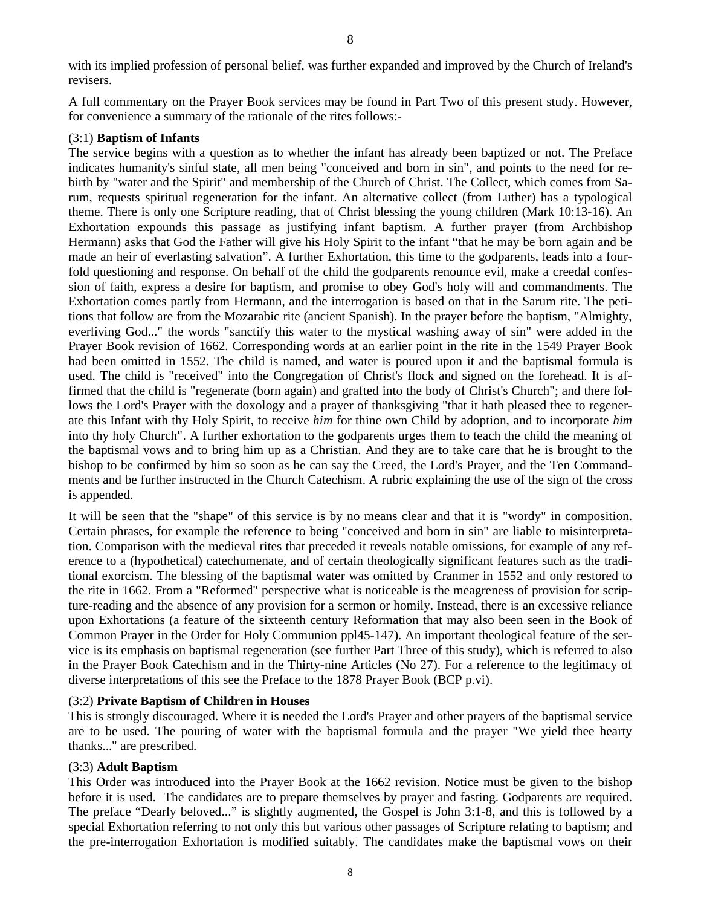with its implied profession of personal belief, was further expanded and improved by the Church of Ireland's revisers.

A full commentary on the Prayer Book services may be found in Part Two of this present study. However, for convenience a summary of the rationale of the rites follows:-

(3:1) **Baptism of Infants**

The service begins with a question as to whether the infant has already been baptized or not. The Preface indicates humanity's sinful state, all men being "conceived and born in sin", and points to the need for re-birth by "water and the Spirit" and membership of the Church of Christ. The Collect, which comes from Sarum, requests spiritual regeneration for the infant. An alternative collect (from Luther) has a typological theme. There is only one Scripture reading, that of Christ blessing the young children (Mark 10:13-16). An Exhortation expounds this passage as justifying infant baptism. A further prayer (from Archbishop Hermann) asks that God the Father will give his Holy Spirit to the infant "that he may be born again and be made an heir of everlasting salvation". A further Exhortation, this time to the godparents, leads into a four-fold questioning and response. On behalf of the child the godparents renounce evil, make a creedal confession of faith, express a desire for baptism, and promise to obey God's holy will and commandments. The Exhortation comes partly from Hermann, and the interrogation is based on that in the Sarum rite. The petitions that follow are from the Mozarabic rite (ancient Spanish). In the prayer before the baptism, "Almighty, everliving God..." the words "sanctify this water to the mystical washing away of sin" were added in the Prayer Book revision of 1662. Corresponding words at an earlier point in the rite in the 1549 Prayer Book had been omitted in 1552. The child is named, and water is poured upon it and the baptismal formula is used. The child is "received" into the Congregation of Christ's flock and signed on the forehead. It is affirmed that the child is "regenerate (born again) and grafted into the body of Christ's Church"; and there follows the Lord's Prayer with the doxology and a prayer of thanksgiving "that it hath pleased thee to regenerate this Infant with thy Holy Spirit, to receive *him* for thine own Child by adoption, and to incorporate *him* into thy holy Church". A further exhortation to the godparents urges them to teach the child the meaning of the baptismal vows and to bring him up as a Christian. And they are to take care that he is brought to the bishop to be confirmed by him so soon as he can say the Creed, the Lord's Prayer, and the Ten Commandments and be further instructed in the Church Catechism. A rubric explaining the use of the sign of the cross is appended.

It will be seen that the "shape" of this service is by no means clear and that it is "wordy" in composition. Certain phrases, for example the reference to being "conceived and born in sin" are liable to misinterpretation. Comparison with the medieval rites that preceded it reveals notable omissions, for example of any reference to a (hypothetical) catechumenate, and of certain theologically significant features such as the traditional exorcism. The blessing of the baptismal water was omitted by Cranmer in 1552 and only restored to the rite in 1662. From a "Reformed" perspective what is noticeable is the meagreness of provision for scripture-reading and the absence of any provision for a sermon or homily. Instead, there is an excessive reliance upon Exhortations (a feature of the sixteenth century Reformation that may also been seen in the Book of Common Prayer in the Order for Holy Communion ppl45-147). An important theological feature of the service is its emphasis on baptismal regeneration (see further Part Three of this study), which is referred to also in the Prayer Book Catechism and in the Thirty-nine Articles (No 27). For a reference to the legitimacy of diverse interpretations of this see the Preface to the 1878 Prayer Book (BCP p.vi).

(3:2) **Private Baptism of Children in Houses**

This is strongly discouraged. Where it is needed the Lord's Prayer and other prayers of the baptismal service are to be used. The pouring of water with the baptismal formula and the prayer "We yield thee hearty thanks..." are prescribed.

(3:3) **Adult Baptism**

This Order was introduced into the Prayer Book at the 1662 revision. Notice must be given to the bishop before it is used. The candidates are to prepare themselves by prayer and fasting. Godparents are required. The preface "Dearly beloved..." is slightly augmented, the Gospel is John 3:1-8, and this is followed by a special Exhortation referring to not only this but various other passages of Scripture relating to baptism; and the pre-interrogation Exhortation is modified suitably. The candidates make the baptismal vows on their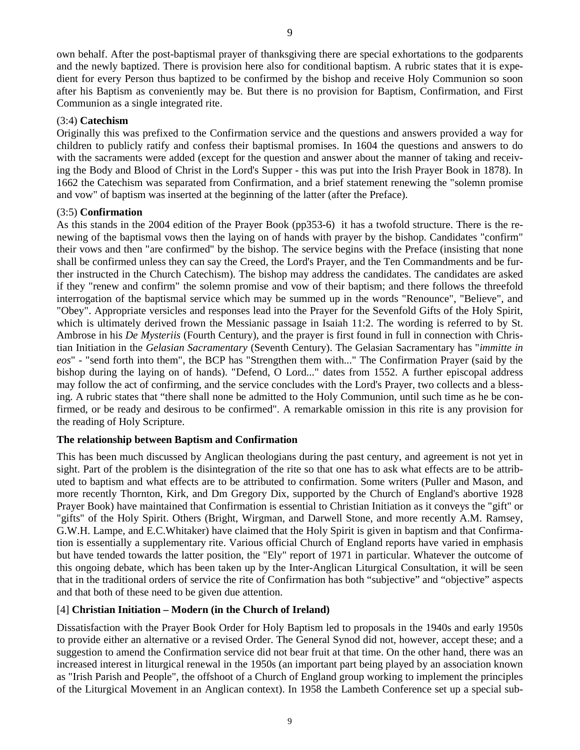own behalf. After the post-baptismal prayer of thanksgiving there are special exhortations to the godparents and the newly baptized. There is provision here also for conditional baptism. A rubric states that it is expedient for every Person thus baptized to be confirmed by the bishop and receive Holy Communion so soon after his Baptism as conveniently may be. But there is no provision for Baptism, Confirmation, and First Communion as a single integrated rite.

(3:4) **Catechism**

Originally this was prefixed to the Confirmation service and the questions and answers provided a way for children to publicly ratify and confess their baptismal promises. In 1604 the questions and answers to do with the sacraments were added (except for the question and answer about the manner of taking and receiving the Body and Blood of Christ in the Lord's Supper - this was put into the Irish Prayer Book in 1878). In 1662 the Catechism was separated from Confirmation, and a brief statement renewing the "solemn promise and vow" of baptism was inserted at the beginning of the latter (after the Preface).

(3:5) **Confirmation**

As this stands in the 2004 edition of the Prayer Book (pp353-6) it has a twofold structure. There is the renewing of the baptismal vows then the laying on of hands with prayer by the bishop. Candidates "confirm" their vows and then "are confirmed" by the bishop. The service begins with the Preface (insisting that none shall be confirmed unless they can say the Creed, the Lord's Prayer, and the Ten Commandments and be further instructed in the Church Catechism). The bishop may address the candidates. The candidates are asked if they "renew and confirm" the solemn promise and vow of their baptism; and there follows the threefold interrogation of the baptismal service which may be summed up in the words "Renounce", "Believe", and "Obey". Appropriate versicles and responses lead into the Prayer for the Sevenfold Gifts of the Holy Spirit, which is ultimately derived frown the Messianic passage in Isaiah 11:2. The wording is referred to by St. Ambrose in his *De Mysteriis* (Fourth Century), and the prayer is first found in full in connection with Christian Initiation in the *Gelasian Sacramentary* (Seventh Century). The Gelasian Sacramentary has "*immitte in eos*" - "send forth into them", the BCP has "Strengthen them with..." The Confirmation Prayer (said by the bishop during the laying on of hands). "Defend, O Lord..." dates from 1552. A further episcopal address may follow the act of confirming, and the service concludes with the Lord's Prayer, two collects and a blessing. A rubric states that "there shall none be admitted to the Holy Communion, until such time as he be confirmed, or be ready and desirous to be confirmed". A remarkable omission in this rite is any provision for the reading of Holy Scripture.

**The relationship between Baptism and Confirmation**

This has been much discussed by Anglican theologians during the past century, and agreement is not yet in sight. Part of the problem is the disintegration of the rite so that one has to ask what effects are to be attributed to baptism and what effects are to be attributed to confirmation. Some writers (Puller and Mason, and more recently Thornton, Kirk, and Dm Gregory Dix, supported by the Church of England's abortive 1928 Prayer Book) have maintained that Confirmation is essential to Christian Initiation as it conveys the "gift" or "gifts" of the Holy Spirit. Others (Bright, Wirgman, and Darwell Stone, and more recently A.M. Ramsey, G.W.H. Lampe, and E.C.Whitaker) have claimed that the Holy Spirit is given in baptism and that Confirmation is essentially a supplementary rite. Various official Church of England reports have varied in emphasis but have tended towards the latter position, the "Ely" report of 1971 in particular. Whatever the outcome of this ongoing debate, which has been taken up by the Inter-Anglican Liturgical Consultation, it will be seen that in the traditional orders of service the rite of Confirmation has both "subjective" and "objective" aspects and that both of these need to be given due attention.

[4] **Christian Initiation – Modern (in the Church of Ireland)**

Dissatisfaction with the Prayer Book Order for Holy Baptism led to proposals in the 1940s and early 1950s to provide either an alternative or a revised Order. The General Synod did not, however, accept these; and a suggestion to amend the Confirmation service did not bear fruit at that time. On the other hand, there was an increased interest in liturgical renewal in the 1950s (an important part being played by an association known as "Irish Parish and People", the offshoot of a Church of England group working to implement the principles of the Liturgical Movement in an Anglican context). In 1958 the Lambeth Conference set up a special sub-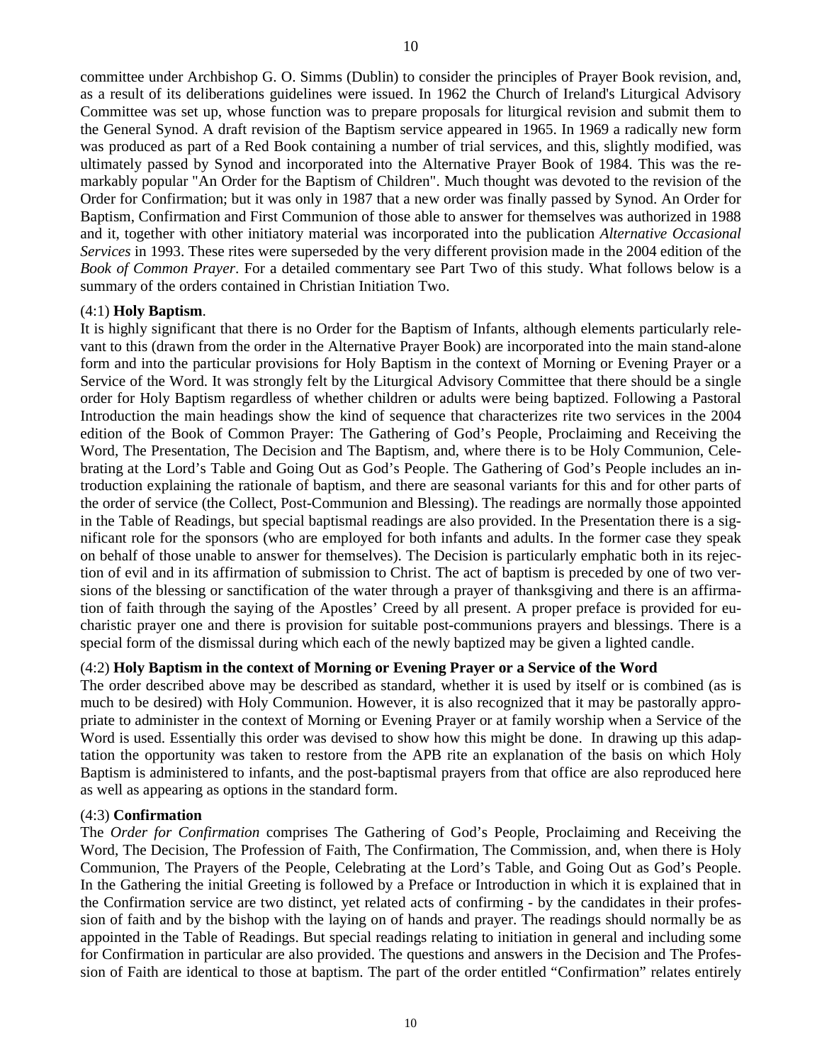committee under Archbishop G. O. Simms (Dublin) to consider the principles of Prayer Book revision, and, as a result of its deliberations guidelines were issued. In 1962 the Church of Ireland's Liturgical Advisory Committee was set up, whose function was to prepare proposals for liturgical revision and submit them to the General Synod. A draft revision of the Baptism service appeared in 1965. In 1969 a radically new form was produced as part of a Red Book containing a number of trial services, and this, slightly modified, was ultimately passed by Synod and incorporated into the Alternative Prayer Book of 1984. This was the remarkably popular "An Order for the Baptism of Children". Much thought was devoted to the revision of the Order for Confirmation; but it was only in 1987 that a new order was finally passed by Synod. An Order for Baptism, Confirmation and First Communion of those able to answer for themselves was authorized in 1988 and it, together with other initiatory material was incorporated into the publication *Alternative Occasional Services* in 1993. These rites were superseded by the very different provision made in the 2004 edition of the *Book of Common Prayer*. For a detailed commentary see Part Two of this study. What follows below is a summary of the orders contained in Christian Initiation Two.

(4:1) **Holy Baptism**.

It is highly significant that there is no Order for the Baptism of Infants, although elements particularly relevant to this (drawn from the order in the Alternative Prayer Book) are incorporated into the main stand-alone form and into the particular provisions for Holy Baptism in the context of Morning or Evening Prayer or a Service of the Word. It was strongly felt by the Liturgical Advisory Committee that there should be a single order for Holy Baptism regardless of whether children or adults were being baptized. Following a Pastoral Introduction the main headings show the kind of sequence that characterizes rite two services in the 2004 edition of the Book of Common Prayer: The Gathering of God's People, Proclaiming and Receiving the Word, The Presentation, The Decision and The Baptism, and, where there is to be Holy Communion, Celebrating at the Lord's Table and Going Out as God's People. The Gathering of God's People includes an introduction explaining the rationale of baptism, and there are seasonal variants for this and for other parts of the order of service (the Collect, Post-Communion and Blessing). The readings are normally those appointed in the Table of Readings, but special baptismal readings are also provided. In the Presentation there is a significant role for the sponsors (who are employed for both infants and adults. In the former case they speak on behalf of those unable to answer for themselves). The Decision is particularly emphatic both in its rejection of evil and in its affirmation of submission to Christ. The act of baptism is preceded by one of two versions of the blessing or sanctification of the water through a prayer of thanksgiving and there is an affirmation of faith through the saying of the Apostles' Creed by all present. A proper preface is provided for eucharistic prayer one and there is provision for suitable post-communions prayers and blessings. There is a special form of the dismissal during which each of the newly baptized may be given a lighted candle.

(4:2) **Holy Baptism in the context of Morning or Evening Prayer or a Service of the Word**

The order described above may be described as standard, whether it is used by itself or is combined (as is much to be desired) with Holy Communion. However, it is also recognized that it may be pastorally appropriate to administer in the context of Morning or Evening Prayer or at family worship when a Service of the Word is used. Essentially this order was devised to show how this might be done. In drawing up this adaptation the opportunity was taken to restore from the APB rite an explanation of the basis on which Holy Baptism is administered to infants, and the post-baptismal prayers from that office are also reproduced here as well as appearing as options in the standard form.

(4:3) **Confirmation**

The *Order for Confirmation* comprises The Gathering of God's People, Proclaiming and Receiving the Word, The Decision, The Profession of Faith, The Confirmation, The Commission, and, when there is Holy Communion, The Prayers of the People, Celebrating at the Lord's Table, and Going Out as God's People. In the Gathering the initial Greeting is followed by a Preface or Introduction in which it is explained that in the Confirmation service are two distinct, yet related acts of confirming - by the candidates in their profession of faith and by the bishop with the laying on of hands and prayer. The readings should normally be as appointed in the Table of Readings. But special readings relating to initiation in general and including some for Confirmation in particular are also provided. The questions and answers in the Decision and The Profession of Faith are identical to those at baptism. The part of the order entitled "Confirmation" relates entirely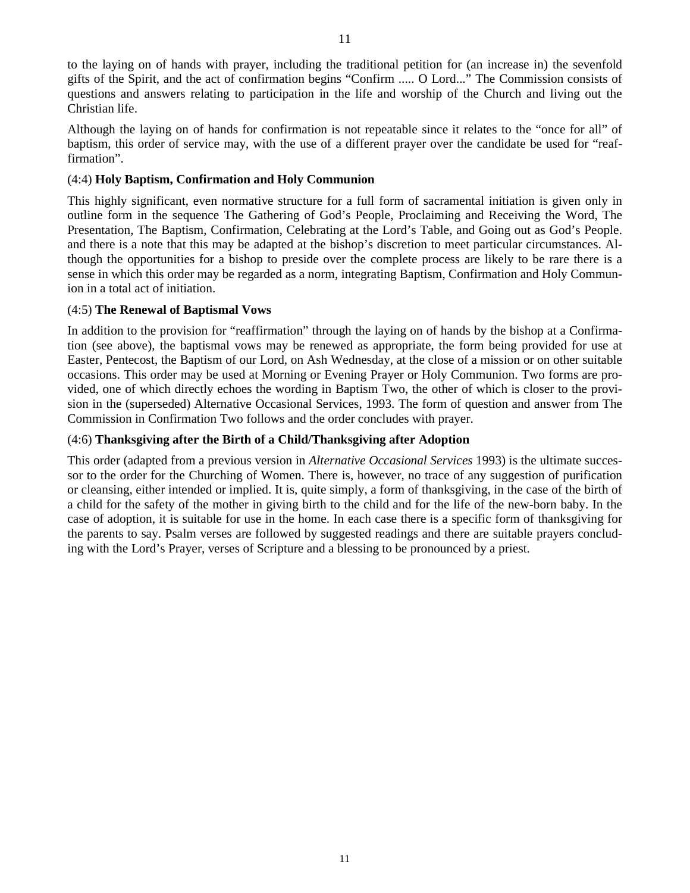to the laying on of hands with prayer, including the traditional petition for (an increase in) the sevenfold gifts of the Spirit, and the act of confirmation begins "Confirm ..... O Lord..." The Commission consists of questions and answers relating to participation in the life and worship of the Church and living out the Christian life.

Although the laying on of hands for confirmation is not repeatable since it relates to the "once for all" of baptism, this order of service may, with the use of a different prayer over the candidate be used for "reaffirmation".

### (4:4) **Holy Baptism, Confirmation and Holy Communion**

This highly significant, even normative structure for a full form of sacramental initiation is given only in outline form in the sequence The Gathering of God's People, Proclaiming and Receiving the Word, The Presentation, The Baptism, Confirmation, Celebrating at the Lord's Table, and Going out as God's People. and there is a note that this may be adapted at the bishop's discretion to meet particular circumstances. Although the opportunities for a bishop to preside over the complete process are likely to be rare there is a sense in which this order may be regarded as a norm, integrating Baptism, Confirmation and Holy Communion in a total act of initiation.

### (4:5) **The Renewal of Baptismal Vows**

In addition to the provision for "reaffirmation" through the laying on of hands by the bishop at a Confirmation (see above), the baptismal vows may be renewed as appropriate, the form being provided for use at Easter, Pentecost, the Baptism of our Lord, on Ash Wednesday, at the close of a mission or on other suitable occasions. This order may be used at Morning or Evening Prayer or Holy Communion. Two forms are provided, one of which directly echoes the wording in Baptism Two, the other of which is closer to the provision in the (superseded) Alternative Occasional Services, 1993. The form of question and answer from The Commission in Confirmation Two follows and the order concludes with prayer.

### (4:6) **Thanksgiving after the Birth of a Child/Thanksgiving after Adoption**

This order (adapted from a previous version in *Alternative Occasional Services* 1993) is the ultimate successor to the order for the Churching of Women. There is, however, no trace of any suggestion of purification or cleansing, either intended or implied. It is, quite simply, a form of thanksgiving, in the case of the birth of a child for the safety of the mother in giving birth to the child and for the life of the new-born baby. In the case of adoption, it is suitable for use in the home. In each case there is a specific form of thanksgiving for the parents to say. Psalm verses are followed by suggested readings and there are suitable prayers concluding with the Lord's Prayer, verses of Scripture and a blessing to be pronounced by a priest.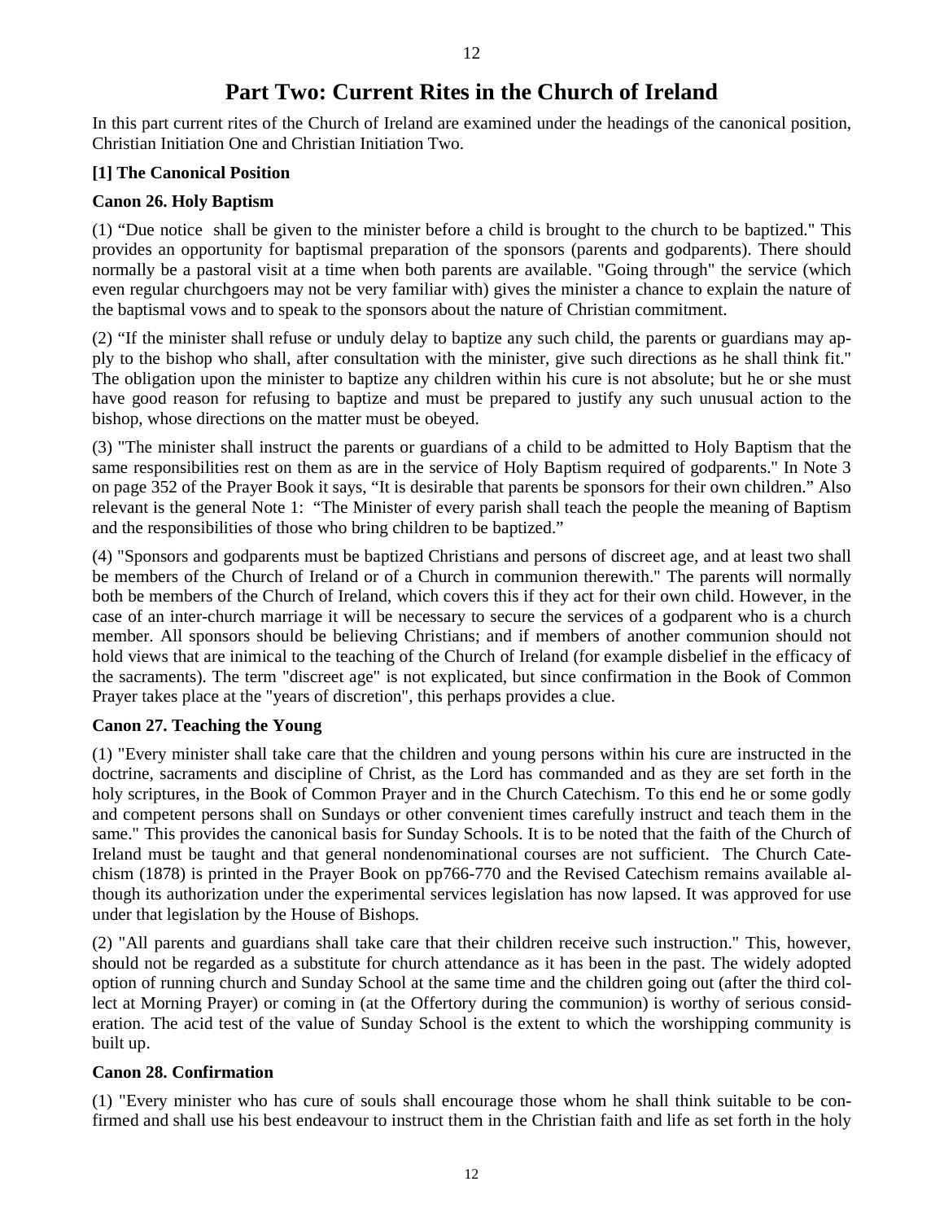# Part Two: Current Rites in the Church of Ireland

In this part current rites of the Church of Ireland are examined under the headings of the canonical position, Christian Initiation One and Christian Initiation Two.

**[1] The Canonical Position**

**Canon 26. Holy Baptism**

(1) “Due notice shall be given to the minister before a child is brought to the church to be baptized." This provides an opportunity for baptismal preparation of the sponsors (parents and godparents). There should normally be a pastoral visit at a time when both parents are available. "Going through" the service (which even regular churchgoers may not be very familiar with) gives the minister a chance to explain the nature of the baptismal vows and to speak to the sponsors about the nature of Christian commitment.

(2) “If the minister shall refuse or unduly delay to baptize any such child, the parents or guardians may apply to the bishop who shall, after consultation with the minister, give such directions as he shall think fit." The obligation upon the minister to baptize any children within his cure is not absolute; but he or she must have good reason for refusing to baptize and must be prepared to justify any such unusual action to the bishop, whose directions on the matter must be obeyed.

(3) "The minister shall instruct the parents or guardians of a child to be admitted to Holy Baptism that the same responsibilities rest on them as are in the service of Holy Baptism required of godparents." In Note 3 on page 352 of the Prayer Book it says, “It is desirable that parents be sponsors for their own children.” Also relevant is the general Note 1: “The Minister of every parish shall teach the people the meaning of Baptism and the responsibilities of those who bring children to be baptized.”

(4) "Sponsors and godparents must be baptized Christians and persons of discreet age, and at least two shall be members of the Church of Ireland or of a Church in communion therewith." The parents will normally both be members of the Church of Ireland, which covers this if they act for their own child. However, in the case of an inter-church marriage it will be necessary to secure the services of a godparent who is a church member. All sponsors should be believing Christians; and if members of another communion should not hold views that are inimical to the teaching of the Church of Ireland (for example disbelief in the efficacy of the sacraments). The term "discreet age" is not explicated, but since confirmation in the Book of Common Prayer takes place at the "years of discretion", this perhaps provides a clue.

**Canon 27. Teaching the Young**

(1) "Every minister shall take care that the children and young persons within his cure are instructed in the doctrine, sacraments and discipline of Christ, as the Lord has commanded and as they are set forth in the holy scriptures, in the Book of Common Prayer and in the Church Catechism. To this end he or some godly and competent persons shall on Sundays or other convenient times carefully instruct and teach them in the same." This provides the canonical basis for Sunday Schools. It is to be noted that the faith of the Church of Ireland must be taught and that general nondenominational courses are not sufficient. The Church Catechism (1878) is printed in the Prayer Book on pp766-770 and the Revised Catechism remains available although its authorization under the experimental services legislation has now lapsed. It was approved for use under that legislation by the House of Bishops.

(2) "All parents and guardians shall take care that their children receive such instruction." This, however, should not be regarded as a substitute for church attendance as it has been in the past. The widely adopted option of running church and Sunday School at the same time and the children going out (after the third collect at Morning Prayer) or coming in (at the Offertory during the communion) is worthy of serious consideration. The acid test of the value of Sunday School is the extent to which the worshipping community is built up.

**Canon 28. Confirmation**

(1) "Every minister who has cure of souls shall encourage those whom he shall think suitable to be confirmed and shall use his best endeavour to instruct them in the Christian faith and life as set forth in the holy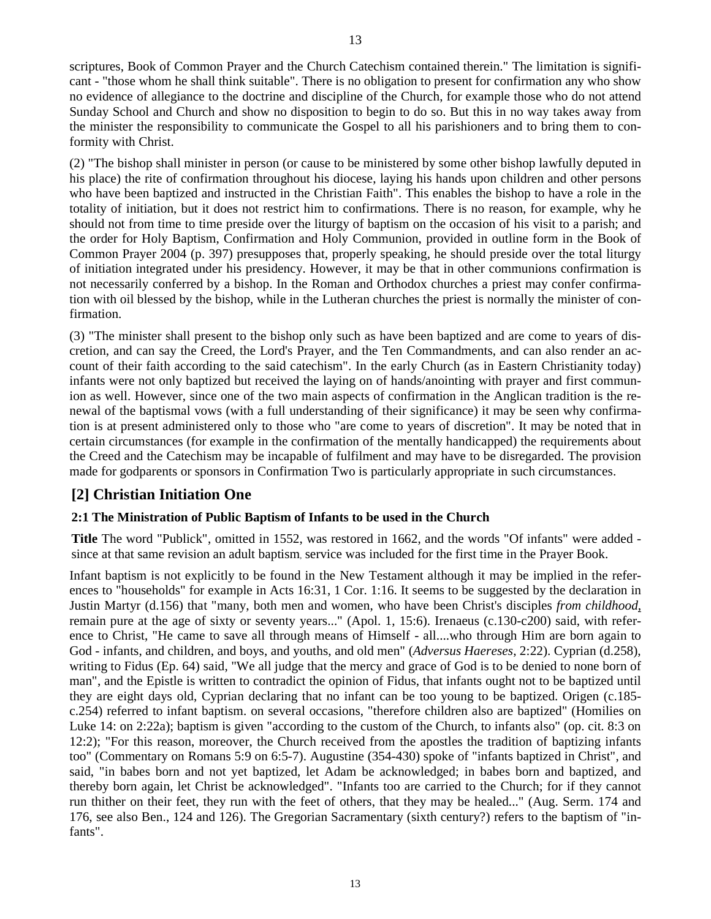scriptures, Book of Common Prayer and the Church Catechism contained therein." The limitation is significant - "those whom he shall think suitable". There is no obligation to present for confirmation any who show no evidence of allegiance to the doctrine and discipline of the Church, for example those who do not attend Sunday School and Church and show no disposition to begin to do so. But this in no way takes away from the minister the responsibility to communicate the Gospel to all his parishioners and to bring them to conformity with Christ.

(2) "The bishop shall minister in person (or cause to be ministered by some other bishop lawfully deputed in his place) the rite of confirmation throughout his diocese, laying his hands upon children and other persons who have been baptized and instructed in the Christian Faith". This enables the bishop to have a role in the totality of initiation, but it does not restrict him to confirmations. There is no reason, for example, why he should not from time to time preside over the liturgy of baptism on the occasion of his visit to a parish; and the order for Holy Baptism, Confirmation and Holy Communion, provided in outline form in the Book of Common Prayer 2004 (p. 397) presupposes that, properly speaking, he should preside over the total liturgy of initiation integrated under his presidency. However, it may be that in other communions confirmation is not necessarily conferred by a bishop. In the Roman and Orthodox churches a priest may confer confirmation with oil blessed by the bishop, while in the Lutheran churches the priest is normally the minister of confirmation.

(3) "The minister shall present to the bishop only such as have been baptized and are come to years of discretion, and can say the Creed, the Lord's Prayer, and the Ten Commandments, and can also render an account of their faith according to the said catechism". In the early Church (as in Eastern Christianity today) infants were not only baptized but received the laying on of hands/anointing with prayer and first communion as well. However, since one of the two main aspects of confirmation in the Anglican tradition is the renewal of the baptismal vows (with a full understanding of their significance) it may be seen why confirmation is at present administered only to those who "are come to years of discretion". It may be noted that in certain circumstances (for example in the confirmation of the mentally handicapped) the requirements about the Creed and the Catechism may be incapable of fulfilment and may have to be disregarded. The provision made for godparents or sponsors in Confirmation Two is particularly appropriate in such circumstances.

## [2] Christian Initiation One

### 2:1 The Ministration of Public Baptism of Infants to be used in the Church

**Title** The word "Publick", omitted in 1552, was restored in 1662, and the words "Of infants" were added - since at that same revision an adult baptism service was included for the first time in the Prayer Book.

Infant baptism is not explicitly to be found in the New Testament although it may be implied in the references to "households" for example in Acts 16:31, 1 Cor. 1:16. It seems to be suggested by the declaration in Justin Martyr (d.156) that "many, both men and women, who have been Christ's disciples *from childhood*, remain pure at the age of sixty or seventy years..." (Apol. 1, 15:6). Irenaeus (c.130-c200) said, with reference to Christ, "He came to save all through means of Himself - all....who through Him are born again to God - infants, and children, and boys, and youths, and old men" (*Adversus Haereses*, 2:22). Cyprian (d.258), writing to Fidus (Ep. 64) said, "We all judge that the mercy and grace of God is to be denied to none born of man", and the Epistle is written to contradict the opinion of Fidus, that infants ought not to be baptized until they are eight days old, Cyprian declaring that no infant can be too young to be baptized. Origen (c.185-c.254) referred to infant baptism. on several occasions, "therefore children also are baptized" (Homilies on Luke 14: on 2:22a); baptism is given "according to the custom of the Church, to infants also" (op. cit. 8:3 on 12:2); "For this reason, moreover, the Church received from the apostles the tradition of baptizing infants too" (Commentary on Romans 5:9 on 6:5-7). Augustine (354-430) spoke of "infants baptized in Christ", and said, "in babes born and not yet baptized, let Adam be acknowledged; in babes born and baptized, and thereby born again, let Christ be acknowledged". "Infants too are carried to the Church; for if they cannot run thither on their feet, they run with the feet of others, that they may be healed..." (Aug. Serm. 174 and 176, see also Ben., 124 and 126). The Gregorian Sacramentary (sixth century?) refers to the baptism of "infants".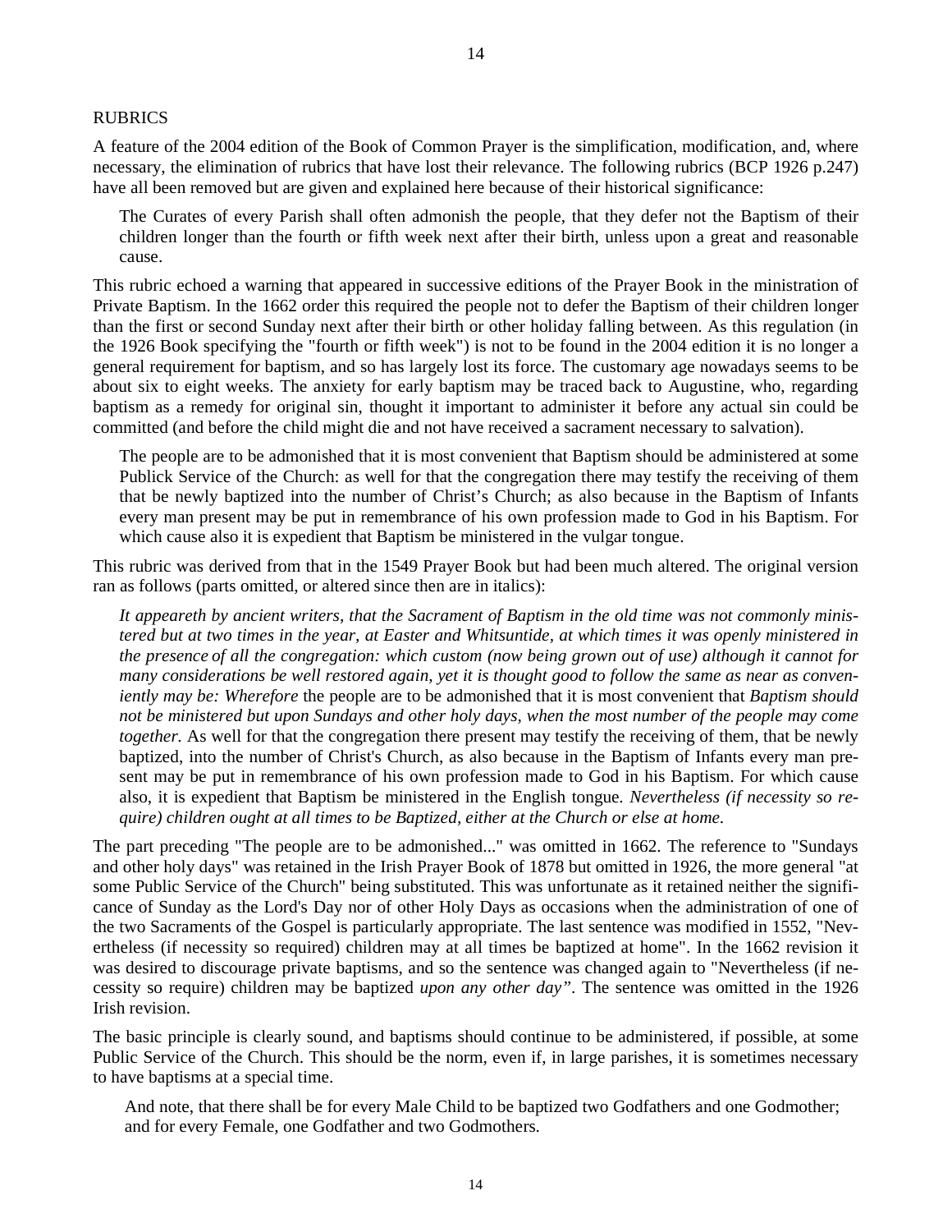RUBRICS

A feature of the 2004 edition of the Book of Common Prayer is the simplification, modification, and, where necessary, the elimination of rubrics that have lost their relevance. The following rubrics (BCP 1926 p.247) have all been removed but are given and explained here because of their historical significance:

> The Curates of every Parish shall often admonish the people, that they defer not the Baptism of their children longer than the fourth or fifth week next after their birth, unless upon a great and reasonable cause.

This rubric echoed a warning that appeared in successive editions of the Prayer Book in the ministration of Private Baptism. In the 1662 order this required the people not to defer the Baptism of their children longer than the first or second Sunday next after their birth or other holiday falling between. As this regulation (in the 1926 Book specifying the "fourth or fifth week") is not to be found in the 2004 edition it is no longer a general requirement for baptism, and so has largely lost its force. The customary age nowadays seems to be about six to eight weeks. The anxiety for early baptism may be traced back to Augustine, who, regarding baptism as a remedy for original sin, thought it important to administer it before any actual sin could be committed (and before the child might die and not have received a sacrament necessary to salvation).

> The people are to be admonished that it is most convenient that Baptism should be administered at some Publick Service of the Church: as well for that the congregation there may testify the receiving of them that be newly baptized into the number of Christ's Church; as also because in the Baptism of Infants every man present may be put in remembrance of his own profession made to God in his Baptism. For which cause also it is expedient that Baptism be ministered in the vulgar tongue.

This rubric was derived from that in the 1549 Prayer Book but had been much altered. The original version ran as follows (parts omitted, or altered since then are in italics):

> *It appeareth by ancient writers, that the Sacrament of Baptism in the old time was not commonly ministered but at two times in the year, at Easter and Whitsuntide, at which times it was openly ministered in the presence of all the congregation: which custom (now being grown out of use) although it cannot for many considerations be well restored again, yet it is thought good to follow the same as near as conveniently may be: Wherefore* the people are to be admonished that it is most convenient that *Baptism should not be ministered but upon Sundays and other holy days, when the most number of the people may come together.* As well for that the congregation there present may testify the receiving of them, that be newly baptized, into the number of Christ's Church, as also because in the Baptism of Infants every man present may be put in remembrance of his own profession made to God in his Baptism. For which cause also, it is expedient that Baptism be ministered in the English tongue. *Nevertheless (if necessity so require) children ought at all times to be Baptized, either at the Church or else at home.*

The part preceding "The people are to be admonished..." was omitted in 1662. The reference to "Sundays and other holy days" was retained in the Irish Prayer Book of 1878 but omitted in 1926, the more general "at some Public Service of the Church" being substituted. This was unfortunate as it retained neither the significance of Sunday as the Lord's Day nor of other Holy Days as occasions when the administration of one of the two Sacraments of the Gospel is particularly appropriate. The last sentence was modified in 1552, "Nevertheless (if necessity so required) children may at all times be baptized at home". In the 1662 revision it was desired to discourage private baptisms, and so the sentence was changed again to "Nevertheless (if necessity so require) children may be baptized *upon any other day"*. The sentence was omitted in the 1926 Irish revision.

The basic principle is clearly sound, and baptisms should continue to be administered, if possible, at some Public Service of the Church. This should be the norm, even if, in large parishes, it is sometimes necessary to have baptisms at a special time.

> And note, that there shall be for every Male Child to be baptized two Godfathers and one Godmother; and for every Female, one Godfather and two Godmothers.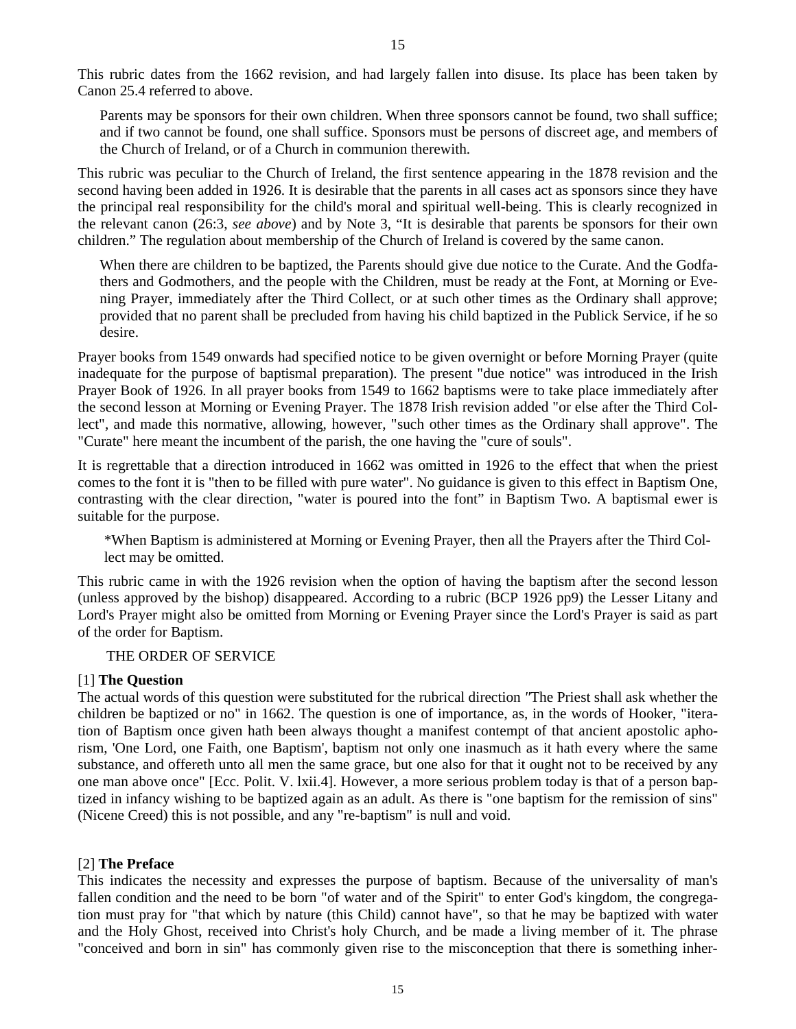This rubric dates from the 1662 revision, and had largely fallen into disuse. Its place has been taken by Canon 25.4 referred to above.

> Parents may be sponsors for their own children. When three sponsors cannot be found, two shall suffice; and if two cannot be found, one shall suffice. Sponsors must be persons of discreet age, and members of the Church of Ireland, or of a Church in communion therewith.

This rubric was peculiar to the Church of Ireland, the first sentence appearing in the 1878 revision and the second having been added in 1926. It is desirable that the parents in all cases act as sponsors since they have the principal real responsibility for the child's moral and spiritual well-being. This is clearly recognized in the relevant canon (26:3, *see above*) and by Note 3, “It is desirable that parents be sponsors for their own children.” The regulation about membership of the Church of Ireland is covered by the same canon.

> When there are children to be baptized, the Parents should give due notice to the Curate. And the Godfathers and Godmothers, and the people with the Children, must be ready at the Font, at Morning or Evening Prayer, immediately after the Third Collect, or at such other times as the Ordinary shall approve; provided that no parent shall be precluded from having his child baptized in the Publick Service, if he so desire.

Prayer books from 1549 onwards had specified notice to be given overnight or before Morning Prayer (quite inadequate for the purpose of baptismal preparation). The present "due notice" was introduced in the Irish Prayer Book of 1926. In all prayer books from 1549 to 1662 baptisms were to take place immediately after the second lesson at Morning or Evening Prayer. The 1878 Irish revision added "or else after the Third Collect", and made this normative, allowing, however, "such other times as the Ordinary shall approve". The "Curate" here meant the incumbent of the parish, the one having the "cure of souls".

It is regrettable that a direction introduced in 1662 was omitted in 1926 to the effect that when the priest comes to the font it is "then to be filled with pure water". No guidance is given to this effect in Baptism One, contrasting with the clear direction, "water is poured into the font” in Baptism Two. A baptismal ewer is suitable for the purpose.

> *When Baptism is administered at Morning or Evening Prayer, then all the Prayers after the Third Collect may be omitted.

This rubric came in with the 1926 revision when the option of having the baptism after the second lesson (unless approved by the bishop) disappeared. According to a rubric (BCP 1926 pp9) the Lesser Litany and Lord's Prayer might also be omitted from Morning or Evening Prayer since the Lord's Prayer is said as part of the order for Baptism.

## THE ORDER OF SERVICE

### [1] **The Question**

The actual words of this question were substituted for the rubrical direction "The Priest shall ask whether the children be baptized or no" in 1662. The question is one of importance, as, in the words of Hooker, "iteration of Baptism once given hath been always thought a manifest contempt of that ancient apostolic aphorism, 'One Lord, one Faith, one Baptism', baptism not only one inasmuch as it hath every where the same substance, and offereth unto all men the same grace, but one also for that it ought not to be received by any one man above once" [Ecc. Polit. V. lxii.4]. However, a more serious problem today is that of a person baptized in infancy wishing to be baptized again as an adult. As there is "one baptism for the remission of sins" (Nicene Creed) this is not possible, and any "re-baptism" is null and void.

### [2] **The Preface**

This indicates the necessity and expresses the purpose of baptism. Because of the universality of man's fallen condition and the need to be born "of water and of the Spirit" to enter God's kingdom, the congregation must pray for "that which by nature (this Child) cannot have", so that he may be baptized with water and the Holy Ghost, received into Christ's holy Church, and be made a living member of it. The phrase "conceived and born in sin" has commonly given rise to the misconception that there is something inher-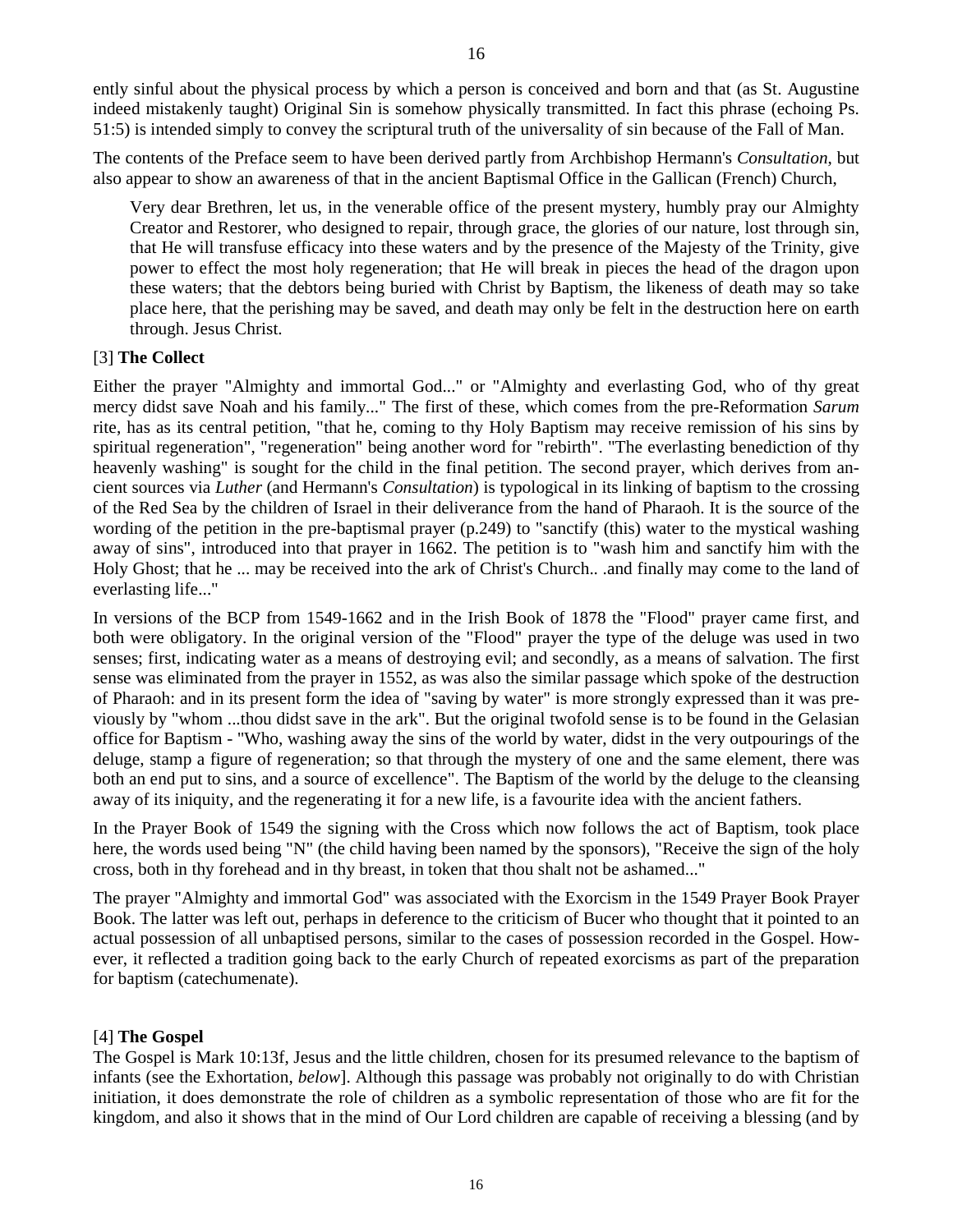ently sinful about the physical process by which a person is conceived and born and that (as St. Augustine indeed mistakenly taught) Original Sin is somehow physically transmitted. In fact this phrase (echoing Ps. 51:5) is intended simply to convey the scriptural truth of the universality of sin because of the Fall of Man.

The contents of the Preface seem to have been derived partly from Archbishop Hermann's *Consultation*, but also appear to show an awareness of that in the ancient Baptismal Office in the Gallican (French) Church,

> Very dear Brethren, let us, in the venerable office of the present mystery, humbly pray our Almighty Creator and Restorer, who designed to repair, through grace, the glories of our nature, lost through sin, that He will transfuse efficacy into these waters and by the presence of the Majesty of the Trinity, give power to effect the most holy regeneration; that He will break in pieces the head of the dragon upon these waters; that the debtors being buried with Christ by Baptism, the likeness of death may so take place here, that the perishing may be saved, and death may only be felt in the destruction here on earth through. Jesus Christ.

[3] **The Collect**

Either the prayer "Almighty and immortal God..." or "Almighty and everlasting God, who of thy great mercy didst save Noah and his family..." The first of these, which comes from the pre-Reformation *Sarum* rite, has as its central petition, "that he, coming to thy Holy Baptism may receive remission of his sins by spiritual regeneration", "regeneration" being another word for "rebirth". "The everlasting benediction of thy heavenly washing" is sought for the child in the final petition. The second prayer, which derives from ancient sources via *Luther* (and Hermann's *Consultation*) is typological in its linking of baptism to the crossing of the Red Sea by the children of Israel in their deliverance from the hand of Pharaoh. It is the source of the wording of the petition in the pre-baptismal prayer (p.249) to "sanctify (this) water to the mystical washing away of sins", introduced into that prayer in 1662. The petition is to "wash him and sanctify him with the Holy Ghost; that he ... may be received into the ark of Christ's Church.. .and finally may come to the land of everlasting life..."

In versions of the BCP from 1549-1662 and in the Irish Book of 1878 the "Flood" prayer came first, and both were obligatory. In the original version of the "Flood" prayer the type of the deluge was used in two senses; first, indicating water as a means of destroying evil; and secondly, as a means of salvation. The first sense was eliminated from the prayer in 1552, as was also the similar passage which spoke of the destruction of Pharaoh: and in its present form the idea of "saving by water" is more strongly expressed than it was previously by "whom ...thou didst save in the ark". But the original twofold sense is to be found in the Gelasian office for Baptism - "Who, washing away the sins of the world by water, didst in the very outpourings of the deluge, stamp a figure of regeneration; so that through the mystery of one and the same element, there was both an end put to sins, and a source of excellence". The Baptism of the world by the deluge to the cleansing away of its iniquity, and the regenerating it for a new life, is a favourite idea with the ancient fathers.

In the Prayer Book of 1549 the signing with the Cross which now follows the act of Baptism, took place here, the words used being "N" (the child having been named by the sponsors), "Receive the sign of the holy cross, both in thy forehead and in thy breast, in token that thou shalt not be ashamed..."

The prayer "Almighty and immortal God" was associated with the Exorcism in the 1549 Prayer Book Prayer Book. The latter was left out, perhaps in deference to the criticism of Bucer who thought that it pointed to an actual possession of all unbaptised persons, similar to the cases of possession recorded in the Gospel. However, it reflected a tradition going back to the early Church of repeated exorcisms as part of the preparation for baptism (catechumenate).

[4] **The Gospel**

The Gospel is Mark 10:13f, Jesus and the little children, chosen for its presumed relevance to the baptism of infants (see the Exhortation, *below*]. Although this passage was probably not originally to do with Christian initiation, it does demonstrate the role of children as a symbolic representation of those who are fit for the kingdom, and also it shows that in the mind of Our Lord children are capable of receiving a blessing (and by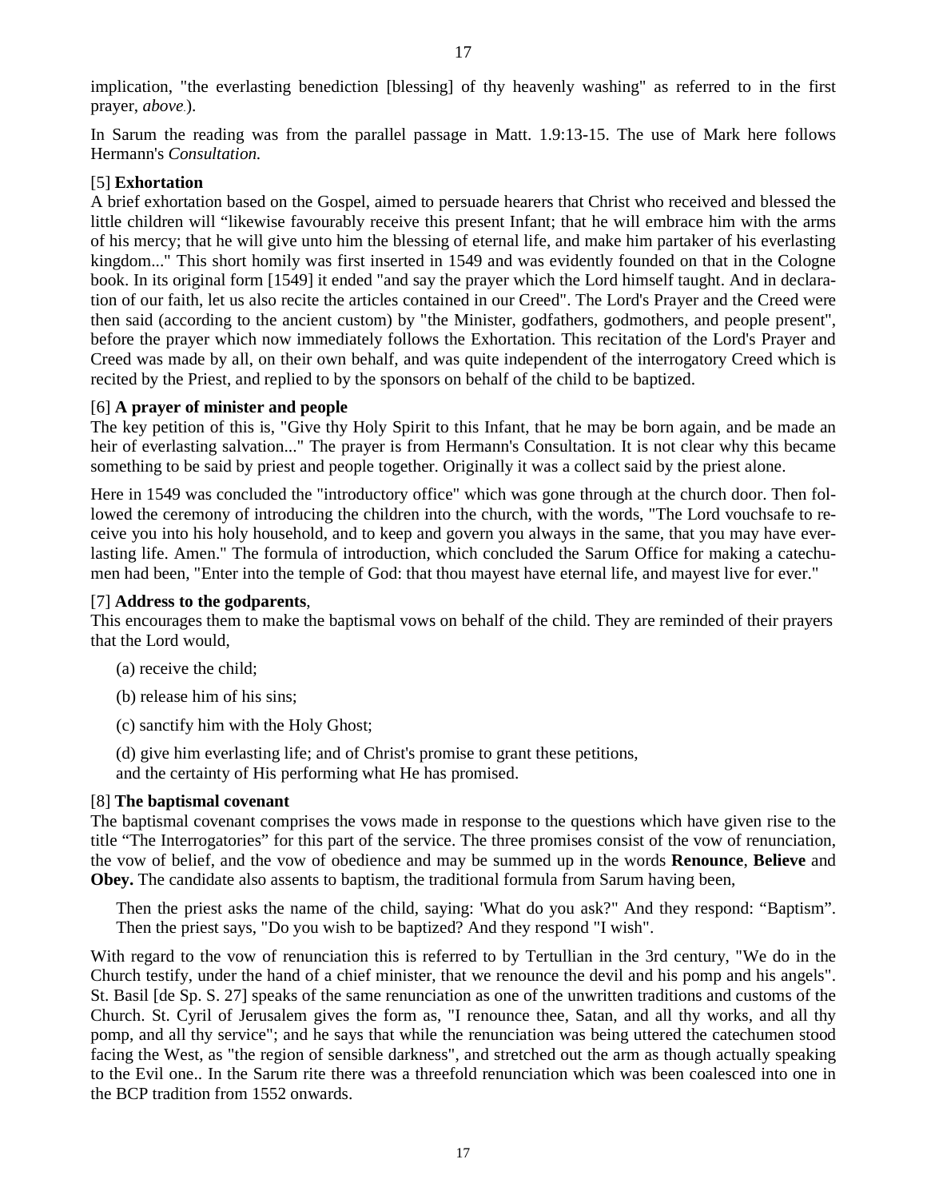implication, "the everlasting benediction [blessing] of thy heavenly washing" as referred to in the first prayer, *above.*).

In Sarum the reading was from the parallel passage in Matt. 1.9:13-15. The use of Mark here follows Hermann's *Consultation.*

[5] **Exhortation**
A brief exhortation based on the Gospel, aimed to persuade hearers that Christ who received and blessed the little children will “likewise favourably receive this present Infant; that he will embrace him with the arms of his mercy; that he will give unto him the blessing of eternal life, and make him partaker of his everlasting kingdom..." This short homily was first inserted in 1549 and was evidently founded on that in the Cologne book. In its original form [1549] it ended "and say the prayer which the Lord himself taught. And in declaration of our faith, let us also recite the articles contained in our Creed". The Lord's Prayer and the Creed were then said (according to the ancient custom) by "the Minister, godfathers, godmothers, and people present", before the prayer which now immediately follows the Exhortation. This recitation of the Lord's Prayer and Creed was made by all, on their own behalf, and was quite independent of the interrogatory Creed which is recited by the Priest, and replied to by the sponsors on behalf of the child to be baptized.

[6] **A prayer of minister and people**
The key petition of this is, "Give thy Holy Spirit to this Infant, that he may be born again, and be made an heir of everlasting salvation..." The prayer is from Hermann's Consultation. It is not clear why this became something to be said by priest and people together. Originally it was a collect said by the priest alone.

Here in 1549 was concluded the "introductory office" which was gone through at the church door. Then followed the ceremony of introducing the children into the church, with the words, "The Lord vouchsafe to receive you into his holy household, and to keep and govern you always in the same, that you may have everlasting life. Amen." The formula of introduction, which concluded the Sarum Office for making a catechumen had been, "Enter into the temple of God: that thou mayest have eternal life, and mayest live for ever."

[7] **Address to the godparents**,
This encourages them to make the baptismal vows on behalf of the child. They are reminded of their prayers that the Lord would,

(a) receive the child;

(b) release him of his sins;

(c) sanctify him with the Holy Ghost;

(d) give him everlasting life; and of Christ's promise to grant these petitions,
and the certainty of His performing what He has promised.

[8] **The baptismal covenant**
The baptismal covenant comprises the vows made in response to the questions which have given rise to the title “The Interrogatories” for this part of the service. The three promises consist of the vow of renunciation, the vow of belief, and the vow of obedience and may be summed up in the words **Renounce**, **Believe** and **Obey.** The candidate also assents to baptism, the traditional formula from Sarum having been,

> Then the priest asks the name of the child, saying: 'What do you ask?" And they respond: “Baptism”. Then the priest says, "Do you wish to be baptized? And they respond "I wish".

With regard to the vow of renunciation this is referred to by Tertullian in the 3rd century, "We do in the Church testify, under the hand of a chief minister, that we renounce the devil and his pomp and his angels". St. Basil [de Sp. S. 27] speaks of the same renunciation as one of the unwritten traditions and customs of the Church. St. Cyril of Jerusalem gives the form as, "I renounce thee, Satan, and all thy works, and all thy pomp, and all thy service"; and he says that while the renunciation was being uttered the catechumen stood facing the West, as "the region of sensible darkness", and stretched out the arm as though actually speaking to the Evil one.. In the Sarum rite there was a threefold renunciation which was been coalesced into one in the BCP tradition from 1552 onwards.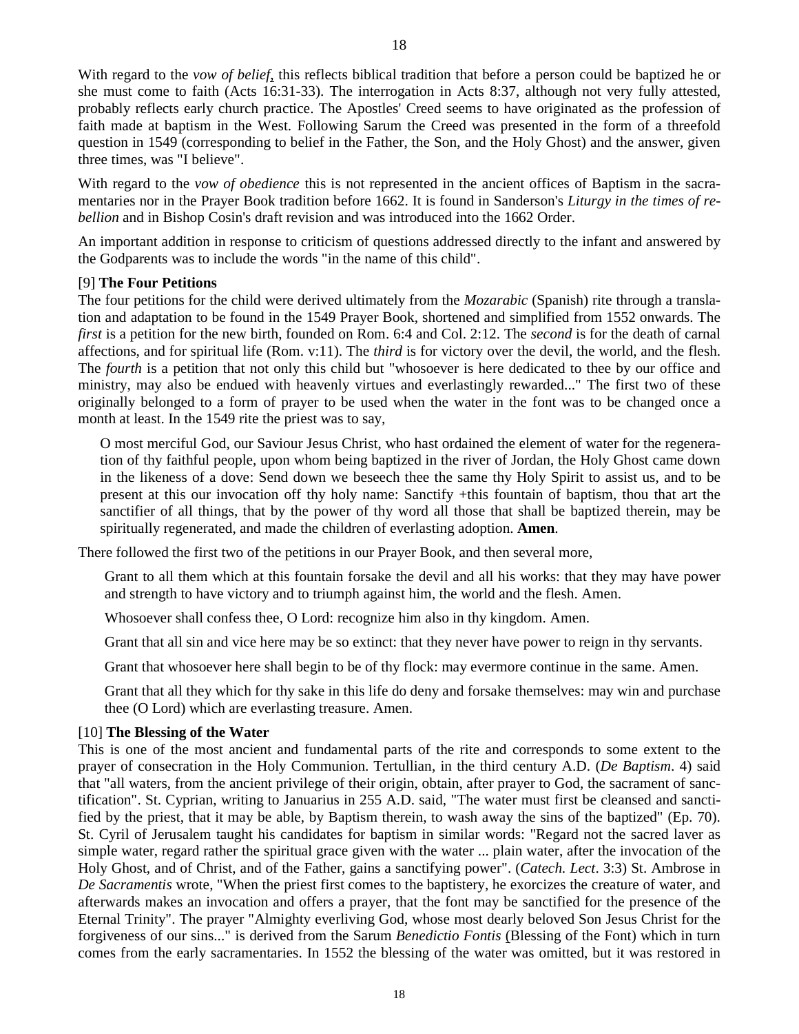With regard to the *vow of belief*, this reflects biblical tradition that before a person could be baptized he or she must come to faith (Acts 16:31-33). The interrogation in Acts 8:37, although not very fully attested, probably reflects early church practice. The Apostles' Creed seems to have originated as the profession of faith made at baptism in the West. Following Sarum the Creed was presented in the form of a threefold question in 1549 (corresponding to belief in the Father, the Son, and the Holy Ghost) and the answer, given three times, was "I believe".

With regard to the *vow of obedience* this is not represented in the ancient offices of Baptism in the sacramentaries nor in the Prayer Book tradition before 1662. It is found in Sanderson's *Liturgy in the times of rebellion* and in Bishop Cosin's draft revision and was introduced into the 1662 Order.

An important addition in response to criticism of questions addressed directly to the infant and answered by the Godparents was to include the words "in the name of this child".

[9] **The Four Petitions**

The four petitions for the child were derived ultimately from the *Mozarabic* (Spanish) rite through a translation and adaptation to be found in the 1549 Prayer Book, shortened and simplified from 1552 onwards. The *first* is a petition for the new birth, founded on Rom. 6:4 and Col. 2:12. The *second* is for the death of carnal affections, and for spiritual life (Rom. v:11). The *third* is for victory over the devil, the world, and the flesh. The *fourth* is a petition that not only this child but "whosoever is here dedicated to thee by our office and ministry, may also be endued with heavenly virtues and everlastingly rewarded..." The first two of these originally belonged to a form of prayer to be used when the water in the font was to be changed once a month at least. In the 1549 rite the priest was to say,

> O most merciful God, our Saviour Jesus Christ, who hast ordained the element of water for the regeneration of thy faithful people, upon whom being baptized in the river of Jordan, the Holy Ghost came down in the likeness of a dove: Send down we beseech thee the same thy Holy Spirit to assist us, and to be present at this our invocation off thy holy name: Sanctify +this fountain of baptism, thou that art the sanctifier of all things, that by the power of thy word all those that shall be baptized therein, may be spiritually regenerated, and made the children of everlasting adoption. **Amen**.

There followed the first two of the petitions in our Prayer Book, and then several more,

> Grant to all them which at this fountain forsake the devil and all his works: that they may have power and strength to have victory and to triumph against him, the world and the flesh. Amen.
>
> Whosoever shall confess thee, O Lord: recognize him also in thy kingdom. Amen.
>
> Grant that all sin and vice here may be so extinct: that they never have power to reign in thy servants.
>
> Grant that whosoever here shall begin to be of thy flock: may evermore continue in the same. Amen.
>
> Grant that all they which for thy sake in this life do deny and forsake themselves: may win and purchase thee (O Lord) which are everlasting treasure. Amen.

[10] **The Blessing of the Water**

This is one of the most ancient and fundamental parts of the rite and corresponds to some extent to the prayer of consecration in the Holy Communion. Tertullian, in the third century A.D. (*De Baptism*. 4) said that "all waters, from the ancient privilege of their origin, obtain, after prayer to God, the sacrament of sanctification". St. Cyprian, writing to Januarius in 255 A.D. said, "The water must first be cleansed and sanctified by the priest, that it may be able, by Baptism therein, to wash away the sins of the baptized" (Ep. 70). St. Cyril of Jerusalem taught his candidates for baptism in similar words: "Regard not the sacred laver as simple water, regard rather the spiritual grace given with the water ... plain water, after the invocation of the Holy Ghost, and of Christ, and of the Father, gains a sanctifying power". (*Catech. Lect*. 3:3) St. Ambrose in *De Sacramentis* wrote, "When the priest first comes to the baptistery, he exorcizes the creature of water, and afterwards makes an invocation and offers a prayer, that the font may be sanctified for the presence of the Eternal Trinity". The prayer "Almighty everliving God, whose most dearly beloved Son Jesus Christ for the forgiveness of our sins..." is derived from the Sarum *Benedictio Fontis* (Blessing of the Font) which in turn comes from the early sacramentaries. In 1552 the blessing of the water was omitted, but it was restored in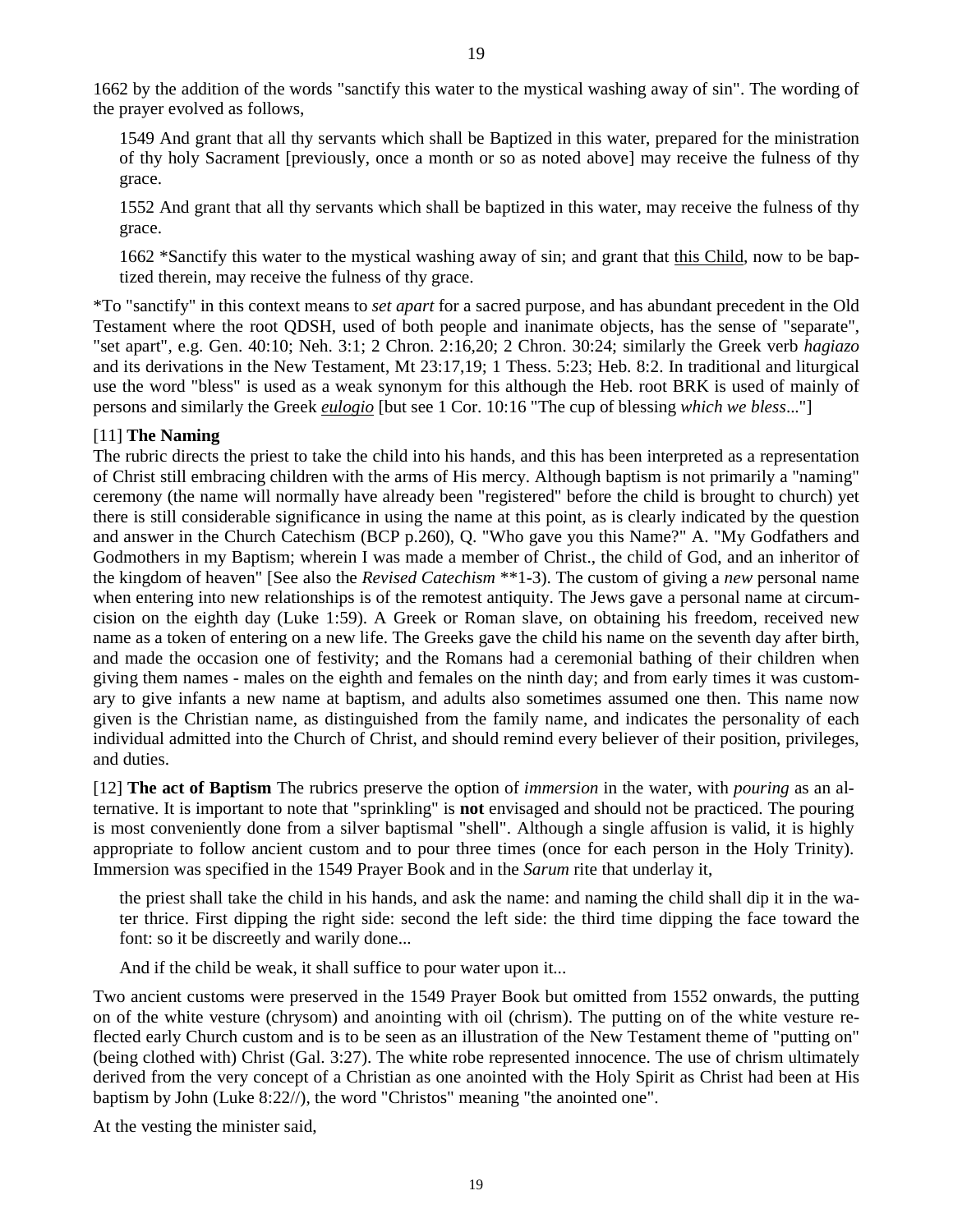1662 by the addition of the words "sanctify this water to the mystical washing away of sin". The wording of the prayer evolved as follows,

> 1549 And grant that all thy servants which shall be Baptized in this water, prepared for the ministration of thy holy Sacrament [previously, once a month or so as noted above] may receive the fulness of thy grace.
>
> 1552 And grant that all thy servants which shall be baptized in this water, may receive the fulness of thy grace.
>
> 1662 *Sanctify this water to the mystical washing away of sin; and grant that <u>this Child</u>, now to be baptized therein, may receive the fulness of thy grace.

*To "sanctify" in this context means to *set apart* for a sacred purpose, and has abundant precedent in the Old Testament where the root QDSH, used of both people and inanimate objects, has the sense of "separate", "set apart", e.g. Gen. 40:10; Neh. 3:1; 2 Chron. 2:16,20; 2 Chron. 30:24; similarly the Greek verb *hagiazo* and its derivations in the New Testament, Mt 23:17,19; 1 Thess. 5:23; Heb. 8:2. In traditional and liturgical use the word "bless" is used as a weak synonym for this although the Heb. root BRK is used of mainly of persons and similarly the Greek <u>*eulogio*</u> [but see 1 Cor. 10:16 "The cup of blessing *which we bless*..."]

[11] **The Naming**
The rubric directs the priest to take the child into his hands, and this has been interpreted as a representation of Christ still embracing children with the arms of His mercy. Although baptism is not primarily a "naming" ceremony (the name will normally have already been "registered" before the child is brought to church) yet there is still considerable significance in using the name at this point, as is clearly indicated by the question and answer in the Church Catechism (BCP p.260), Q. "Who gave you this Name?" A. "My Godfathers and Godmothers in my Baptism; wherein I was made a member of Christ., the child of God, and an inheritor of the kingdom of heaven" [See also the *Revised Catechism* **1-3). The custom of giving a *new* personal name when entering into new relationships is of the remotest antiquity. The Jews gave a personal name at circumcision on the eighth day (Luke 1:59). A Greek or Roman slave, on obtaining his freedom, received new name as a token of entering on a new life. The Greeks gave the child his name on the seventh day after birth, and made the occasion one of festivity; and the Romans had a ceremonial bathing of their children when giving them names - males on the eighth and females on the ninth day; and from early times it was customary to give infants a new name at baptism, and adults also sometimes assumed one then. This name now given is the Christian name, as distinguished from the family name, and indicates the personality of each individual admitted into the Church of Christ, and should remind every believer of their position, privileges, and duties.

[12] **The act of Baptism** The rubrics preserve the option of *immersion* in the water, with *pouring* as an alternative. It is important to note that "sprinkling" is **not** envisaged and should not be practiced. The pouring is most conveniently done from a silver baptismal "shell". Although a single affusion is valid, it is highly appropriate to follow ancient custom and to pour three times (once for each person in the Holy Trinity). Immersion was specified in the 1549 Prayer Book and in the *Sarum* rite that underlay it,

> the priest shall take the child in his hands, and ask the name: and naming the child shall dip it in the water thrice. First dipping the right side: second the left side: the third time dipping the face toward the font: so it be discreetly and warily done...
>
> And if the child be weak, it shall suffice to pour water upon it...

Two ancient customs were preserved in the 1549 Prayer Book but omitted from 1552 onwards, the putting on of the white vesture (chrysom) and anointing with oil (chrism). The putting on of the white vesture reflected early Church custom and is to be seen as an illustration of the New Testament theme of "putting on" (being clothed with) Christ (Gal. 3:27). The white robe represented innocence. The use of chrism ultimately derived from the very concept of a Christian as one anointed with the Holy Spirit as Christ had been at His baptism by John (Luke 8:22//), the word "Christos" meaning "the anointed one".

At the vesting the minister said,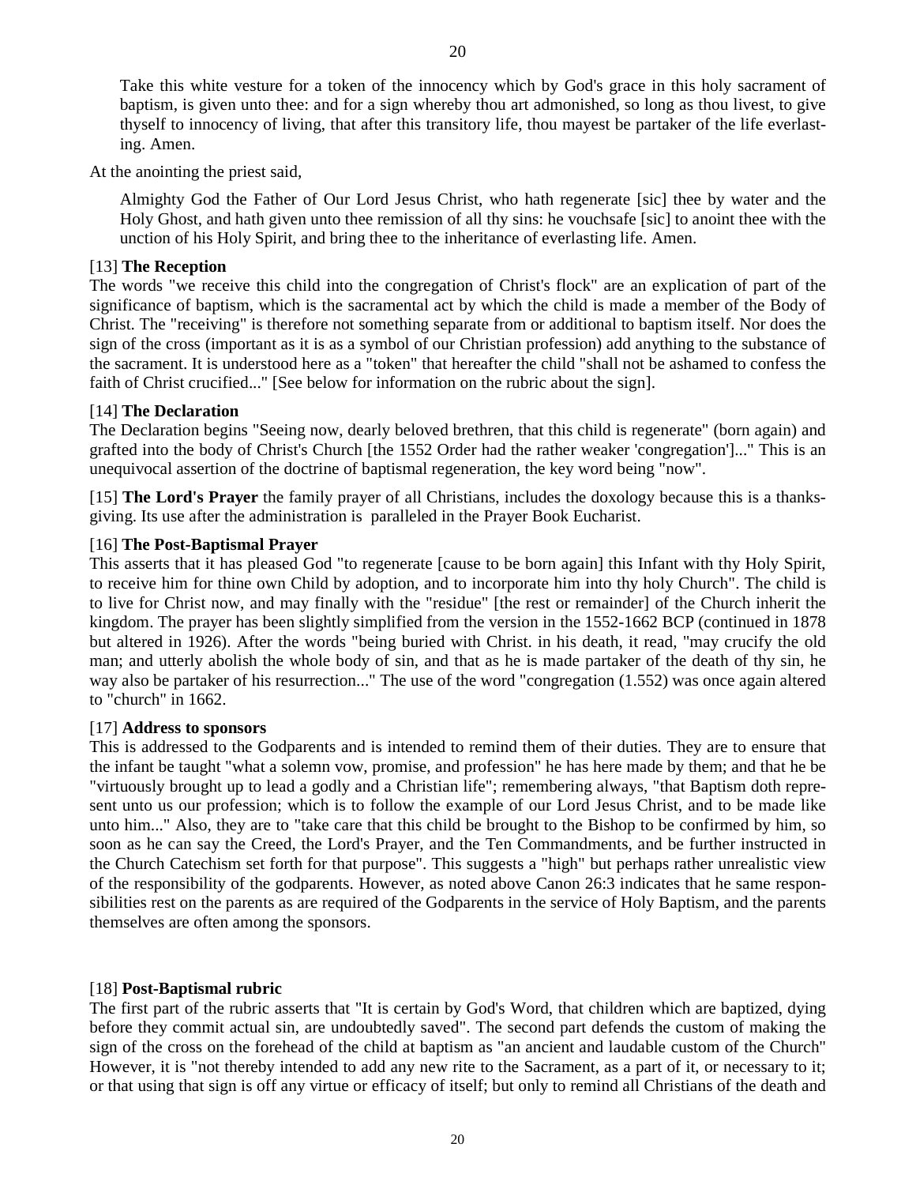> Take this white vesture for a token of the innocency which by God's grace in this holy sacrament of baptism, is given unto thee: and for a sign whereby thou art admonished, so long as thou livest, to give thyself to innocency of living, that after this transitory life, thou mayest be partaker of the life everlasting. Amen.

At the anointing the priest said,

> Almighty God the Father of Our Lord Jesus Christ, who hath regenerate [sic] thee by water and the Holy Ghost, and hath given unto thee remission of all thy sins: he vouchsafe [sic] to anoint thee with the unction of his Holy Spirit, and bring thee to the inheritance of everlasting life. Amen.

[13] **The Reception**

The words "we receive this child into the congregation of Christ's flock" are an explication of part of the significance of baptism, which is the sacramental act by which the child is made a member of the Body of Christ. The "receiving" is therefore not something separate from or additional to baptism itself. Nor does the sign of the cross (important as it is as a symbol of our Christian profession) add anything to the substance of the sacrament. It is understood here as a "token" that hereafter the child "shall not be ashamed to confess the faith of Christ crucified..." [See below for information on the rubric about the sign].

[14] **The Declaration**

The Declaration begins "Seeing now, dearly beloved brethren, that this child is regenerate" (born again) and grafted into the body of Christ's Church [the 1552 Order had the rather weaker 'congregation']..." This is an unequivocal assertion of the doctrine of baptismal regeneration, the key word being "now".

[15] **The Lord's Prayer** the family prayer of all Christians, includes the doxology because this is a thanksgiving. Its use after the administration is paralleled in the Prayer Book Eucharist.

[16] **The Post-Baptismal Prayer**

This asserts that it has pleased God "to regenerate [cause to be born again] this Infant with thy Holy Spirit, to receive him for thine own Child by adoption, and to incorporate him into thy holy Church". The child is to live for Christ now, and may finally with the "residue" [the rest or remainder] of the Church inherit the kingdom. The prayer has been slightly simplified from the version in the 1552-1662 BCP (continued in 1878 but altered in 1926). After the words "being buried with Christ. in his death, it read, "may crucify the old man; and utterly abolish the whole body of sin, and that as he is made partaker of the death of thy sin, he way also be partaker of his resurrection..." The use of the word "congregation (1.552) was once again altered to "church" in 1662.

[17] **Address to sponsors**

This is addressed to the Godparents and is intended to remind them of their duties. They are to ensure that the infant be taught "what a solemn vow, promise, and profession" he has here made by them; and that he be "virtuously brought up to lead a godly and a Christian life"; remembering always, "that Baptism doth represent unto us our profession; which is to follow the example of our Lord Jesus Christ, and to be made like unto him..." Also, they are to "take care that this child be brought to the Bishop to be confirmed by him, so soon as he can say the Creed, the Lord's Prayer, and the Ten Commandments, and be further instructed in the Church Catechism set forth for that purpose". This suggests a "high" but perhaps rather unrealistic view of the responsibility of the godparents. However, as noted above Canon 26:3 indicates that he same responsibilities rest on the parents as are required of the Godparents in the service of Holy Baptism, and the parents themselves are often among the sponsors.

[18] **Post-Baptismal rubric**

The first part of the rubric asserts that "It is certain by God's Word, that children which are baptized, dying before they commit actual sin, are undoubtedly saved". The second part defends the custom of making the sign of the cross on the forehead of the child at baptism as "an ancient and laudable custom of the Church" However, it is "not thereby intended to add any new rite to the Sacrament, as a part of it, or necessary to it; or that using that sign is off any virtue or efficacy of itself; but only to remind all Christians of the death and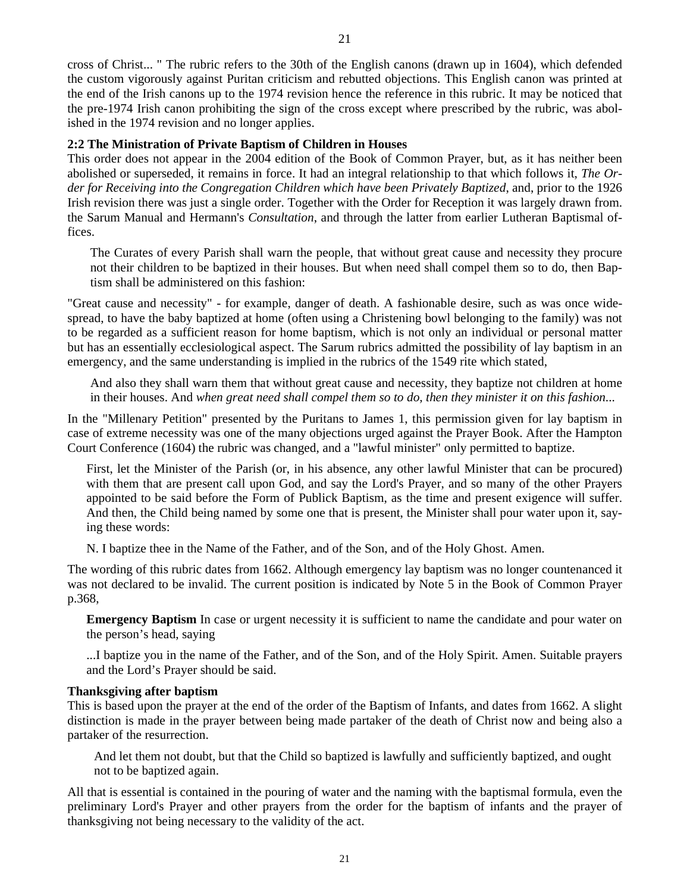cross of Christ... " The rubric refers to the 30th of the English canons (drawn up in 1604), which defended the custom vigorously against Puritan criticism and rebutted objections. This English canon was printed at the end of the Irish canons up to the 1974 revision hence the reference in this rubric. It may be noticed that the pre-1974 Irish canon prohibiting the sign of the cross except where prescribed by the rubric, was abolished in the 1974 revision and no longer applies.

**2:2 The Ministration of Private Baptism of Children in Houses**

This order does not appear in the 2004 edition of the Book of Common Prayer, but, as it has neither been abolished or superseded, it remains in force. It had an integral relationship to that which follows it, *The Order for Receiving into the Congregation Children which have been Privately Baptized*, and, prior to the 1926 Irish revision there was just a single order. Together with the Order for Reception it was largely drawn from. the Sarum Manual and Hermann's *Consultation*, and through the latter from earlier Lutheran Baptismal offices.

> The Curates of every Parish shall warn the people, that without great cause and necessity they procure not their children to be baptized in their houses. But when need shall compel them so to do, then Baptism shall be administered on this fashion:

"Great cause and necessity" - for example, danger of death. A fashionable desire, such as was once widespread, to have the baby baptized at home (often using a Christening bowl belonging to the family) was not to be regarded as a sufficient reason for home baptism, which is not only an individual or personal matter but has an essentially ecclesiological aspect. The Sarum rubrics admitted the possibility of lay baptism in an emergency, and the same understanding is implied in the rubrics of the 1549 rite which stated,

> And also they shall warn them that without great cause and necessity, they baptize not children at home in their houses. And *when great need shall compel them so to do, then they minister it on this fashion*...

In the "Millenary Petition" presented by the Puritans to James 1, this permission given for lay baptism in case of extreme necessity was one of the many objections urged against the Prayer Book. After the Hampton Court Conference (1604) the rubric was changed, and a "lawful minister" only permitted to baptize.

> First, let the Minister of the Parish (or, in his absence, any other lawful Minister that can be procured) with them that are present call upon God, and say the Lord's Prayer, and so many of the other Prayers appointed to be said before the Form of Publick Baptism, as the time and present exigence will suffer. And then, the Child being named by some one that is present, the Minister shall pour water upon it, saying these words:
>
> N. I baptize thee in the Name of the Father, and of the Son, and of the Holy Ghost. Amen.

The wording of this rubric dates from 1662. Although emergency lay baptism was no longer countenanced it was not declared to be invalid. The current position is indicated by Note 5 in the Book of Common Prayer p.368,

> **Emergency Baptism** In case or urgent necessity it is sufficient to name the candidate and pour water on the person's head, saying
>
> ...I baptize you in the name of the Father, and of the Son, and of the Holy Spirit. Amen. Suitable prayers and the Lord's Prayer should be said.

**Thanksgiving after baptism**

This is based upon the prayer at the end of the order of the Baptism of Infants, and dates from 1662. A slight distinction is made in the prayer between being made partaker of the death of Christ now and being also a partaker of the resurrection.

> And let them not doubt, but that the Child so baptized is lawfully and sufficiently baptized, and ought not to be baptized again.

All that is essential is contained in the pouring of water and the naming with the baptismal formula, even the preliminary Lord's Prayer and other prayers from the order for the baptism of infants and the prayer of thanksgiving not being necessary to the validity of the act.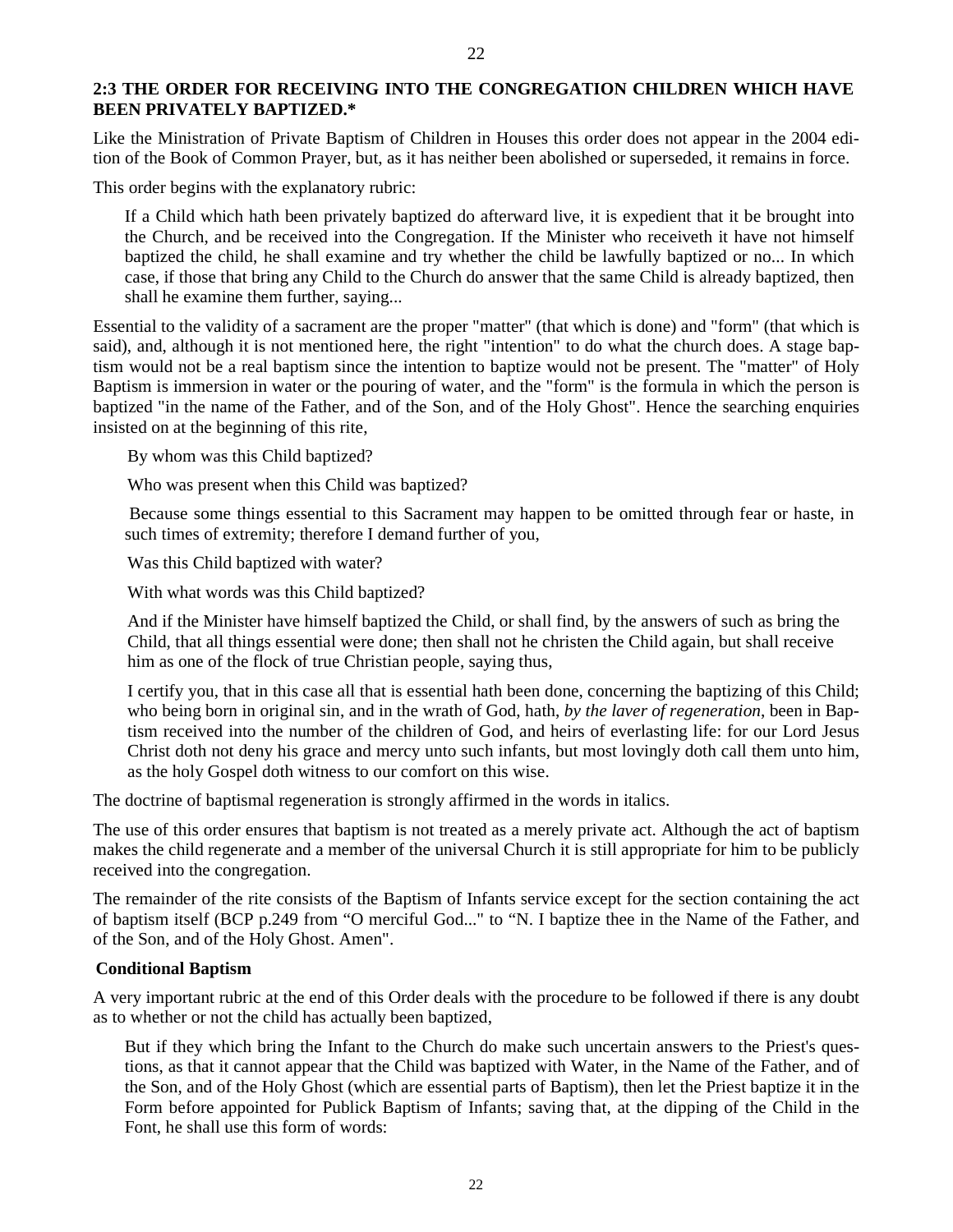### 2:3 THE ORDER FOR RECEIVING INTO THE CONGREGATION CHILDREN WHICH HAVE BEEN PRIVATELY BAPTIZED.*

Like the Ministration of Private Baptism of Children in Houses this order does not appear in the 2004 edition of the Book of Common Prayer, but, as it has neither been abolished or superseded, it remains in force.

This order begins with the explanatory rubric:

> If a Child which hath been privately baptized do afterward live, it is expedient that it be brought into the Church, and be received into the Congregation. If the Minister who receiveth it have not himself baptized the child, he shall examine and try whether the child be lawfully baptized or no... In which case, if those that bring any Child to the Church do answer that the same Child is already baptized, then shall he examine them further, saying...

Essential to the validity of a sacrament are the proper "matter" (that which is done) and "form" (that which is said), and, although it is not mentioned here, the right "intention" to do what the church does. A stage baptism would not be a real baptism since the intention to baptize would not be present. The "matter" of Holy Baptism is immersion in water or the pouring of water, and the "form" is the formula in which the person is baptized "in the name of the Father, and of the Son, and of the Holy Ghost". Hence the searching enquiries insisted on at the beginning of this rite,

> By whom was this Child baptized?
>
> Who was present when this Child was baptized?
>
> Because some things essential to this Sacrament may happen to be omitted through fear or haste, in such times of extremity; therefore I demand further of you,
>
> Was this Child baptized with water?
>
> With what words was this Child baptized?
>
> And if the Minister have himself baptized the Child, or shall find, by the answers of such as bring the Child, that all things essential were done; then shall not he christen the Child again, but shall receive him as one of the flock of true Christian people, saying thus,
>
> I certify you, that in this case all that is essential hath been done, concerning the baptizing of this Child; who being born in original sin, and in the wrath of God, hath, *by the laver of regeneration*, been in Baptism received into the number of the children of God, and heirs of everlasting life: for our Lord Jesus Christ doth not deny his grace and mercy unto such infants, but most lovingly doth call them unto him, as the holy Gospel doth witness to our comfort on this wise.

The doctrine of baptismal regeneration is strongly affirmed in the words in italics.

The use of this order ensures that baptism is not treated as a merely private act. Although the act of baptism makes the child regenerate and a member of the universal Church it is still appropriate for him to be publicly received into the congregation.

The remainder of the rite consists of the Baptism of Infants service except for the section containing the act of baptism itself (BCP p.249 from "O merciful God..." to "N. I baptize thee in the Name of the Father, and of the Son, and of the Holy Ghost. Amen".

#### Conditional Baptism

A very important rubric at the end of this Order deals with the procedure to be followed if there is any doubt as to whether or not the child has actually been baptized,

> But if they which bring the Infant to the Church do make such uncertain answers to the Priest's questions, as that it cannot appear that the Child was baptized with Water, in the Name of the Father, and of the Son, and of the Holy Ghost (which are essential parts of Baptism), then let the Priest baptize it in the Form before appointed for Publick Baptism of Infants; saving that, at the dipping of the Child in the Font, he shall use this form of words: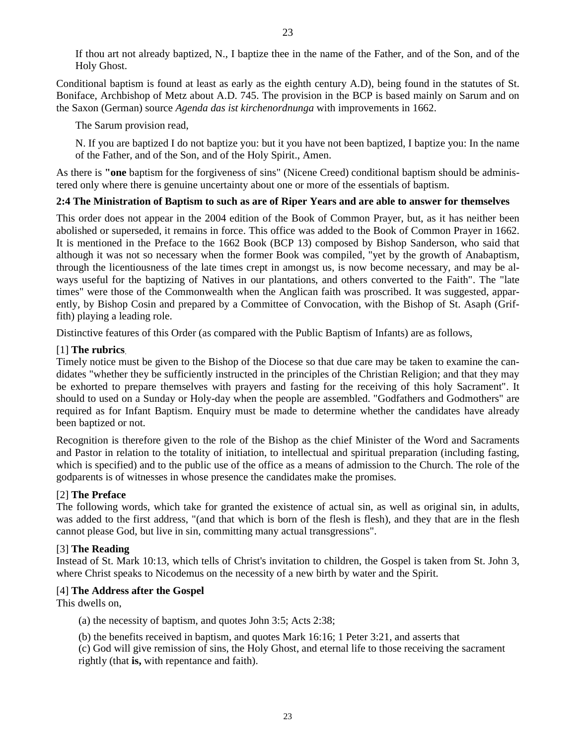If thou art not already baptized, N., I baptize thee in the name of the Father, and of the Son, and of the Holy Ghost.

Conditional baptism is found at least as early as the eighth century A.D), being found in the statutes of St. Boniface, Archbishop of Metz about A.D. 745. The provision in the BCP is based mainly on Sarum and on the Saxon (German) source *Agenda das ist kirchenordnunga* with improvements in 1662.

The Sarum provision read,

N. If you are baptized I do not baptize you: but it you have not been baptized, I baptize you: In the name of the Father, and of the Son, and of the Holy Spirit., Amen.

As there is **"one** baptism for the forgiveness of sins" (Nicene Creed) conditional baptism should be administered only where there is genuine uncertainty about one or more of the essentials of baptism.

**2:4 The Ministration of Baptism to such as are of Riper Years and are able to answer for themselves**

This order does not appear in the 2004 edition of the Book of Common Prayer, but, as it has neither been abolished or superseded, it remains in force. This office was added to the Book of Common Prayer in 1662. It is mentioned in the Preface to the 1662 Book (BCP 13) composed by Bishop Sanderson, who said that although it was not so necessary when the former Book was compiled, "yet by the growth of Anabaptism, through the licentiousness of the late times crept in amongst us, is now become necessary, and may be always useful for the baptizing of Natives in our plantations, and others converted to the Faith". The "late times" were those of the Commonwealth when the Anglican faith was proscribed. It was suggested, apparently, by Bishop Cosin and prepared by a Committee of Convocation, with the Bishop of St. Asaph (Griffith) playing a leading role.

Distinctive features of this Order (as compared with the Public Baptism of Infants) are as follows,

[1] **The rubrics**.
Timely notice must be given to the Bishop of the Diocese so that due care may be taken to examine the candidates "whether they be sufficiently instructed in the principles of the Christian Religion; and that they may be exhorted to prepare themselves with prayers and fasting for the receiving of this holy Sacrament". It should to used on a Sunday or Holy-day when the people are assembled. "Godfathers and Godmothers" are required as for Infant Baptism. Enquiry must be made to determine whether the candidates have already been baptized or not.

Recognition is therefore given to the role of the Bishop as the chief Minister of the Word and Sacraments and Pastor in relation to the totality of initiation, to intellectual and spiritual preparation (including fasting, which is specified) and to the public use of the office as a means of admission to the Church. The role of the godparents is of witnesses in whose presence the candidates make the promises.

[2] **The Preface**
The following words, which take for granted the existence of actual sin, as well as original sin, in adults, was added to the first address, "(and that which is born of the flesh is flesh), and they that are in the flesh cannot please God, but live in sin, committing many actual transgressions".

[3] **The Reading**
Instead of St. Mark 10:13, which tells of Christ's invitation to children, the Gospel is taken from St. John 3, where Christ speaks to Nicodemus on the necessity of a new birth by water and the Spirit.

[4] **The Address after the Gospel**
This dwells on,

(a) the necessity of baptism, and quotes John 3:5; Acts 2:38;

(b) the benefits received in baptism, and quotes Mark 16:16; 1 Peter 3:21, and asserts that
(c) God will give remission of sins, the Holy Ghost, and eternal life to those receiving the sacrament rightly (that **is,** with repentance and faith).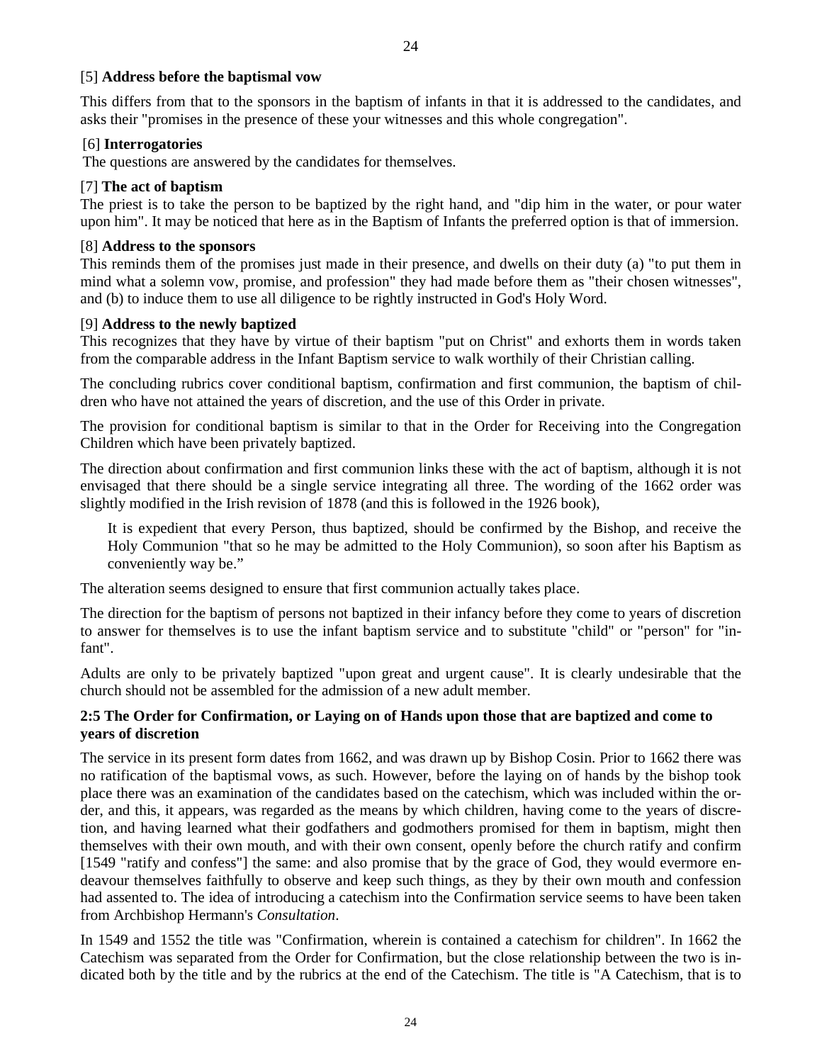[5] **Address before the baptismal vow**

This differs from that to the sponsors in the baptism of infants in that it is addressed to the candidates, and asks their "promises in the presence of these your witnesses and this whole congregation".

[6] **Interrogatories**

The questions are answered by the candidates for themselves.

[7] **The act of baptism**

The priest is to take the person to be baptized by the right hand, and "dip him in the water, or pour water upon him". It may be noticed that here as in the Baptism of Infants the preferred option is that of immersion.

[8] **Address to the sponsors**

This reminds them of the promises just made in their presence, and dwells on their duty (a) "to put them in mind what a solemn vow, promise, and profession" they had made before them as "their chosen witnesses", and (b) to induce them to use all diligence to be rightly instructed in God's Holy Word.

[9] **Address to the newly baptized**

This recognizes that they have by virtue of their baptism "put on Christ" and exhorts them in words taken from the comparable address in the Infant Baptism service to walk worthily of their Christian calling.

The concluding rubrics cover conditional baptism, confirmation and first communion, the baptism of children who have not attained the years of discretion, and the use of this Order in private.

The provision for conditional baptism is similar to that in the Order for Receiving into the Congregation Children which have been privately baptized.

The direction about confirmation and first communion links these with the act of baptism, although it is not envisaged that there should be a single service integrating all three. The wording of the 1662 order was slightly modified in the Irish revision of 1878 (and this is followed in the 1926 book),

> It is expedient that every Person, thus baptized, should be confirmed by the Bishop, and receive the Holy Communion "that so he may be admitted to the Holy Communion), so soon after his Baptism as conveniently way be."

The alteration seems designed to ensure that first communion actually takes place.

The direction for the baptism of persons not baptized in their infancy before they come to years of discretion to answer for themselves is to use the infant baptism service and to substitute "child" or "person" for "infant".

Adults are only to be privately baptized "upon great and urgent cause". It is clearly undesirable that the church should not be assembled for the admission of a new adult member.

### 2:5 The Order for Confirmation, or Laying on of Hands upon those that are baptized and come to years of discretion

The service in its present form dates from 1662, and was drawn up by Bishop Cosin. Prior to 1662 there was no ratification of the baptismal vows, as such. However, before the laying on of hands by the bishop took place there was an examination of the candidates based on the catechism, which was included within the order, and this, it appears, was regarded as the means by which children, having come to the years of discretion, and having learned what their godfathers and godmothers promised for them in baptism, might then themselves with their own mouth, and with their own consent, openly before the church ratify and confirm [1549 "ratify and confess"] the same: and also promise that by the grace of God, they would evermore endeavour themselves faithfully to observe and keep such things, as they by their own mouth and confession had assented to. The idea of introducing a catechism into the Confirmation service seems to have been taken from Archbishop Hermann's *Consultation*.

In 1549 and 1552 the title was "Confirmation, wherein is contained a catechism for children". In 1662 the Catechism was separated from the Order for Confirmation, but the close relationship between the two is indicated both by the title and by the rubrics at the end of the Catechism. The title is "A Catechism, that is to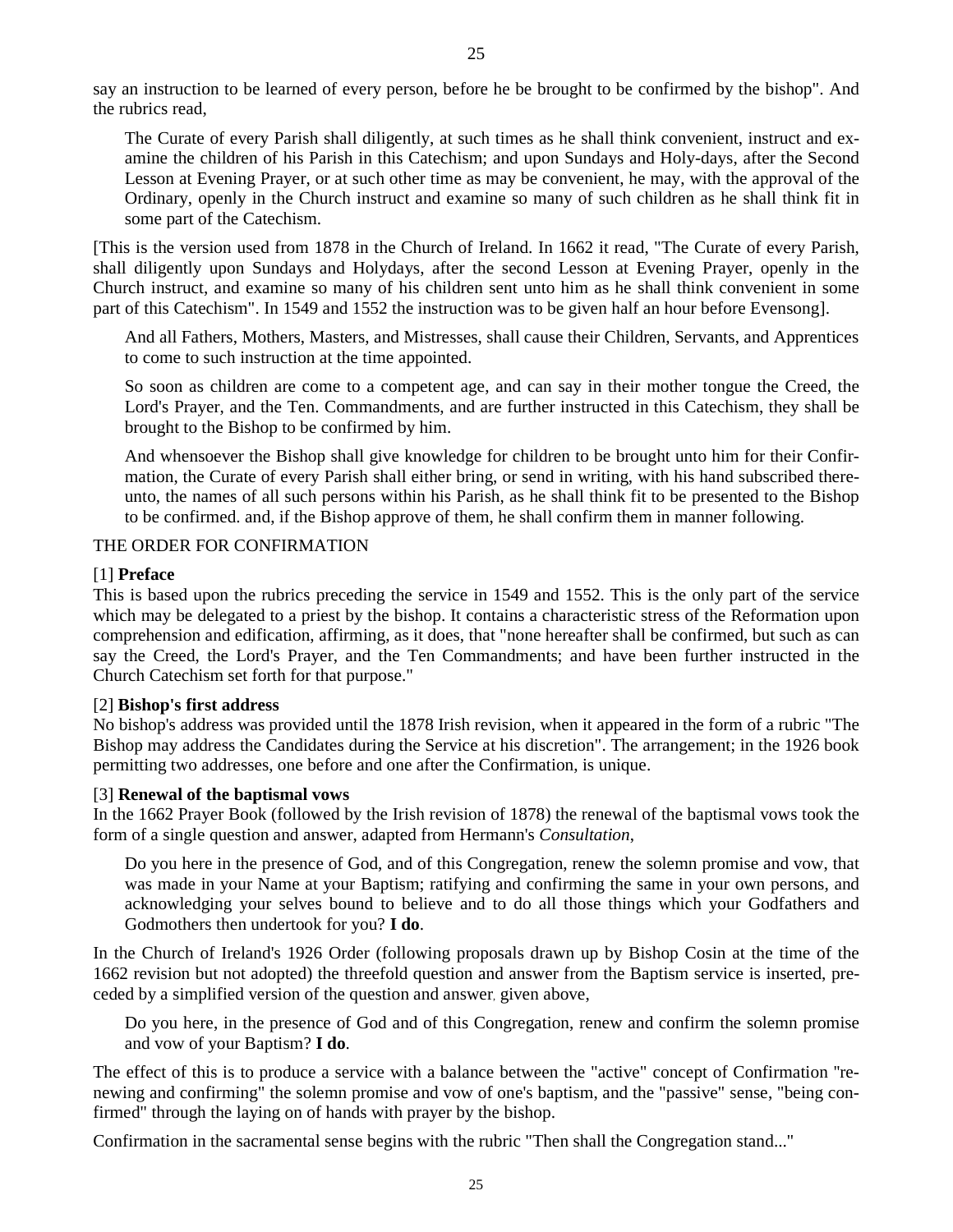say an instruction to be learned of every person, before he be brought to be confirmed by the bishop". And the rubrics read,

> The Curate of every Parish shall diligently, at such times as he shall think convenient, instruct and examine the children of his Parish in this Catechism; and upon Sundays and Holy-days, after the Second Lesson at Evening Prayer, or at such other time as may be convenient, he may, with the approval of the Ordinary, openly in the Church instruct and examine so many of such children as he shall think fit in some part of the Catechism.

[This is the version used from 1878 in the Church of Ireland. In 1662 it read, "The Curate of every Parish, shall diligently upon Sundays and Holydays, after the second Lesson at Evening Prayer, openly in the Church instruct, and examine so many of his children sent unto him as he shall think convenient in some part of this Catechism". In 1549 and 1552 the instruction was to be given half an hour before Evensong].

> And all Fathers, Mothers, Masters, and Mistresses, shall cause their Children, Servants, and Apprentices to come to such instruction at the time appointed.
>
> So soon as children are come to a competent age, and can say in their mother tongue the Creed, the Lord's Prayer, and the Ten. Commandments, and are further instructed in this Catechism, they shall be brought to the Bishop to be confirmed by him.
>
> And whensoever the Bishop shall give knowledge for children to be brought unto him for their Confirmation, the Curate of every Parish shall either bring, or send in writing, with his hand subscribed thereunto, the names of all such persons within his Parish, as he shall think fit to be presented to the Bishop to be confirmed. and, if the Bishop approve of them, he shall confirm them in manner following.

THE ORDER FOR CONFIRMATION

[1] **Preface**
This is based upon the rubrics preceding the service in 1549 and 1552. This is the only part of the service which may be delegated to a priest by the bishop. It contains a characteristic stress of the Reformation upon comprehension and edification, affirming, as it does, that "none hereafter shall be confirmed, but such as can say the Creed, the Lord's Prayer, and the Ten Commandments; and have been further instructed in the Church Catechism set forth for that purpose."

[2] **Bishop's first address**
No bishop's address was provided until the 1878 Irish revision, when it appeared in the form of a rubric "The Bishop may address the Candidates during the Service at his discretion". The arrangement; in the 1926 book permitting two addresses, one before and one after the Confirmation, is unique.

[3] **Renewal of the baptismal vows**
In the 1662 Prayer Book (followed by the Irish revision of 1878) the renewal of the baptismal vows took the form of a single question and answer, adapted from Hermann's *Consultation*,

> Do you here in the presence of God, and of this Congregation, renew the solemn promise and vow, that was made in your Name at your Baptism; ratifying and confirming the same in your own persons, and acknowledging your selves bound to believe and to do all those things which your Godfathers and Godmothers then undertook for you? **I do**.

In the Church of Ireland's 1926 Order (following proposals drawn up by Bishop Cosin at the time of the 1662 revision but not adopted) the threefold question and answer from the Baptism service is inserted, preceded by a simplified version of the question and answer, given above,

> Do you here, in the presence of God and of this Congregation, renew and confirm the solemn promise and vow of your Baptism? **I do**.

The effect of this is to produce a service with a balance between the "active" concept of Confirmation "renewing and confirming" the solemn promise and vow of one's baptism, and the "passive" sense, "being confirmed" through the laying on of hands with prayer by the bishop.

Confirmation in the sacramental sense begins with the rubric "Then shall the Congregation stand..."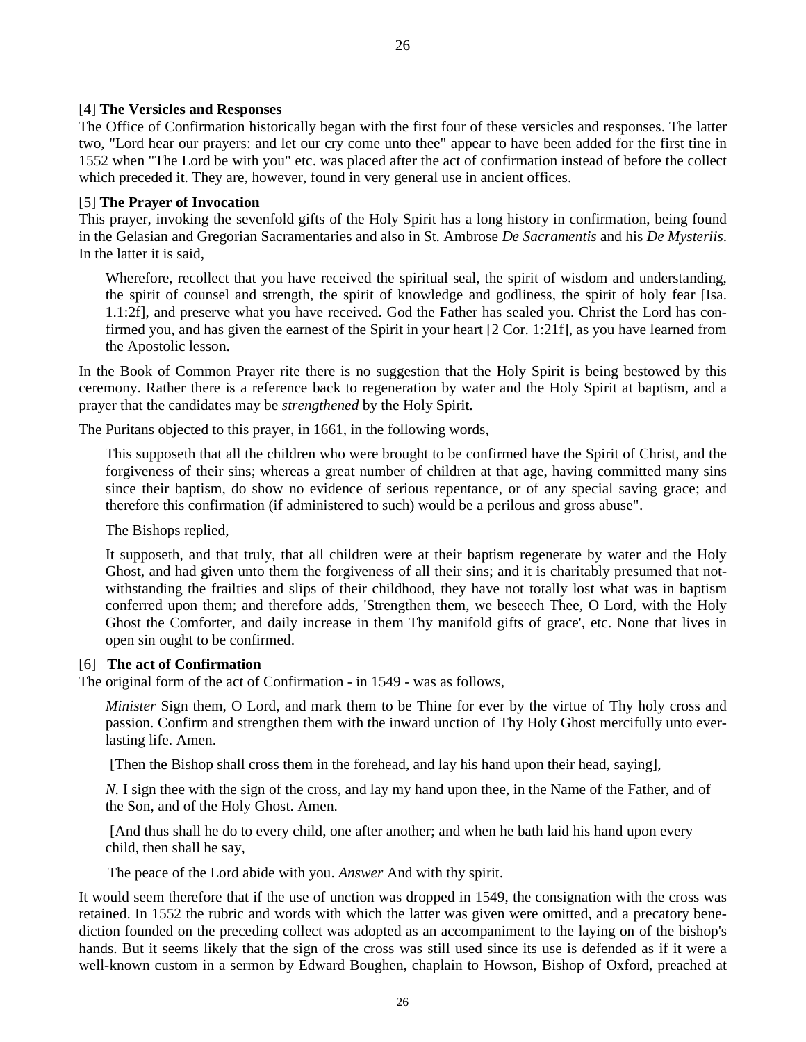[4] **The Versicles and Responses**

The Office of Confirmation historically began with the first four of these versicles and responses. The latter two, "Lord hear our prayers: and let our cry come unto thee" appear to have been added for the first tine in 1552 when "The Lord be with you" etc. was placed after the act of confirmation instead of before the collect which preceded it. They are, however, found in very general use in ancient offices.

[5] **The Prayer of Invocation**

This prayer, invoking the sevenfold gifts of the Holy Spirit has a long history in confirmation, being found in the Gelasian and Gregorian Sacramentaries and also in St. Ambrose *De Sacramentis* and his *De Mysteriis*. In the latter it is said,

> Wherefore, recollect that you have received the spiritual seal, the spirit of wisdom and understanding, the spirit of counsel and strength, the spirit of knowledge and godliness, the spirit of holy fear [Isa. 1.1:2f], and preserve what you have received. God the Father has sealed you. Christ the Lord has confirmed you, and has given the earnest of the Spirit in your heart [2 Cor. 1:21f], as you have learned from the Apostolic lesson.

In the Book of Common Prayer rite there is no suggestion that the Holy Spirit is being bestowed by this ceremony. Rather there is a reference back to regeneration by water and the Holy Spirit at baptism, and a prayer that the candidates may be *strengthened* by the Holy Spirit.

The Puritans objected to this prayer, in 1661, in the following words,

> This supposeth that all the children who were brought to be confirmed have the Spirit of Christ, and the forgiveness of their sins; whereas a great number of children at that age, having committed many sins since their baptism, do show no evidence of serious repentance, or of any special saving grace; and therefore this confirmation (if administered to such) would be a perilous and gross abuse".
>
> The Bishops replied,
>
> It supposeth, and that truly, that all children were at their baptism regenerate by water and the Holy Ghost, and had given unto them the forgiveness of all their sins; and it is charitably presumed that notwithstanding the frailties and slips of their childhood, they have not totally lost what was in baptism conferred upon them; and therefore adds, 'Strengthen them, we beseech Thee, O Lord, with the Holy Ghost the Comforter, and daily increase in them Thy manifold gifts of grace', etc. None that lives in open sin ought to be confirmed.

[6] **The act of Confirmation**

The original form of the act of Confirmation - in 1549 - was as follows,

> *Minister* Sign them, O Lord, and mark them to be Thine for ever by the virtue of Thy holy cross and passion. Confirm and strengthen them with the inward unction of Thy Holy Ghost mercifully unto everlasting life. Amen.
>
> [Then the Bishop shall cross them in the forehead, and lay his hand upon their head, saying],
>
> *N.* I sign thee with the sign of the cross, and lay my hand upon thee, in the Name of the Father, and of the Son, and of the Holy Ghost. Amen.
>
> [And thus shall he do to every child, one after another; and when he bath laid his hand upon every child, then shall he say,
>
> The peace of the Lord abide with you. *Answer* And with thy spirit.

It would seem therefore that if the use of unction was dropped in 1549, the consignation with the cross was retained. In 1552 the rubric and words with which the latter was given were omitted, and a precatory benediction founded on the preceding collect was adopted as an accompaniment to the laying on of the bishop's hands. But it seems likely that the sign of the cross was still used since its use is defended as if it were a well-known custom in a sermon by Edward Boughen, chaplain to Howson, Bishop of Oxford, preached at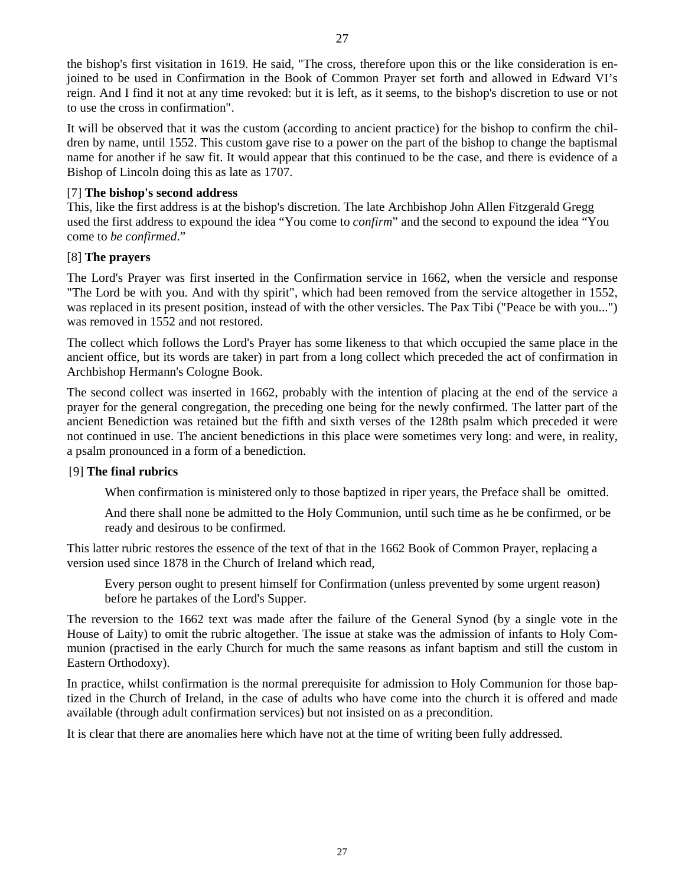the bishop's first visitation in 1619. He said, "The cross, therefore upon this or the like consideration is enjoined to be used in Confirmation in the Book of Common Prayer set forth and allowed in Edward VI's reign. And I find it not at any time revoked: but it is left, as it seems, to the bishop's discretion to use or not to use the cross in confirmation".

It will be observed that it was the custom (according to ancient practice) for the bishop to confirm the children by name, until 1552. This custom gave rise to a power on the part of the bishop to change the baptismal name for another if he saw fit. It would appear that this continued to be the case, and there is evidence of a Bishop of Lincoln doing this as late as 1707.

[7] **The bishop's second address**

This, like the first address is at the bishop's discretion. The late Archbishop John Allen Fitzgerald Gregg used the first address to expound the idea "You come to *confirm*" and the second to expound the idea "You come to *be confirmed*."

[8] **The prayers**

The Lord's Prayer was first inserted in the Confirmation service in 1662, when the versicle and response "The Lord be with you. And with thy spirit", which had been removed from the service altogether in 1552, was replaced in its present position, instead of with the other versicles. The Pax Tibi ("Peace be with you...") was removed in 1552 and not restored.

The collect which follows the Lord's Prayer has some likeness to that which occupied the same place in the ancient office, but its words are taker) in part from a long collect which preceded the act of confirmation in Archbishop Hermann's Cologne Book.

The second collect was inserted in 1662, probably with the intention of placing at the end of the service a prayer for the general congregation, the preceding one being for the newly confirmed. The latter part of the ancient Benediction was retained but the fifth and sixth verses of the 128th psalm which preceded it were not continued in use. The ancient benedictions in this place were sometimes very long: and were, in reality, a psalm pronounced in a form of a benediction.

[9] **The final rubrics**

> When confirmation is ministered only to those baptized in riper years, the Preface shall be omitted.
>
> And there shall none be admitted to the Holy Communion, until such time as he be confirmed, or be ready and desirous to be confirmed.

This latter rubric restores the essence of the text of that in the 1662 Book of Common Prayer, replacing a version used since 1878 in the Church of Ireland which read,

> Every person ought to present himself for Confirmation (unless prevented by some urgent reason) before he partakes of the Lord's Supper.

The reversion to the 1662 text was made after the failure of the General Synod (by a single vote in the House of Laity) to omit the rubric altogether. The issue at stake was the admission of infants to Holy Communion (practised in the early Church for much the same reasons as infant baptism and still the custom in Eastern Orthodoxy).

In practice, whilst confirmation is the normal prerequisite for admission to Holy Communion for those baptized in the Church of Ireland, in the case of adults who have come into the church it is offered and made available (through adult confirmation services) but not insisted on as a precondition.

It is clear that there are anomalies here which have not at the time of writing been fully addressed.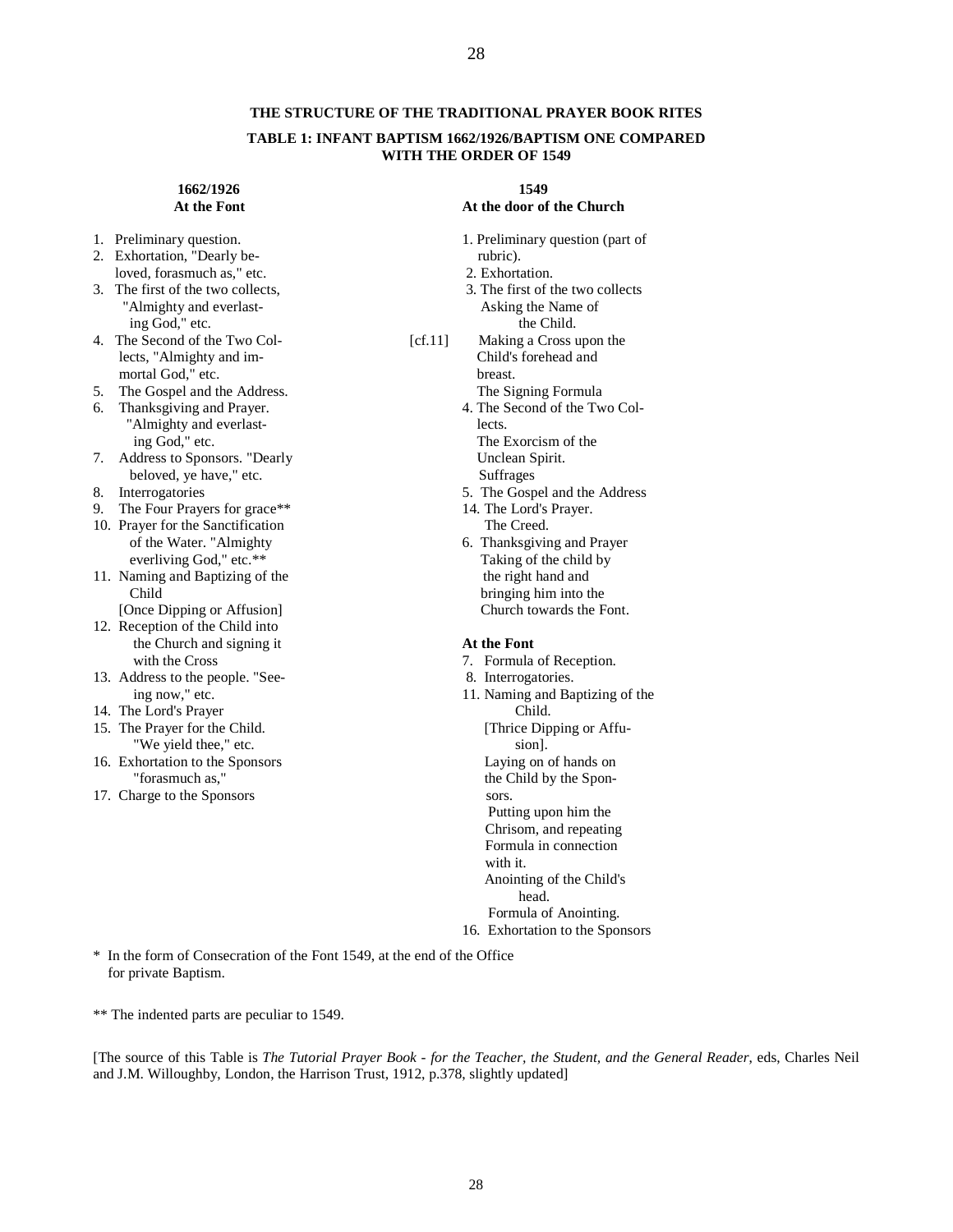## THE STRUCTURE OF THE TRADITIONAL PRAYER BOOK RITES

### TABLE 1: INFANT BAPTISM 1662/1926/BAPTISM ONE COMPARED WITH THE ORDER OF 1549

**1662/1926**
**At the Font**

1. Preliminary question.
2. Exhortation, "Dearly beloved, forasmuch as," etc.
3. The first of the two collects, "Almighty and everlasting God," etc.
4. The Second of the Two Collects, "Almighty and immortal God," etc.
5. The Gospel and the Address.
6. Thanksgiving and Prayer. "Almighty and everlasting God," etc.
7. Address to Sponsors. "Dearly beloved, ye have," etc.
8. Interrogatories
9. The Four Prayers for grace**
10. Prayer for the Sanctification of the Water. "Almighty everliving God," etc.**
11. Naming and Baptizing of the Child [Once Dipping or Affusion]
12. Reception of the Child into the Church and signing it with the Cross
13. Address to the people. "Seeing now," etc.
14. The Lord's Prayer
15. The Prayer for the Child. "We yield thee," etc.
16. Exhortation to the Sponsors "forasmuch as,"
17. Charge to the Sponsors

**1549**
**At the door of the Church**

1. Preliminary question (part of rubric).
2. Exhortation.
3. The first of the two collects
   Asking the Name of the Child.

[cf.11] Making a Cross upon the Child's forehead and breast.
   The Signing Formula

4. The Second of the Two Collects.
   The Exorcism of the Unclean Spirit.
   Suffrages
5. The Gospel and the Address
14. The Lord's Prayer.
   The Creed.
6. Thanksgiving and Prayer
   Taking of the child by the right hand and bringing him into the Church towards the Font.

**At the Font**

7. Formula of Reception.
8. Interrogatories.
11. Naming and Baptizing of the Child.
   [Thrice Dipping or Affusion].
   Laying on of hands on the Child by the Sponsors.
   Putting upon him the Chrisom, and repeating Formula in connection with it.
   Anointing of the Child's head.
   Formula of Anointing.
16. Exhortation to the Sponsors

\* In the form of Consecration of the Font 1549, at the end of the Office for private Baptism.

\*\* The indented parts are peculiar to 1549.

[The source of this Table is *The Tutorial Prayer Book - for the Teacher, the Student, and the General Reader*, eds, Charles Neil and J.M. Willoughby, London, the Harrison Trust, 1912, p.378, slightly updated]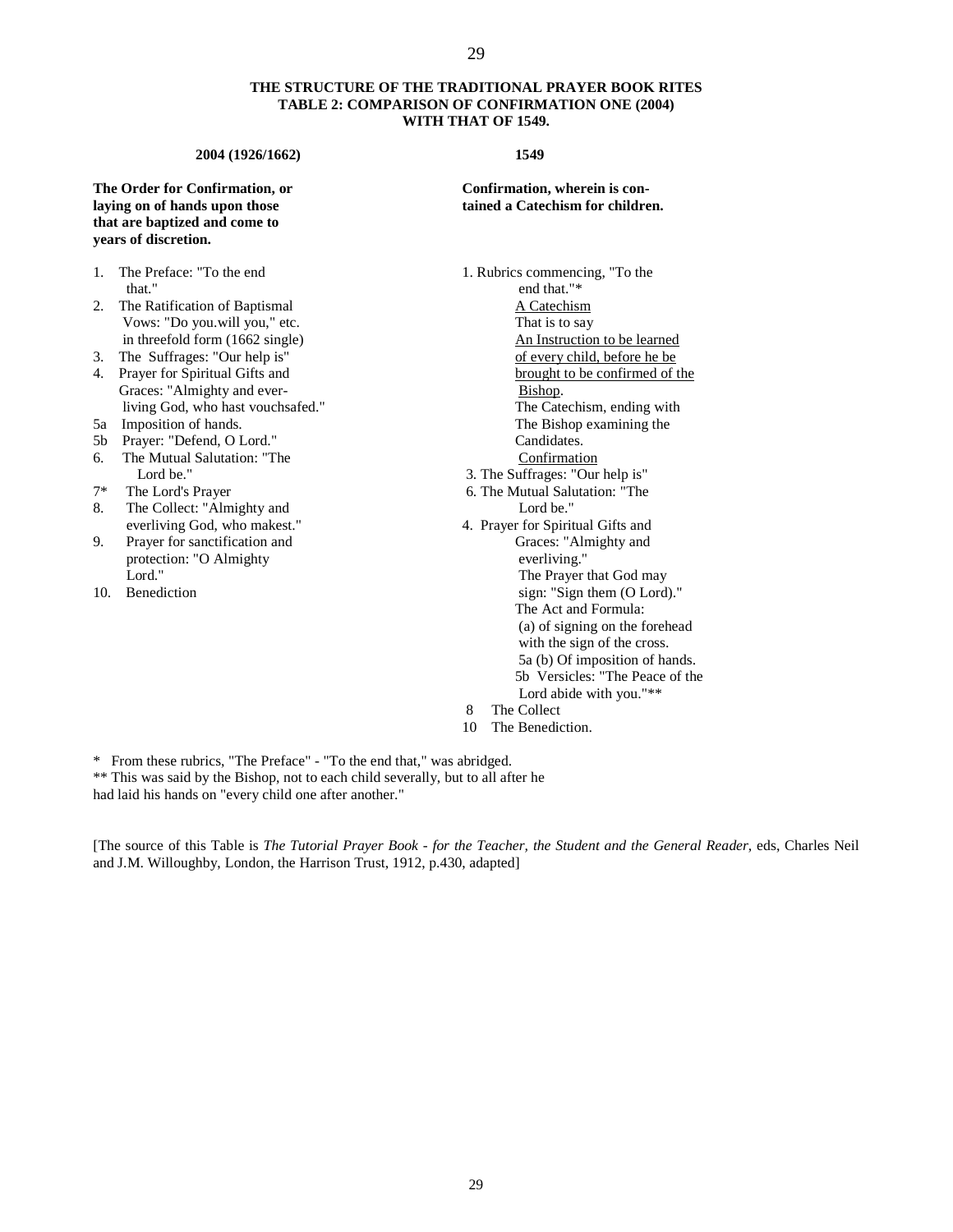**THE STRUCTURE OF THE TRADITIONAL PRAYER BOOK RITES**
**TABLE 2: COMPARISON OF CONFIRMATION ONE (2004) WITH THAT OF 1549.**

| 2004 (1926/1662) | 1549 |
|---|---|
| **The Order for Confirmation, or laying on of hands upon those that are baptized and come to years of discretion.** | **Confirmation, wherein is contained a Catechism for children.** |
| 1. The Preface: "To the end that." | 1. Rubrics commencing, "To the end that."* |
| 2. The Ratification of Baptismal Vows: "Do you.will you," etc. in threefold form (1662 single) | <u>A Catechism</u> That is to say <u>An Instruction to be learned of every child, before he be brought to be confirmed of the Bishop</u>. The Catechism, ending with The Bishop examining the Candidates. |
| 3. The Suffrages: "Our help is" | <u>Confirmation</u> |
| 4. Prayer for Spiritual Gifts and Graces: "Almighty and ever-living God, who hast vouchsafed." | 3. The Suffrages: "Our help is" |
| 5a Imposition of hands. | 6. The Mutual Salutation: "The Lord be." |
| 5b Prayer: "Defend, O Lord." | 4. Prayer for Spiritual Gifts and Graces: "Almighty and everliving." |
| 6. The Mutual Salutation: "The Lord be." | The Prayer that God may sign: "Sign them (O Lord)." |
| 7* The Lord's Prayer | The Act and Formula: (a) of signing on the forehead with the sign of the cross. |
| 8. The Collect: "Almighty and everliving God, who makest." | 5a (b) Of imposition of hands. |
| 9. Prayer for sanctification and protection: "O Almighty Lord." | 5b Versicles: "The Peace of the Lord abide with you."** |
| 10. Benediction | 8 The Collect |
| | 10 The Benediction. |

\* From these rubrics, "The Preface" - "To the end that," was abridged.
** This was said by the Bishop, not to each child severally, but to all after he had laid his hands on "every child one after another."

[The source of this Table is *The Tutorial Prayer Book - for the Teacher, the Student and the General Reader,* eds, Charles Neil and J.M. Willoughby, London, the Harrison Trust, 1912, p.430, adapted]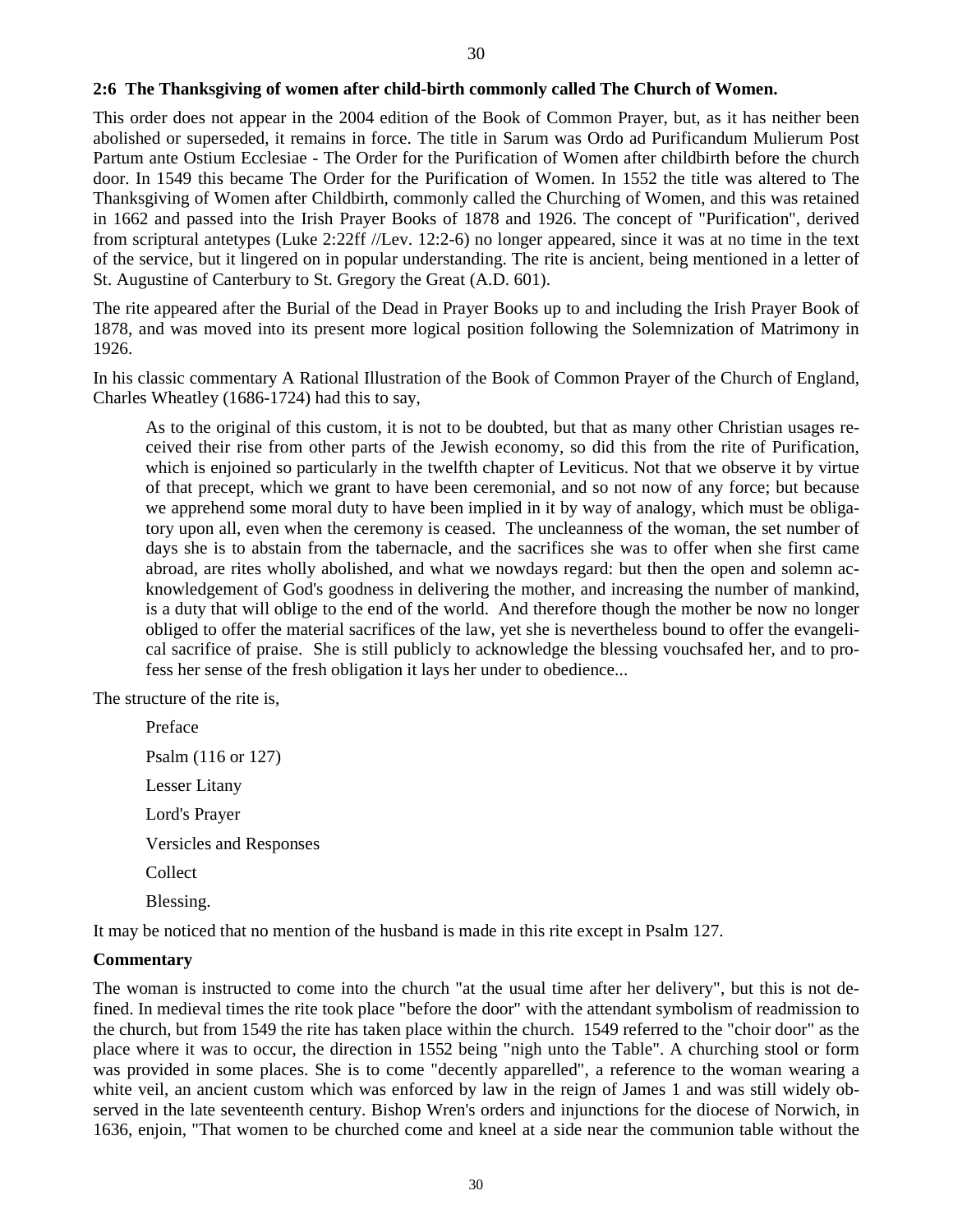### 2:6 The Thanksgiving of women after child-birth commonly called The Church of Women.

This order does not appear in the 2004 edition of the Book of Common Prayer, but, as it has neither been abolished or superseded, it remains in force. The title in Sarum was Ordo ad Purificandum Mulierum Post Partum ante Ostium Ecclesiae - The Order for the Purification of Women after childbirth before the church door. In 1549 this became The Order for the Purification of Women. In 1552 the title was altered to The Thanksgiving of Women after Childbirth, commonly called the Churching of Women, and this was retained in 1662 and passed into the Irish Prayer Books of 1878 and 1926. The concept of "Purification", derived from scriptural antetypes (Luke 2:22ff //Lev. 12:2-6) no longer appeared, since it was at no time in the text of the service, but it lingered on in popular understanding. The rite is ancient, being mentioned in a letter of St. Augustine of Canterbury to St. Gregory the Great (A.D. 601).

The rite appeared after the Burial of the Dead in Prayer Books up to and including the Irish Prayer Book of 1878, and was moved into its present more logical position following the Solemnization of Matrimony in 1926.

In his classic commentary A Rational Illustration of the Book of Common Prayer of the Church of England, Charles Wheatley (1686-1724) had this to say,

> As to the original of this custom, it is not to be doubted, but that as many other Christian usages received their rise from other parts of the Jewish economy, so did this from the rite of Purification, which is enjoined so particularly in the twelfth chapter of Leviticus. Not that we observe it by virtue of that precept, which we grant to have been ceremonial, and so not now of any force; but because we apprehend some moral duty to have been implied in it by way of analogy, which must be obligatory upon all, even when the ceremony is ceased. The uncleanness of the woman, the set number of days she is to abstain from the tabernacle, and the sacrifices she was to offer when she first came abroad, are rites wholly abolished, and what we nowdays regard: but then the open and solemn acknowledgement of God's goodness in delivering the mother, and increasing the number of mankind, is a duty that will oblige to the end of the world. And therefore though the mother be now no longer obliged to offer the material sacrifices of the law, yet she is nevertheless bound to offer the evangelical sacrifice of praise. She is still publicly to acknowledge the blessing vouchsafed her, and to profess her sense of the fresh obligation it lays her under to obedience...

The structure of the rite is,

- Preface
- Psalm (116 or 127)
- Lesser Litany
- Lord's Prayer
- Versicles and Responses
- Collect
- Blessing.

It may be noticed that no mention of the husband is made in this rite except in Psalm 127.

**Commentary**

The woman is instructed to come into the church "at the usual time after her delivery", but this is not defined. In medieval times the rite took place "before the door" with the attendant symbolism of readmission to the church, but from 1549 the rite has taken place within the church. 1549 referred to the "choir door" as the place where it was to occur, the direction in 1552 being "nigh unto the Table". A churching stool or form was provided in some places. She is to come "decently apparelled", a reference to the woman wearing a white veil, an ancient custom which was enforced by law in the reign of James 1 and was still widely observed in the late seventeenth century. Bishop Wren's orders and injunctions for the diocese of Norwich, in 1636, enjoin, "That women to be churched come and kneel at a side near the communion table without the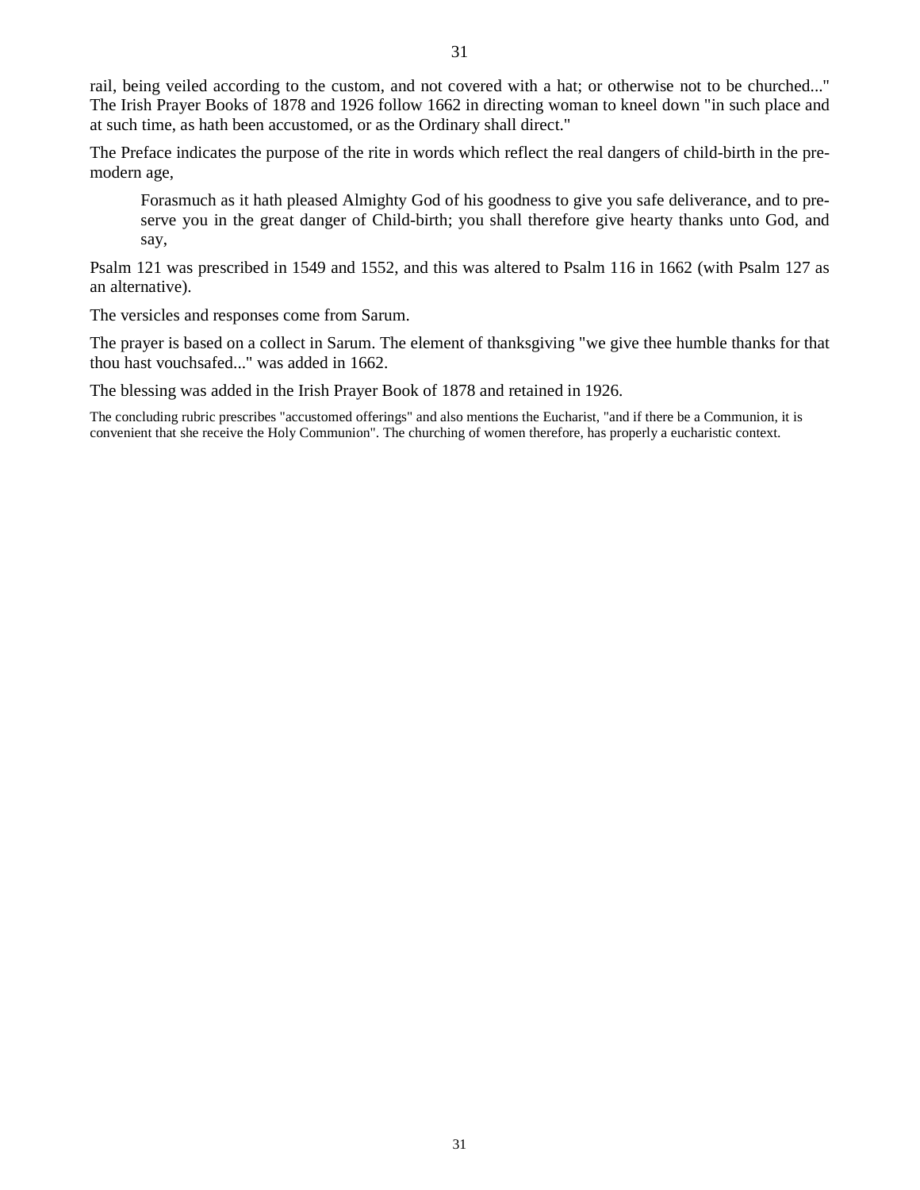rail, being veiled according to the custom, and not covered with a hat; or otherwise not to be churched..." The Irish Prayer Books of 1878 and 1926 follow 1662 in directing woman to kneel down "in such place and at such time, as hath been accustomed, or as the Ordinary shall direct."

The Preface indicates the purpose of the rite in words which reflect the real dangers of child-birth in the pre-modern age,

> Forasmuch as it hath pleased Almighty God of his goodness to give you safe deliverance, and to preserve you in the great danger of Child-birth; you shall therefore give hearty thanks unto God, and say,

Psalm 121 was prescribed in 1549 and 1552, and this was altered to Psalm 116 in 1662 (with Psalm 127 as an alternative).

The versicles and responses come from Sarum.

The prayer is based on a collect in Sarum. The element of thanksgiving "we give thee humble thanks for that thou hast vouchsafed..." was added in 1662.

The blessing was added in the Irish Prayer Book of 1878 and retained in 1926.

The concluding rubric prescribes "accustomed offerings" and also mentions the Eucharist, "and if there be a Communion, it is convenient that she receive the Holy Communion". The churching of women therefore, has properly a eucharistic context.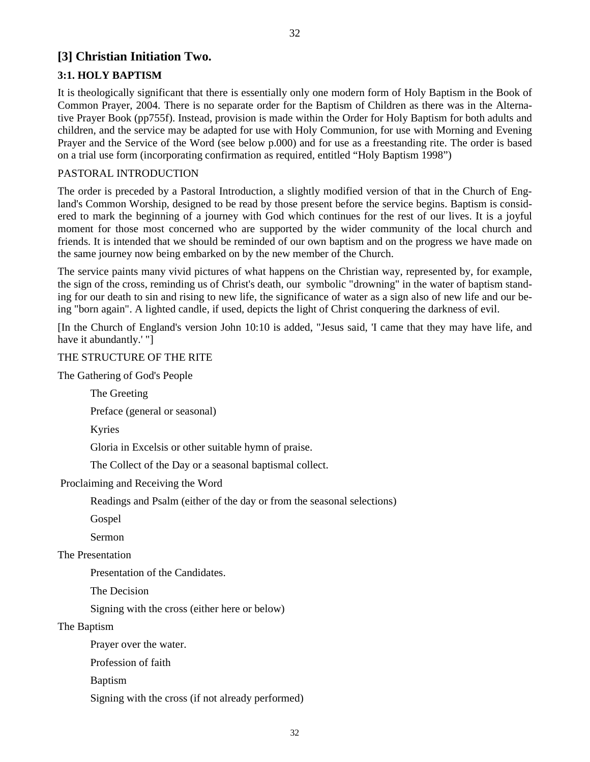## [3] Christian Initiation Two.

### 3:1. HOLY BAPTISM

It is theologically significant that there is essentially only one modern form of Holy Baptism in the Book of Common Prayer, 2004. There is no separate order for the Baptism of Children as there was in the Alternative Prayer Book (pp755f). Instead, provision is made within the Order for Holy Baptism for both adults and children, and the service may be adapted for use with Holy Communion, for use with Morning and Evening Prayer and the Service of the Word (see below p.000) and for use as a freestanding rite. The order is based on a trial use form (incorporating confirmation as required, entitled "Holy Baptism 1998")

PASTORAL INTRODUCTION

The order is preceded by a Pastoral Introduction, a slightly modified version of that in the Church of England's Common Worship, designed to be read by those present before the service begins. Baptism is considered to mark the beginning of a journey with God which continues for the rest of our lives. It is a joyful moment for those most concerned who are supported by the wider community of the local church and friends. It is intended that we should be reminded of our own baptism and on the progress we have made on the same journey now being embarked on by the new member of the Church.

The service paints many vivid pictures of what happens on the Christian way, represented by, for example, the sign of the cross, reminding us of Christ's death, our symbolic "drowning" in the water of baptism standing for our death to sin and rising to new life, the significance of water as a sign also of new life and our being "born again". A lighted candle, if used, depicts the light of Christ conquering the darkness of evil.

[In the Church of England's version John 10:10 is added, "Jesus said, 'I came that they may have life, and have it abundantly.' "]

THE STRUCTURE OF THE RITE

The Gathering of God's People

- The Greeting
- Preface (general or seasonal)
- Kyries
- Gloria in Excelsis or other suitable hymn of praise.
- The Collect of the Day or a seasonal baptismal collect.

Proclaiming and Receiving the Word

- Readings and Psalm (either of the day or from the seasonal selections)
- Gospel
- Sermon

The Presentation

- Presentation of the Candidates.
- The Decision
- Signing with the cross (either here or below)

The Baptism

- Prayer over the water.
- Profession of faith
- Baptism
- Signing with the cross (if not already performed)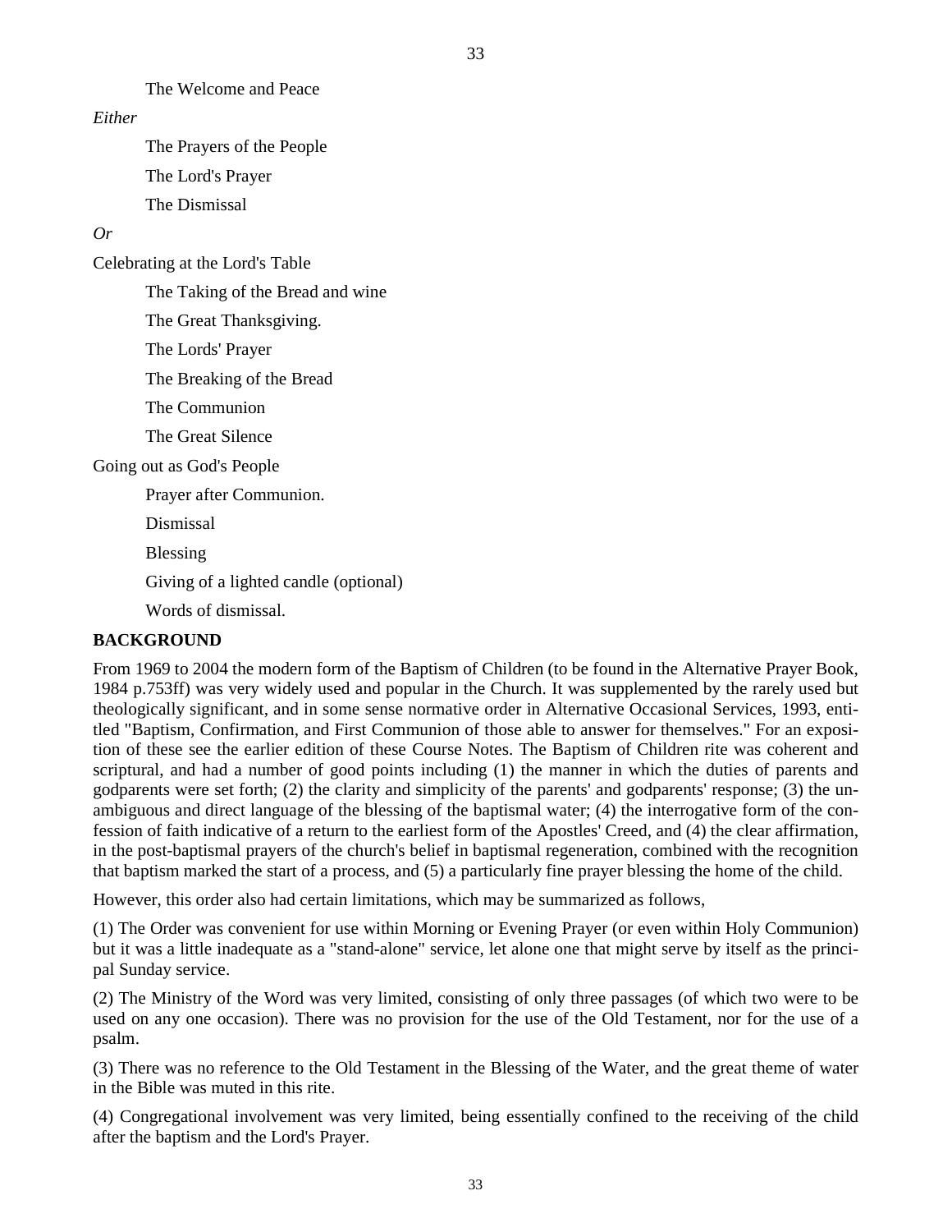The Welcome and Peace

*Either*

The Prayers of the People

The Lord's Prayer

The Dismissal

*Or*

Celebrating at the Lord's Table

The Taking of the Bread and wine

The Great Thanksgiving.

The Lords' Prayer

The Breaking of the Bread

The Communion

The Great Silence

Going out as God's People

Prayer after Communion.

Dismissal

Blessing

Giving of a lighted candle (optional)

Words of dismissal.

**BACKGROUND**

From 1969 to 2004 the modern form of the Baptism of Children (to be found in the Alternative Prayer Book, 1984 p.753ff) was very widely used and popular in the Church. It was supplemented by the rarely used but theologically significant, and in some sense normative order in Alternative Occasional Services, 1993, entitled "Baptism, Confirmation, and First Communion of those able to answer for themselves." For an exposition of these see the earlier edition of these Course Notes. The Baptism of Children rite was coherent and scriptural, and had a number of good points including (1) the manner in which the duties of parents and godparents were set forth; (2) the clarity and simplicity of the parents' and godparents' response; (3) the unambiguous and direct language of the blessing of the baptismal water; (4) the interrogative form of the confession of faith indicative of a return to the earliest form of the Apostles' Creed, and (4) the clear affirmation, in the post-baptismal prayers of the church's belief in baptismal regeneration, combined with the recognition that baptism marked the start of a process, and (5) a particularly fine prayer blessing the home of the child.

However, this order also had certain limitations, which may be summarized as follows,

(1) The Order was convenient for use within Morning or Evening Prayer (or even within Holy Communion) but it was a little inadequate as a "stand-alone" service, let alone one that might serve by itself as the principal Sunday service.

(2) The Ministry of the Word was very limited, consisting of only three passages (of which two were to be used on any one occasion). There was no provision for the use of the Old Testament, nor for the use of a psalm.

(3) There was no reference to the Old Testament in the Blessing of the Water, and the great theme of water in the Bible was muted in this rite.

(4) Congregational involvement was very limited, being essentially confined to the receiving of the child after the baptism and the Lord's Prayer.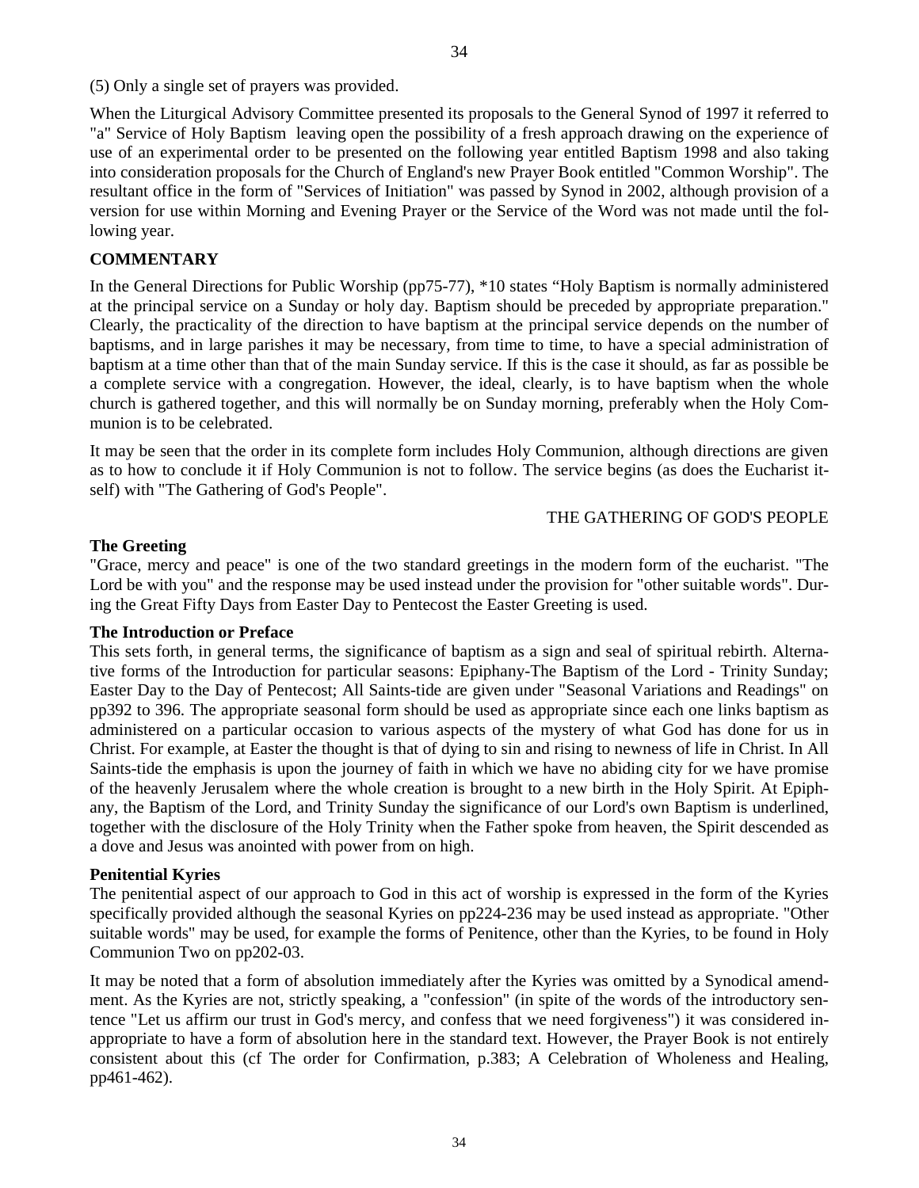(5) Only a single set of prayers was provided.

When the Liturgical Advisory Committee presented its proposals to the General Synod of 1997 it referred to "a" Service of Holy Baptism leaving open the possibility of a fresh approach drawing on the experience of use of an experimental order to be presented on the following year entitled Baptism 1998 and also taking into consideration proposals for the Church of England's new Prayer Book entitled "Common Worship". The resultant office in the form of "Services of Initiation" was passed by Synod in 2002, although provision of a version for use within Morning and Evening Prayer or the Service of the Word was not made until the following year.

## COMMENTARY

In the General Directions for Public Worship (pp75-77), *10 states "Holy Baptism is normally administered at the principal service on a Sunday or holy day. Baptism should be preceded by appropriate preparation." Clearly, the practicality of the direction to have baptism at the principal service depends on the number of baptisms, and in large parishes it may be necessary, from time to time, to have a special administration of baptism at a time other than that of the main Sunday service. If this is the case it should, as far as possible be a complete service with a congregation. However, the ideal, clearly, is to have baptism when the whole church is gathered together, and this will normally be on Sunday morning, preferably when the Holy Communion is to be celebrated.

It may be seen that the order in its complete form includes Holy Communion, although directions are given as to how to conclude it if Holy Communion is not to follow. The service begins (as does the Eucharist itself) with "The Gathering of God's People".

THE GATHERING OF GOD'S PEOPLE

### The Greeting

"Grace, mercy and peace" is one of the two standard greetings in the modern form of the eucharist. "The Lord be with you" and the response may be used instead under the provision for "other suitable words". During the Great Fifty Days from Easter Day to Pentecost the Easter Greeting is used.

### The Introduction or Preface

This sets forth, in general terms, the significance of baptism as a sign and seal of spiritual rebirth. Alternative forms of the Introduction for particular seasons: Epiphany-The Baptism of the Lord - Trinity Sunday; Easter Day to the Day of Pentecost; All Saints-tide are given under "Seasonal Variations and Readings" on pp392 to 396. The appropriate seasonal form should be used as appropriate since each one links baptism as administered on a particular occasion to various aspects of the mystery of what God has done for us in Christ. For example, at Easter the thought is that of dying to sin and rising to newness of life in Christ. In All Saints-tide the emphasis is upon the journey of faith in which we have no abiding city for we have promise of the heavenly Jerusalem where the whole creation is brought to a new birth in the Holy Spirit. At Epiphany, the Baptism of the Lord, and Trinity Sunday the significance of our Lord's own Baptism is underlined, together with the disclosure of the Holy Trinity when the Father spoke from heaven, the Spirit descended as a dove and Jesus was anointed with power from on high.

### Penitential Kyries

The penitential aspect of our approach to God in this act of worship is expressed in the form of the Kyries specifically provided although the seasonal Kyries on pp224-236 may be used instead as appropriate. "Other suitable words" may be used, for example the forms of Penitence, other than the Kyries, to be found in Holy Communion Two on pp202-03.

It may be noted that a form of absolution immediately after the Kyries was omitted by a Synodical amendment. As the Kyries are not, strictly speaking, a "confession" (in spite of the words of the introductory sentence "Let us affirm our trust in God's mercy, and confess that we need forgiveness") it was considered inappropriate to have a form of absolution here in the standard text. However, the Prayer Book is not entirely consistent about this (cf The order for Confirmation, p.383; A Celebration of Wholeness and Healing, pp461-462).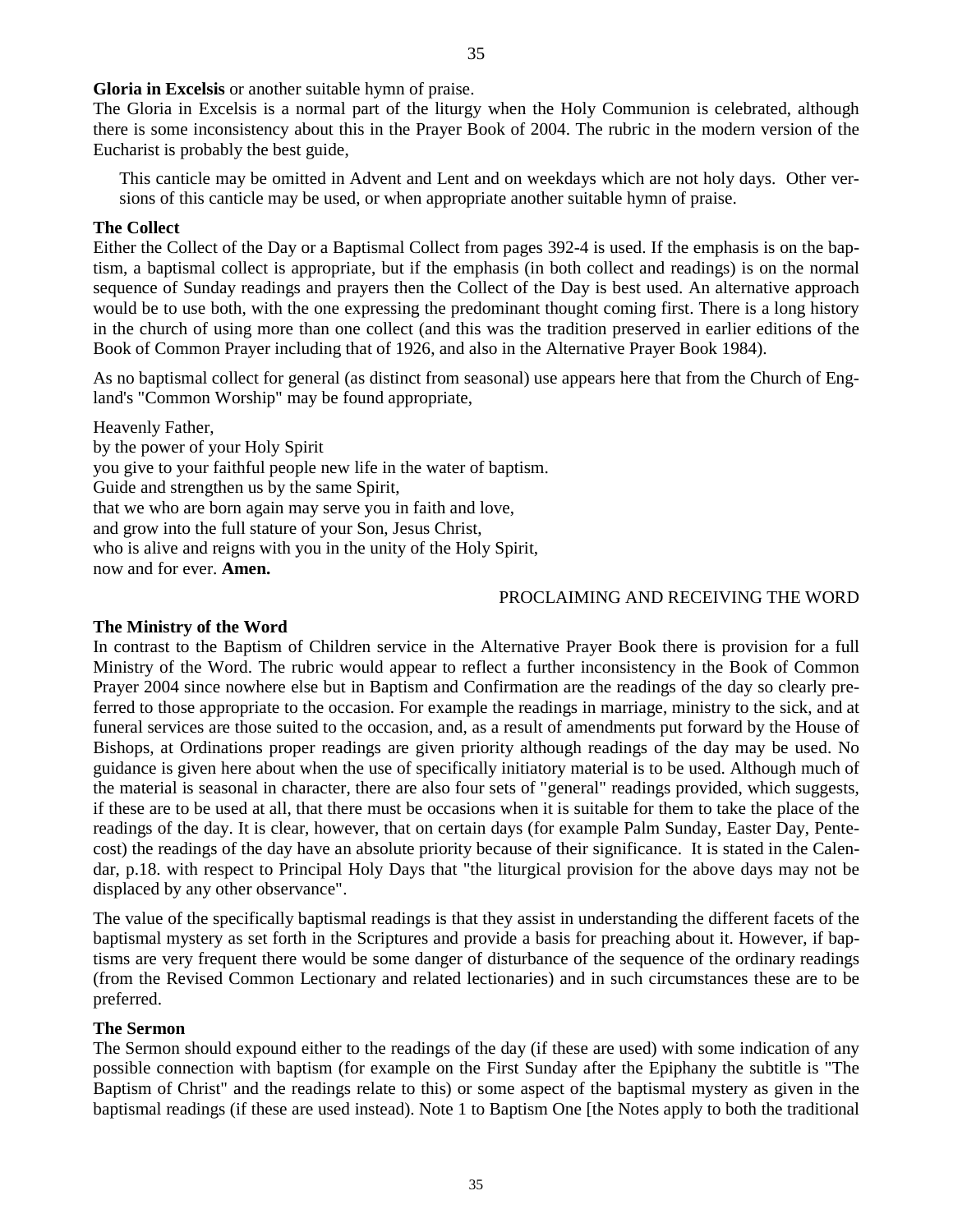**Gloria in Excelsis** or another suitable hymn of praise.

The Gloria in Excelsis is a normal part of the liturgy when the Holy Communion is celebrated, although there is some inconsistency about this in the Prayer Book of 2004. The rubric in the modern version of the Eucharist is probably the best guide,

> This canticle may be omitted in Advent and Lent and on weekdays which are not holy days. Other versions of this canticle may be used, or when appropriate another suitable hymn of praise.

**The Collect**

Either the Collect of the Day or a Baptismal Collect from pages 392-4 is used. If the emphasis is on the baptism, a baptismal collect is appropriate, but if the emphasis (in both collect and readings) is on the normal sequence of Sunday readings and prayers then the Collect of the Day is best used. An alternative approach would be to use both, with the one expressing the predominant thought coming first. There is a long history in the church of using more than one collect (and this was the tradition preserved in earlier editions of the Book of Common Prayer including that of 1926, and also in the Alternative Prayer Book 1984).

As no baptismal collect for general (as distinct from seasonal) use appears here that from the Church of England's "Common Worship" may be found appropriate,

Heavenly Father,
by the power of your Holy Spirit
you give to your faithful people new life in the water of baptism.
Guide and strengthen us by the same Spirit,
that we who are born again may serve you in faith and love,
and grow into the full stature of your Son, Jesus Christ,
who is alive and reigns with you in the unity of the Holy Spirit,
now and for ever. **Amen.**

PROCLAIMING AND RECEIVING THE WORD

**The Ministry of the Word**

In contrast to the Baptism of Children service in the Alternative Prayer Book there is provision for a full Ministry of the Word. The rubric would appear to reflect a further inconsistency in the Book of Common Prayer 2004 since nowhere else but in Baptism and Confirmation are the readings of the day so clearly preferred to those appropriate to the occasion. For example the readings in marriage, ministry to the sick, and at funeral services are those suited to the occasion, and, as a result of amendments put forward by the House of Bishops, at Ordinations proper readings are given priority although readings of the day may be used. No guidance is given here about when the use of specifically initiatory material is to be used. Although much of the material is seasonal in character, there are also four sets of "general" readings provided, which suggests, if these are to be used at all, that there must be occasions when it is suitable for them to take the place of the readings of the day. It is clear, however, that on certain days (for example Palm Sunday, Easter Day, Pentecost) the readings of the day have an absolute priority because of their significance. It is stated in the Calendar, p.18. with respect to Principal Holy Days that "the liturgical provision for the above days may not be displaced by any other observance".

The value of the specifically baptismal readings is that they assist in understanding the different facets of the baptismal mystery as set forth in the Scriptures and provide a basis for preaching about it. However, if baptisms are very frequent there would be some danger of disturbance of the sequence of the ordinary readings (from the Revised Common Lectionary and related lectionaries) and in such circumstances these are to be preferred.

**The Sermon**

The Sermon should expound either to the readings of the day (if these are used) with some indication of any possible connection with baptism (for example on the First Sunday after the Epiphany the subtitle is "The Baptism of Christ" and the readings relate to this) or some aspect of the baptismal mystery as given in the baptismal readings (if these are used instead). Note 1 to Baptism One [the Notes apply to both the traditional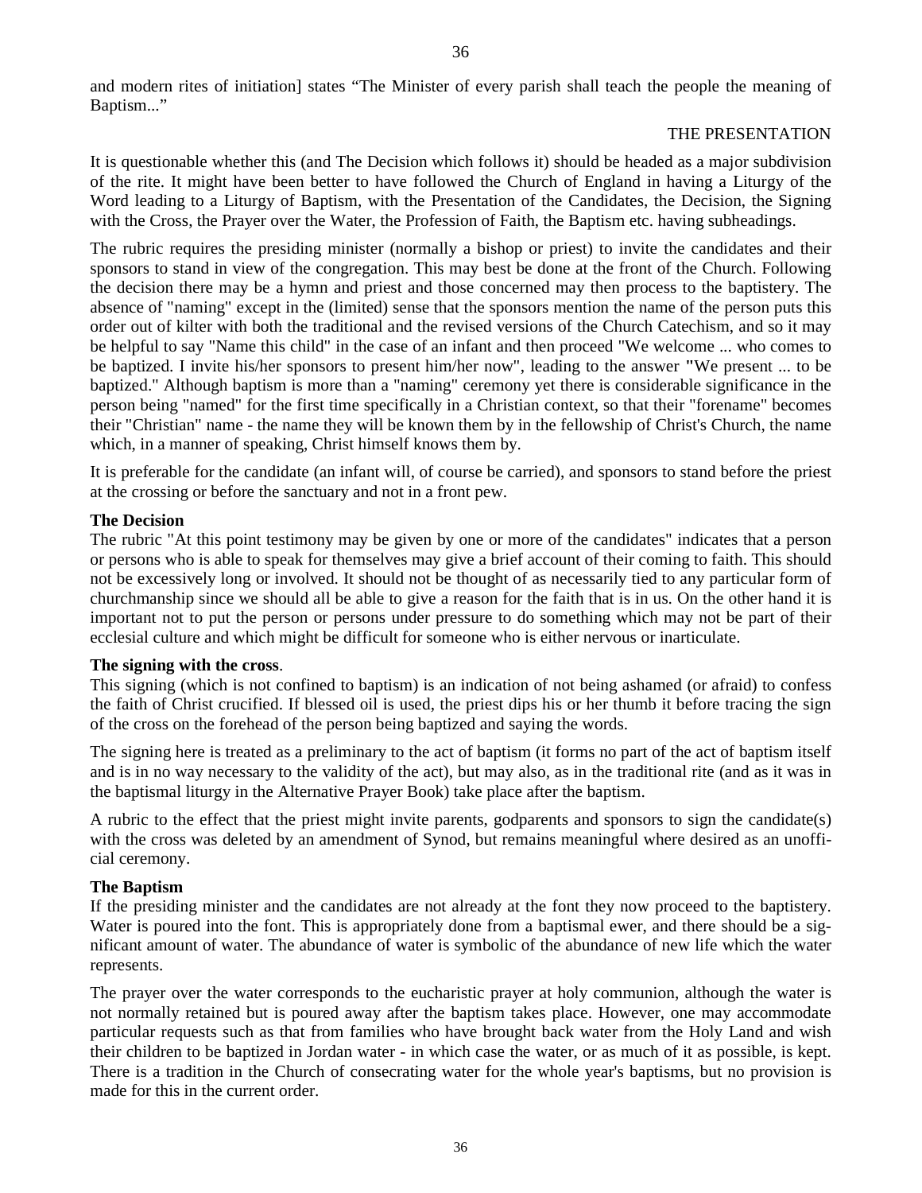and modern rites of initiation] states “The Minister of every parish shall teach the people the meaning of Baptism...”

THE PRESENTATION

It is questionable whether this (and The Decision which follows it) should be headed as a major subdivision of the rite. It might have been better to have followed the Church of England in having a Liturgy of the Word leading to a Liturgy of Baptism, with the Presentation of the Candidates, the Decision, the Signing with the Cross, the Prayer over the Water, the Profession of Faith, the Baptism etc. having subheadings.

The rubric requires the presiding minister (normally a bishop or priest) to invite the candidates and their sponsors to stand in view of the congregation. This may best be done at the front of the Church. Following the decision there may be a hymn and priest and those concerned may then process to the baptistery. The absence of "naming" except in the (limited) sense that the sponsors mention the name of the person puts this order out of kilter with both the traditional and the revised versions of the Church Catechism, and so it may be helpful to say "Name this child" in the case of an infant and then proceed "We welcome ... who comes to be baptized. I invite his/her sponsors to present him/her now", leading to the answer "We present ... to be baptized." Although baptism is more than a "naming" ceremony yet there is considerable significance in the person being "named" for the first time specifically in a Christian context, so that their "forename" becomes their "Christian" name - the name they will be known them by in the fellowship of Christ's Church, the name which, in a manner of speaking, Christ himself knows them by.

It is preferable for the candidate (an infant will, of course be carried), and sponsors to stand before the priest at the crossing or before the sanctuary and not in a front pew.

**The Decision**

The rubric "At this point testimony may be given by one or more of the candidates" indicates that a person or persons who is able to speak for themselves may give a brief account of their coming to faith. This should not be excessively long or involved. It should not be thought of as necessarily tied to any particular form of churchmanship since we should all be able to give a reason for the faith that is in us. On the other hand it is important not to put the person or persons under pressure to do something which may not be part of their ecclesial culture and which might be difficult for someone who is either nervous or inarticulate.

**The signing with the cross**.

This signing (which is not confined to baptism) is an indication of not being ashamed (or afraid) to confess the faith of Christ crucified. If blessed oil is used, the priest dips his or her thumb it before tracing the sign of the cross on the forehead of the person being baptized and saying the words.

The signing here is treated as a preliminary to the act of baptism (it forms no part of the act of baptism itself and is in no way necessary to the validity of the act), but may also, as in the traditional rite (and as it was in the baptismal liturgy in the Alternative Prayer Book) take place after the baptism.

A rubric to the effect that the priest might invite parents, godparents and sponsors to sign the candidate(s) with the cross was deleted by an amendment of Synod, but remains meaningful where desired as an unofficial ceremony.

**The Baptism**

If the presiding minister and the candidates are not already at the font they now proceed to the baptistery. Water is poured into the font. This is appropriately done from a baptismal ewer, and there should be a significant amount of water. The abundance of water is symbolic of the abundance of new life which the water represents.

The prayer over the water corresponds to the eucharistic prayer at holy communion, although the water is not normally retained but is poured away after the baptism takes place. However, one may accommodate particular requests such as that from families who have brought back water from the Holy Land and wish their children to be baptized in Jordan water - in which case the water, or as much of it as possible, is kept. There is a tradition in the Church of consecrating water for the whole year's baptisms, but no provision is made for this in the current order.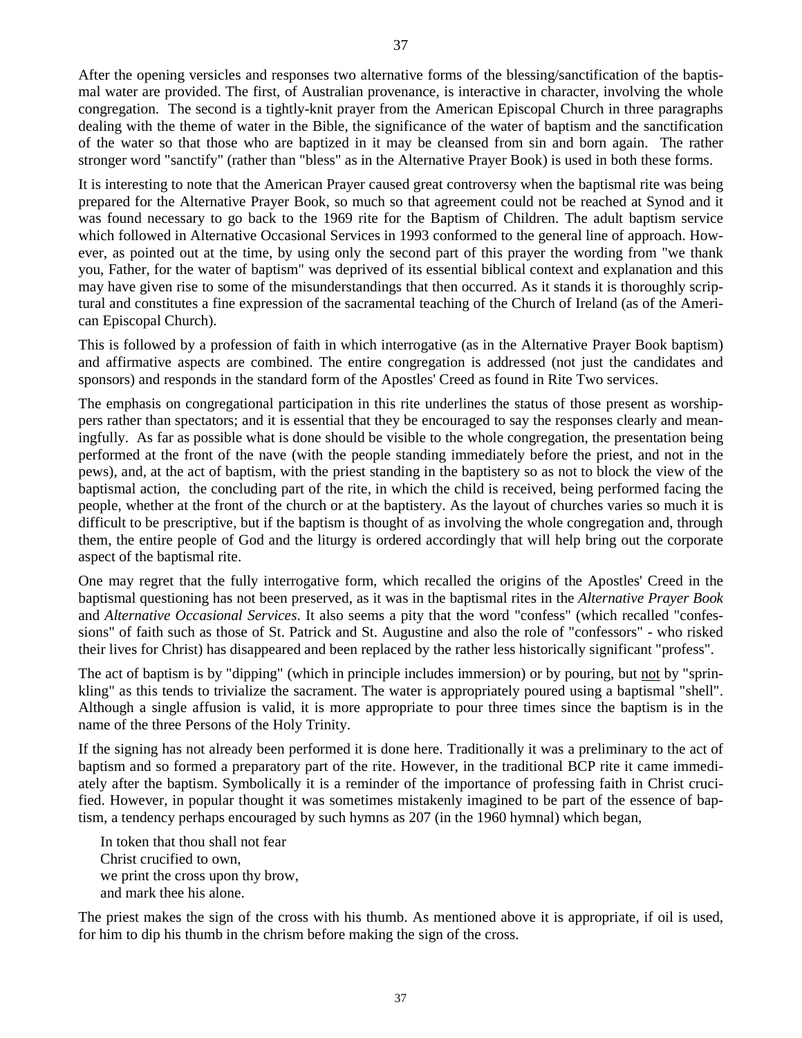After the opening versicles and responses two alternative forms of the blessing/sanctification of the baptismal water are provided. The first, of Australian provenance, is interactive in character, involving the whole congregation. The second is a tightly-knit prayer from the American Episcopal Church in three paragraphs dealing with the theme of water in the Bible, the significance of the water of baptism and the sanctification of the water so that those who are baptized in it may be cleansed from sin and born again. The rather stronger word "sanctify" (rather than "bless" as in the Alternative Prayer Book) is used in both these forms.

It is interesting to note that the American Prayer caused great controversy when the baptismal rite was being prepared for the Alternative Prayer Book, so much so that agreement could not be reached at Synod and it was found necessary to go back to the 1969 rite for the Baptism of Children. The adult baptism service which followed in Alternative Occasional Services in 1993 conformed to the general line of approach. However, as pointed out at the time, by using only the second part of this prayer the wording from "we thank you, Father, for the water of baptism" was deprived of its essential biblical context and explanation and this may have given rise to some of the misunderstandings that then occurred. As it stands it is thoroughly scriptural and constitutes a fine expression of the sacramental teaching of the Church of Ireland (as of the American Episcopal Church).

This is followed by a profession of faith in which interrogative (as in the Alternative Prayer Book baptism) and affirmative aspects are combined. The entire congregation is addressed (not just the candidates and sponsors) and responds in the standard form of the Apostles' Creed as found in Rite Two services.

The emphasis on congregational participation in this rite underlines the status of those present as worshippers rather than spectators; and it is essential that they be encouraged to say the responses clearly and meaningfully. As far as possible what is done should be visible to the whole congregation, the presentation being performed at the front of the nave (with the people standing immediately before the priest, and not in the pews), and, at the act of baptism, with the priest standing in the baptistery so as not to block the view of the baptismal action, the concluding part of the rite, in which the child is received, being performed facing the people, whether at the front of the church or at the baptistery. As the layout of churches varies so much it is difficult to be prescriptive, but if the baptism is thought of as involving the whole congregation and, through them, the entire people of God and the liturgy is ordered accordingly that will help bring out the corporate aspect of the baptismal rite.

One may regret that the fully interrogative form, which recalled the origins of the Apostles' Creed in the baptismal questioning has not been preserved, as it was in the baptismal rites in the *Alternative Prayer Book* and *Alternative Occasional Services*. It also seems a pity that the word "confess" (which recalled "confessions" of faith such as those of St. Patrick and St. Augustine and also the role of "confessors" - who risked their lives for Christ) has disappeared and been replaced by the rather less historically significant "profess".

The act of baptism is by "dipping" (which in principle includes immersion) or by pouring, but <u>not</u> by "sprinkling" as this tends to trivialize the sacrament. The water is appropriately poured using a baptismal "shell". Although a single affusion is valid, it is more appropriate to pour three times since the baptism is in the name of the three Persons of the Holy Trinity.

If the signing has not already been performed it is done here. Traditionally it was a preliminary to the act of baptism and so formed a preparatory part of the rite. However, in the traditional BCP rite it came immediately after the baptism. Symbolically it is a reminder of the importance of professing faith in Christ crucified. However, in popular thought it was sometimes mistakenly imagined to be part of the essence of baptism, a tendency perhaps encouraged by such hymns as 207 (in the 1960 hymnal) which began,

> In token that thou shall not fear
> Christ crucified to own,
> we print the cross upon thy brow,
> and mark thee his alone.

The priest makes the sign of the cross with his thumb. As mentioned above it is appropriate, if oil is used, for him to dip his thumb in the chrism before making the sign of the cross.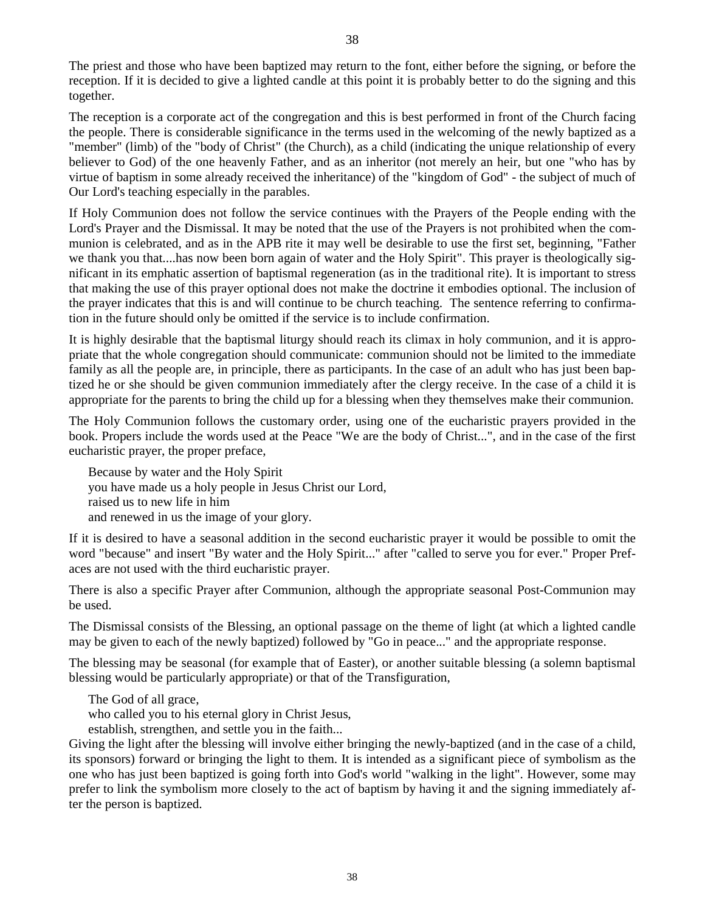The priest and those who have been baptized may return to the font, either before the signing, or before the reception. If it is decided to give a lighted candle at this point it is probably better to do the signing and this together.

The reception is a corporate act of the congregation and this is best performed in front of the Church facing the people. There is considerable significance in the terms used in the welcoming of the newly baptized as a "member" (limb) of the "body of Christ" (the Church), as a child (indicating the unique relationship of every believer to God) of the one heavenly Father, and as an inheritor (not merely an heir, but one "who has by virtue of baptism in some already received the inheritance) of the "kingdom of God" - the subject of much of Our Lord's teaching especially in the parables.

If Holy Communion does not follow the service continues with the Prayers of the People ending with the Lord's Prayer and the Dismissal. It may be noted that the use of the Prayers is not prohibited when the communion is celebrated, and as in the APB rite it may well be desirable to use the first set, beginning, "Father we thank you that....has now been born again of water and the Holy Spirit". This prayer is theologically significant in its emphatic assertion of baptismal regeneration (as in the traditional rite). It is important to stress that making the use of this prayer optional does not make the doctrine it embodies optional. The inclusion of the prayer indicates that this is and will continue to be church teaching. The sentence referring to confirmation in the future should only be omitted if the service is to include confirmation.

It is highly desirable that the baptismal liturgy should reach its climax in holy communion, and it is appropriate that the whole congregation should communicate: communion should not be limited to the immediate family as all the people are, in principle, there as participants. In the case of an adult who has just been baptized he or she should be given communion immediately after the clergy receive. In the case of a child it is appropriate for the parents to bring the child up for a blessing when they themselves make their communion.

The Holy Communion follows the customary order, using one of the eucharistic prayers provided in the book. Propers include the words used at the Peace "We are the body of Christ...", and in the case of the first eucharistic prayer, the proper preface,

> Because by water and the Holy Spirit
> you have made us a holy people in Jesus Christ our Lord,
> raised us to new life in him
> and renewed in us the image of your glory.

If it is desired to have a seasonal addition in the second eucharistic prayer it would be possible to omit the word "because" and insert "By water and the Holy Spirit..." after "called to serve you for ever." Proper Prefaces are not used with the third eucharistic prayer.

There is also a specific Prayer after Communion, although the appropriate seasonal Post-Communion may be used.

The Dismissal consists of the Blessing, an optional passage on the theme of light (at which a lighted candle may be given to each of the newly baptized) followed by "Go in peace..." and the appropriate response.

The blessing may be seasonal (for example that of Easter), or another suitable blessing (a solemn baptismal blessing would be particularly appropriate) or that of the Transfiguration,

> The God of all grace,
> who called you to his eternal glory in Christ Jesus,
> establish, strengthen, and settle you in the faith...

Giving the light after the blessing will involve either bringing the newly-baptized (and in the case of a child, its sponsors) forward or bringing the light to them. It is intended as a significant piece of symbolism as the one who has just been baptized is going forth into God's world "walking in the light". However, some may prefer to link the symbolism more closely to the act of baptism by having it and the signing immediately after the person is baptized.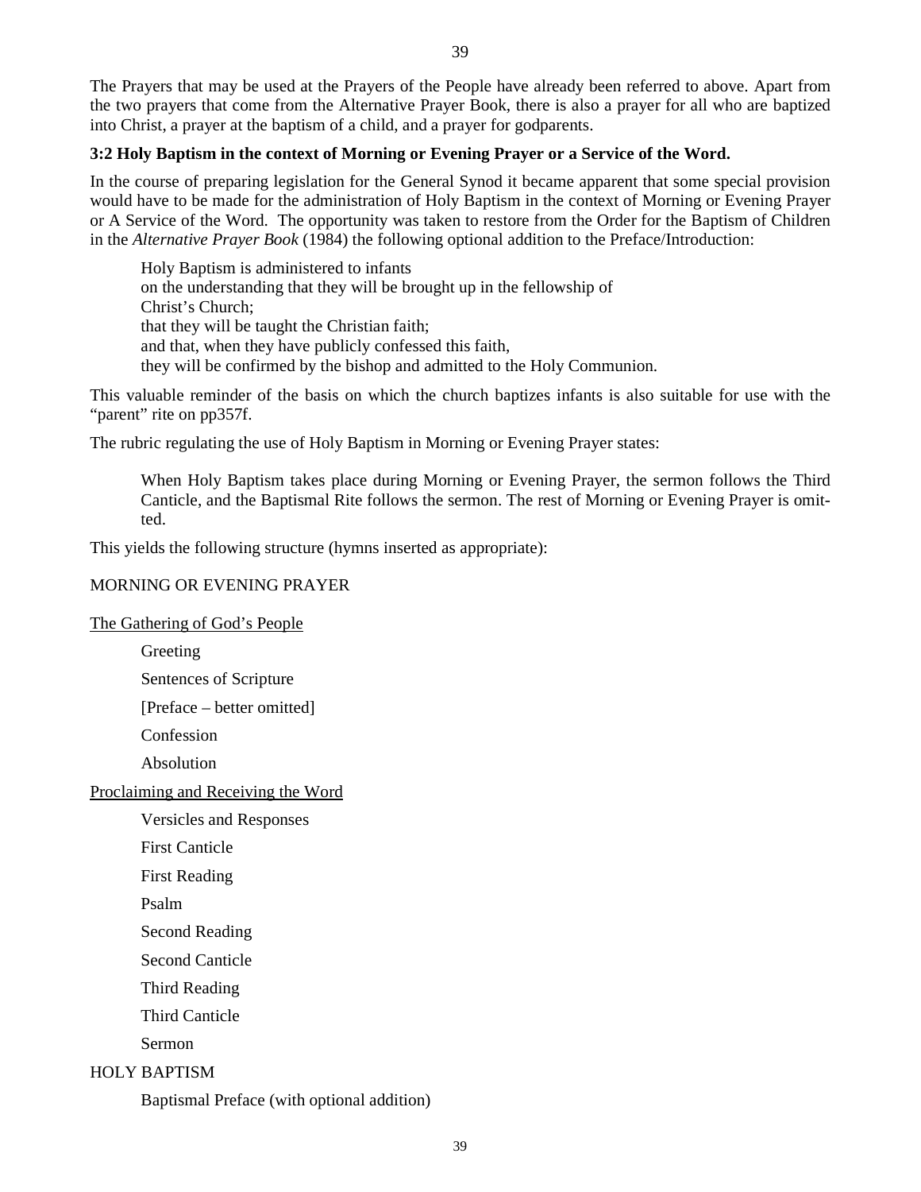The Prayers that may be used at the Prayers of the People have already been referred to above. Apart from the two prayers that come from the Alternative Prayer Book, there is also a prayer for all who are baptized into Christ, a prayer at the baptism of a child, and a prayer for godparents.

**3:2 Holy Baptism in the context of Morning or Evening Prayer or a Service of the Word.**

In the course of preparing legislation for the General Synod it became apparent that some special provision would have to be made for the administration of Holy Baptism in the context of Morning or Evening Prayer or A Service of the Word. The opportunity was taken to restore from the Order for the Baptism of Children in the *Alternative Prayer Book* (1984) the following optional addition to the Preface/Introduction:

> Holy Baptism is administered to infants
> on the understanding that they will be brought up in the fellowship of
> Christ's Church;
> that they will be taught the Christian faith;
> and that, when they have publicly confessed this faith,
> they will be confirmed by the bishop and admitted to the Holy Communion.

This valuable reminder of the basis on which the church baptizes infants is also suitable for use with the "parent" rite on pp357f.

The rubric regulating the use of Holy Baptism in Morning or Evening Prayer states:

> When Holy Baptism takes place during Morning or Evening Prayer, the sermon follows the Third Canticle, and the Baptismal Rite follows the sermon. The rest of Morning or Evening Prayer is omitted.

This yields the following structure (hymns inserted as appropriate):

MORNING OR EVENING PRAYER

<u>The Gathering of God's People</u>

- Greeting
- Sentences of Scripture
- [Preface – better omitted]
- Confession
- Absolution

<u>Proclaiming and Receiving the Word</u>

- Versicles and Responses
- First Canticle
- First Reading
- Psalm
- Second Reading
- Second Canticle
- Third Reading
- Third Canticle
- Sermon

HOLY BAPTISM

- Baptismal Preface (with optional addition)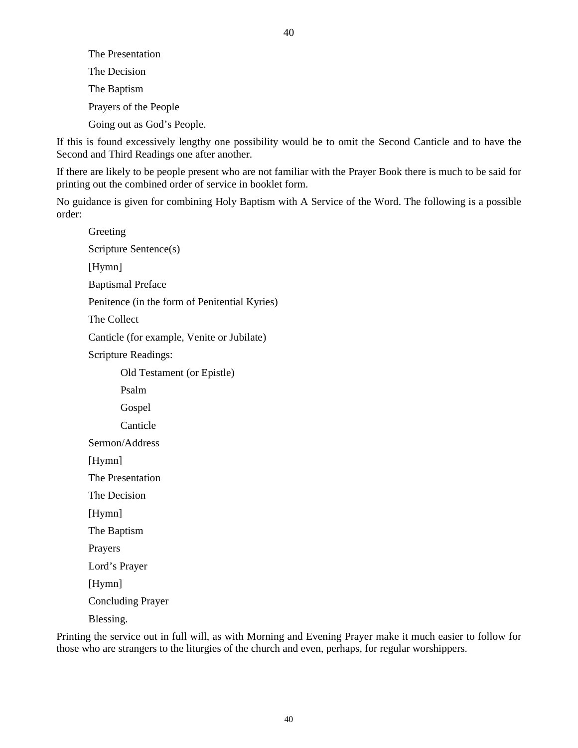The Presentation

The Decision

The Baptism

Prayers of the People

Going out as God's People.

If this is found excessively lengthy one possibility would be to omit the Second Canticle and to have the Second and Third Readings one after another.

If there are likely to be people present who are not familiar with the Prayer Book there is much to be said for printing out the combined order of service in booklet form.

No guidance is given for combining Holy Baptism with A Service of the Word. The following is a possible order:

Greeting

Scripture Sentence(s)

[Hymn]

Baptismal Preface

Penitence (in the form of Penitential Kyries)

The Collect

Canticle (for example, Venite or Jubilate)

Scripture Readings:

Old Testament (or Epistle)

Psalm

Gospel

Canticle

Sermon/Address

[Hymn]

The Presentation

The Decision

[Hymn]

The Baptism

Prayers

Lord's Prayer

[Hymn]

Concluding Prayer

Blessing.

Printing the service out in full will, as with Morning and Evening Prayer make it much easier to follow for those who are strangers to the liturgies of the church and even, perhaps, for regular worshippers.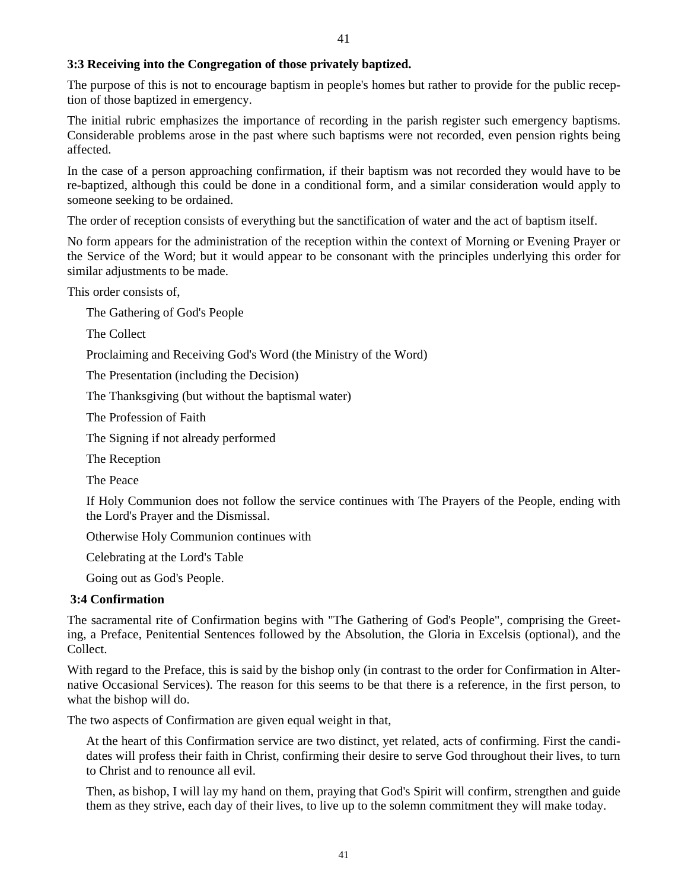### 3:3 Receiving into the Congregation of those privately baptized.

The purpose of this is not to encourage baptism in people's homes but rather to provide for the public reception of those baptized in emergency.

The initial rubric emphasizes the importance of recording in the parish register such emergency baptisms. Considerable problems arose in the past where such baptisms were not recorded, even pension rights being affected.

In the case of a person approaching confirmation, if their baptism was not recorded they would have to be re-baptized, although this could be done in a conditional form, and a similar consideration would apply to someone seeking to be ordained.

The order of reception consists of everything but the sanctification of water and the act of baptism itself.

No form appears for the administration of the reception within the context of Morning or Evening Prayer or the Service of the Word; but it would appear to be consonant with the principles underlying this order for similar adjustments to be made.

This order consists of,

> The Gathering of God's People
>
> The Collect
>
> Proclaiming and Receiving God's Word (the Ministry of the Word)
>
> The Presentation (including the Decision)
>
> The Thanksgiving (but without the baptismal water)
>
> The Profession of Faith
>
> The Signing if not already performed
>
> The Reception
>
> The Peace
>
> If Holy Communion does not follow the service continues with The Prayers of the People, ending with the Lord's Prayer and the Dismissal.
>
> Otherwise Holy Communion continues with
>
> Celebrating at the Lord's Table
>
> Going out as God's People.

### 3:4 Confirmation

The sacramental rite of Confirmation begins with "The Gathering of God's People", comprising the Greeting, a Preface, Penitential Sentences followed by the Absolution, the Gloria in Excelsis (optional), and the Collect.

With regard to the Preface, this is said by the bishop only (in contrast to the order for Confirmation in Alternative Occasional Services). The reason for this seems to be that there is a reference, in the first person, to what the bishop will do.

The two aspects of Confirmation are given equal weight in that,

> At the heart of this Confirmation service are two distinct, yet related, acts of confirming. First the candidates will profess their faith in Christ, confirming their desire to serve God throughout their lives, to turn to Christ and to renounce all evil.
>
> Then, as bishop, I will lay my hand on them, praying that God's Spirit will confirm, strengthen and guide them as they strive, each day of their lives, to live up to the solemn commitment they will make today.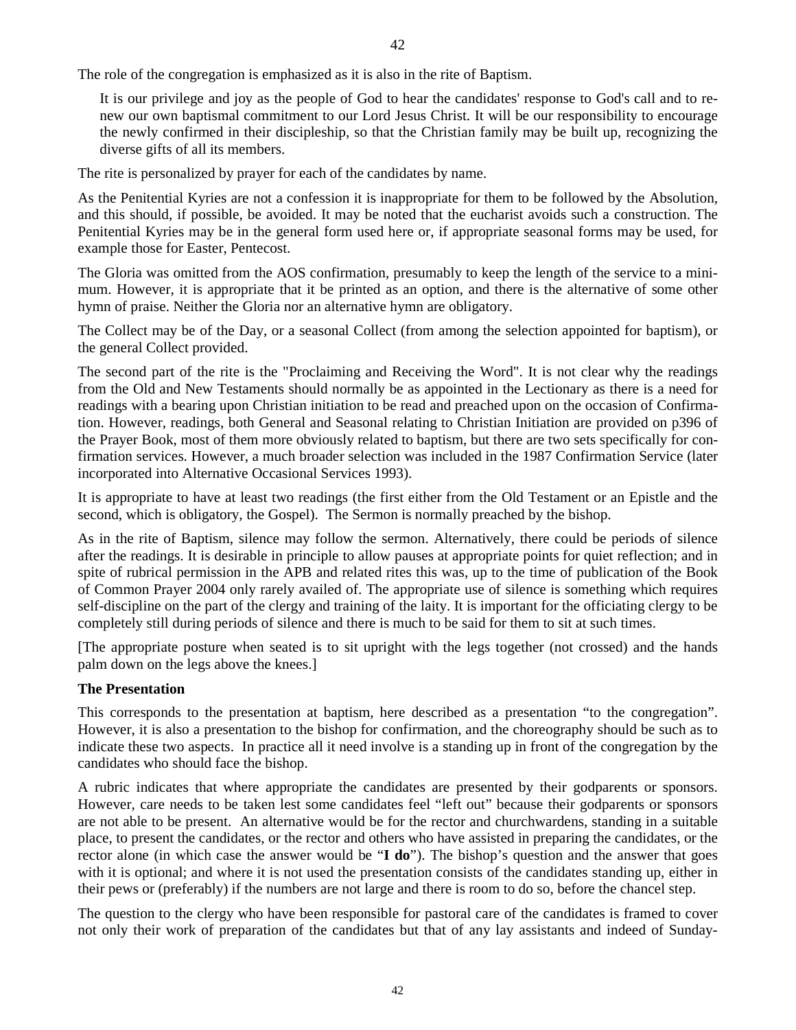The role of the congregation is emphasized as it is also in the rite of Baptism.

> It is our privilege and joy as the people of God to hear the candidates' response to God's call and to renew our own baptismal commitment to our Lord Jesus Christ. It will be our responsibility to encourage the newly confirmed in their discipleship, so that the Christian family may be built up, recognizing the diverse gifts of all its members.

The rite is personalized by prayer for each of the candidates by name.

As the Penitential Kyries are not a confession it is inappropriate for them to be followed by the Absolution, and this should, if possible, be avoided. It may be noted that the eucharist avoids such a construction. The Penitential Kyries may be in the general form used here or, if appropriate seasonal forms may be used, for example those for Easter, Pentecost.

The Gloria was omitted from the AOS confirmation, presumably to keep the length of the service to a minimum. However, it is appropriate that it be printed as an option, and there is the alternative of some other hymn of praise. Neither the Gloria nor an alternative hymn are obligatory.

The Collect may be of the Day, or a seasonal Collect (from among the selection appointed for baptism), or the general Collect provided.

The second part of the rite is the "Proclaiming and Receiving the Word". It is not clear why the readings from the Old and New Testaments should normally be as appointed in the Lectionary as there is a need for readings with a bearing upon Christian initiation to be read and preached upon on the occasion of Confirmation. However, readings, both General and Seasonal relating to Christian Initiation are provided on p396 of the Prayer Book, most of them more obviously related to baptism, but there are two sets specifically for confirmation services. However, a much broader selection was included in the 1987 Confirmation Service (later incorporated into Alternative Occasional Services 1993).

It is appropriate to have at least two readings (the first either from the Old Testament or an Epistle and the second, which is obligatory, the Gospel). The Sermon is normally preached by the bishop.

As in the rite of Baptism, silence may follow the sermon. Alternatively, there could be periods of silence after the readings. It is desirable in principle to allow pauses at appropriate points for quiet reflection; and in spite of rubrical permission in the APB and related rites this was, up to the time of publication of the Book of Common Prayer 2004 only rarely availed of. The appropriate use of silence is something which requires self-discipline on the part of the clergy and training of the laity. It is important for the officiating clergy to be completely still during periods of silence and there is much to be said for them to sit at such times.

[The appropriate posture when seated is to sit upright with the legs together (not crossed) and the hands palm down on the legs above the knees.]

**The Presentation**

This corresponds to the presentation at baptism, here described as a presentation "to the congregation". However, it is also a presentation to the bishop for confirmation, and the choreography should be such as to indicate these two aspects. In practice all it need involve is a standing up in front of the congregation by the candidates who should face the bishop.

A rubric indicates that where appropriate the candidates are presented by their godparents or sponsors. However, care needs to be taken lest some candidates feel "left out" because their godparents or sponsors are not able to be present. An alternative would be for the rector and churchwardens, standing in a suitable place, to present the candidates, or the rector and others who have assisted in preparing the candidates, or the rector alone (in which case the answer would be "**I do**"). The bishop's question and the answer that goes with it is optional; and where it is not used the presentation consists of the candidates standing up, either in their pews or (preferably) if the numbers are not large and there is room to do so, before the chancel step.

The question to the clergy who have been responsible for pastoral care of the candidates is framed to cover not only their work of preparation of the candidates but that of any lay assistants and indeed of Sunday-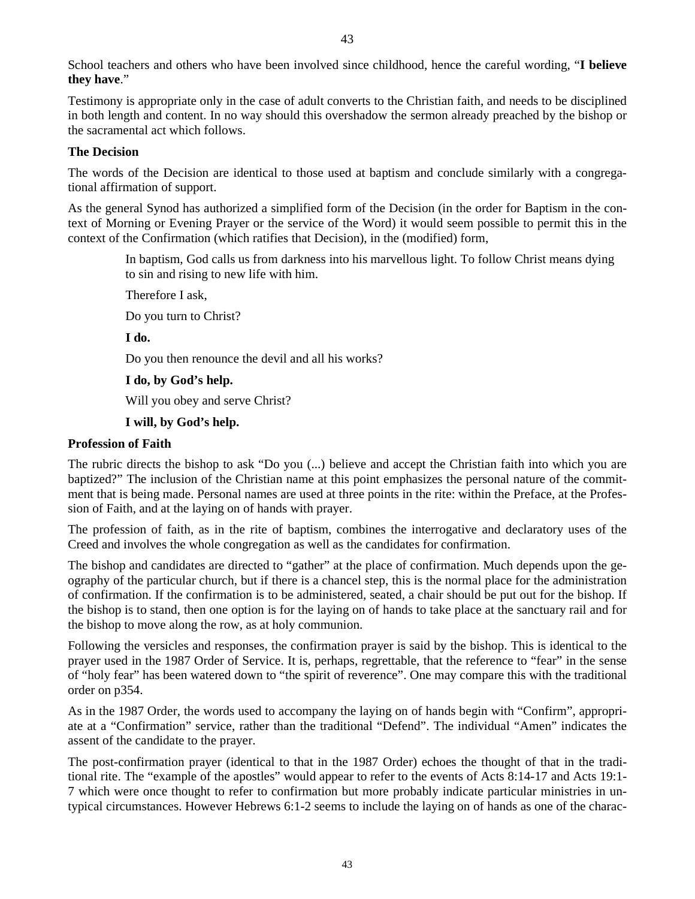School teachers and others who have been involved since childhood, hence the careful wording, "**I believe they have**."

Testimony is appropriate only in the case of adult converts to the Christian faith, and needs to be disciplined in both length and content. In no way should this overshadow the sermon already preached by the bishop or the sacramental act which follows.

**The Decision**

The words of the Decision are identical to those used at baptism and conclude similarly with a congregational affirmation of support.

As the general Synod has authorized a simplified form of the Decision (in the order for Baptism in the context of Morning or Evening Prayer or the service of the Word) it would seem possible to permit this in the context of the Confirmation (which ratifies that Decision), in the (modified) form,

> In baptism, God calls us from darkness into his marvellous light. To follow Christ means dying to sin and rising to new life with him.
>
> Therefore I ask,
>
> Do you turn to Christ?
>
> **I do.**
>
> Do you then renounce the devil and all his works?
>
> **I do, by God's help.**
>
> Will you obey and serve Christ?
>
> **I will, by God's help.**

**Profession of Faith**

The rubric directs the bishop to ask "Do you (...) believe and accept the Christian faith into which you are baptized?" The inclusion of the Christian name at this point emphasizes the personal nature of the commitment that is being made. Personal names are used at three points in the rite: within the Preface, at the Profession of Faith, and at the laying on of hands with prayer.

The profession of faith, as in the rite of baptism, combines the interrogative and declaratory uses of the Creed and involves the whole congregation as well as the candidates for confirmation.

The bishop and candidates are directed to "gather" at the place of confirmation. Much depends upon the geography of the particular church, but if there is a chancel step, this is the normal place for the administration of confirmation. If the confirmation is to be administered, seated, a chair should be put out for the bishop. If the bishop is to stand, then one option is for the laying on of hands to take place at the sanctuary rail and for the bishop to move along the row, as at holy communion.

Following the versicles and responses, the confirmation prayer is said by the bishop. This is identical to the prayer used in the 1987 Order of Service. It is, perhaps, regrettable, that the reference to "fear" in the sense of "holy fear" has been watered down to "the spirit of reverence". One may compare this with the traditional order on p354.

As in the 1987 Order, the words used to accompany the laying on of hands begin with "Confirm", appropriate at a "Confirmation" service, rather than the traditional "Defend". The individual "Amen" indicates the assent of the candidate to the prayer.

The post-confirmation prayer (identical to that in the 1987 Order) echoes the thought of that in the traditional rite. The "example of the apostles" would appear to refer to the events of Acts 8:14-17 and Acts 19:1-7 which were once thought to refer to confirmation but more probably indicate particular ministries in untypical circumstances. However Hebrews 6:1-2 seems to include the laying on of hands as one of the charac-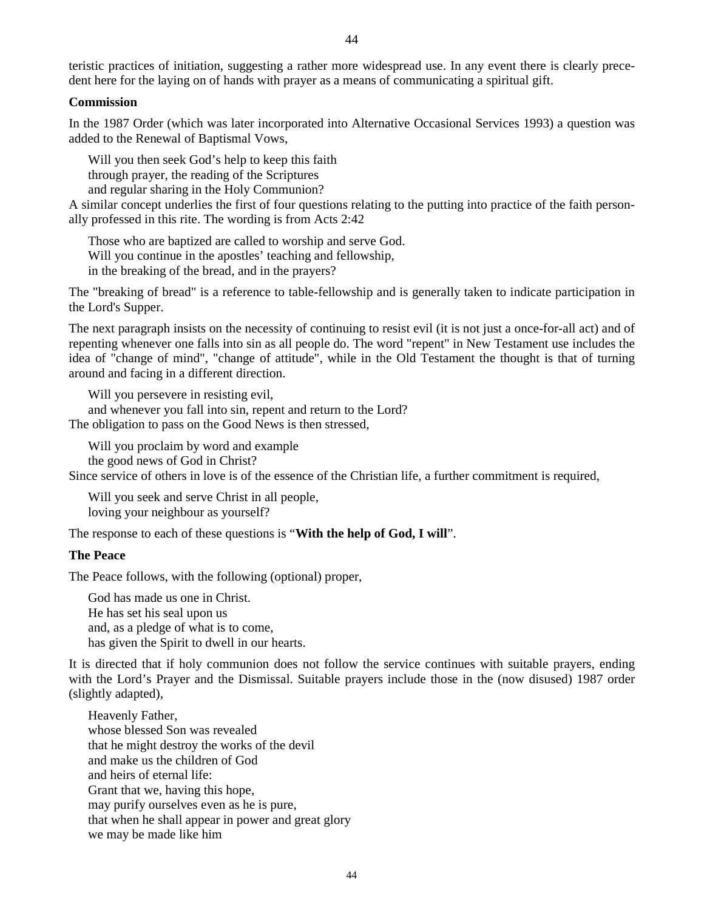teristic practices of initiation, suggesting a rather more widespread use. In any event there is clearly precedent here for the laying on of hands with prayer as a means of communicating a spiritual gift.

**Commission**

In the 1987 Order (which was later incorporated into Alternative Occasional Services 1993) a question was added to the Renewal of Baptismal Vows,

> Will you then seek God's help to keep this faith
> through prayer, the reading of the Scriptures
> and regular sharing in the Holy Communion?

A similar concept underlies the first of four questions relating to the putting into practice of the faith personally professed in this rite. The wording is from Acts 2:42

> Those who are baptized are called to worship and serve God.
> Will you continue in the apostles' teaching and fellowship,
> in the breaking of the bread, and in the prayers?

The "breaking of bread" is a reference to table-fellowship and is generally taken to indicate participation in the Lord's Supper.

The next paragraph insists on the necessity of continuing to resist evil (it is not just a once-for-all act) and of repenting whenever one falls into sin as all people do. The word "repent" in New Testament use includes the idea of "change of mind", "change of attitude", while in the Old Testament the thought is that of turning around and facing in a different direction.

> Will you persevere in resisting evil,
> and whenever you fall into sin, repent and return to the Lord?

The obligation to pass on the Good News is then stressed,

> Will you proclaim by word and example
> the good news of God in Christ?

Since service of others in love is of the essence of the Christian life, a further commitment is required,

> Will you seek and serve Christ in all people,
> loving your neighbour as yourself?

The response to each of these questions is "**With the help of God, I will**".

**The Peace**

The Peace follows, with the following (optional) proper,

> God has made us one in Christ.
> He has set his seal upon us
> and, as a pledge of what is to come,
> has given the Spirit to dwell in our hearts.

It is directed that if holy communion does not follow the service continues with suitable prayers, ending with the Lord's Prayer and the Dismissal. Suitable prayers include those in the (now disused) 1987 order (slightly adapted),

> Heavenly Father,
> whose blessed Son was revealed
> that he might destroy the works of the devil
> and make us the children of God
> and heirs of eternal life:
> Grant that we, having this hope,
> may purify ourselves even as he is pure,
> that when he shall appear in power and great glory
> we may be made like him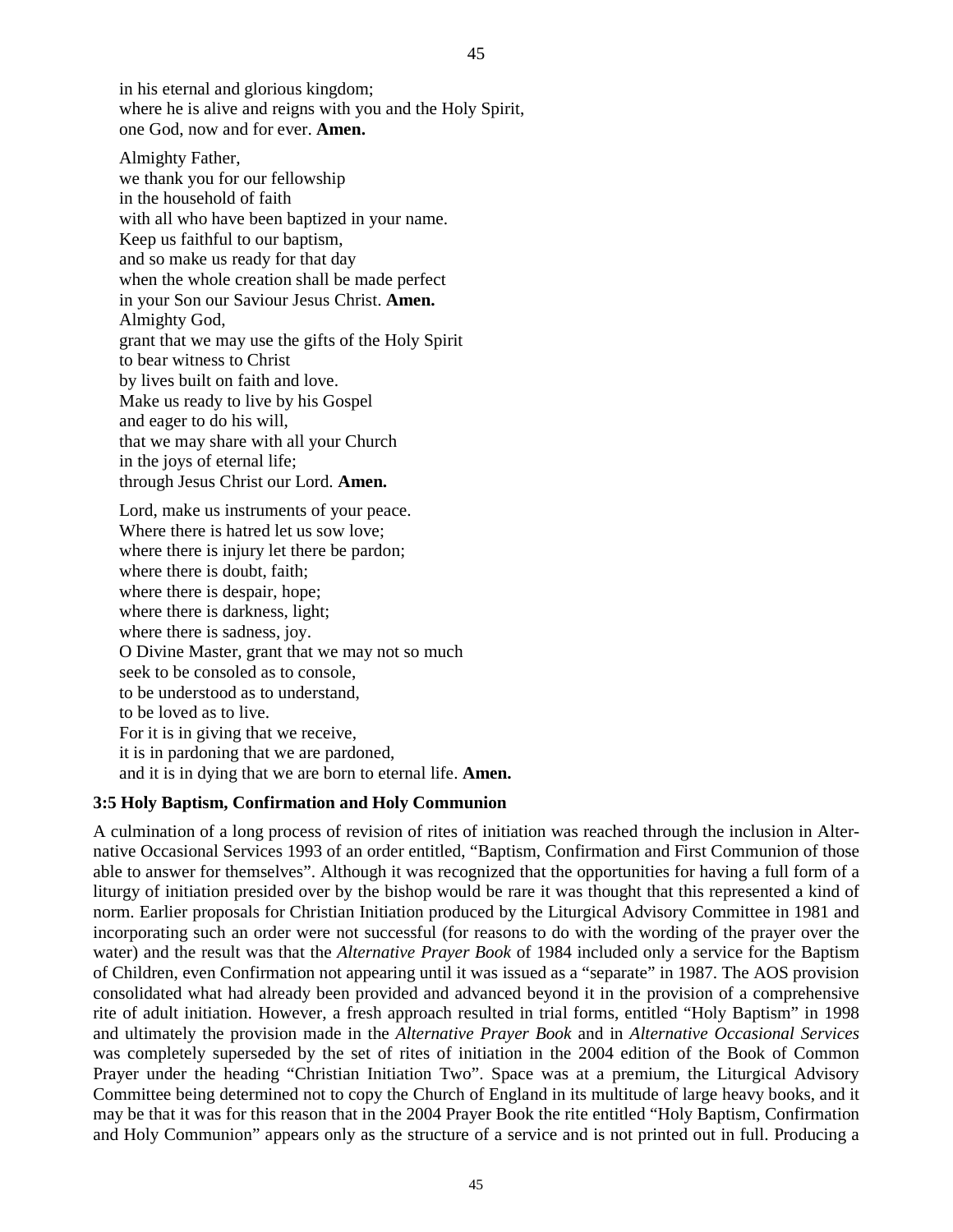in his eternal and glorious kingdom;  
where he is alive and reigns with you and the Holy Spirit,  
one God, now and for ever. **Amen.**

Almighty Father,  
we thank you for our fellowship  
in the household of faith  
with all who have been baptized in your name.  
Keep us faithful to our baptism,  
and so make us ready for that day  
when the whole creation shall be made perfect  
in your Son our Saviour Jesus Christ. **Amen.**  
Almighty God,  
grant that we may use the gifts of the Holy Spirit  
to bear witness to Christ  
by lives built on faith and love.  
Make us ready to live by his Gospel  
and eager to do his will,  
that we may share with all your Church  
in the joys of eternal life;  
through Jesus Christ our Lord. **Amen.**

Lord, make us instruments of your peace.  
Where there is hatred let us sow love;  
where there is injury let there be pardon;  
where there is doubt, faith;  
where there is despair, hope;  
where there is darkness, light;  
where there is sadness, joy.  
O Divine Master, grant that we may not so much  
seek to be consoled as to console,  
to be understood as to understand,  
to be loved as to live.  
For it is in giving that we receive,  
it is in pardoning that we are pardoned,  
and it is in dying that we are born to eternal life. **Amen.**

### 3:5 Holy Baptism, Confirmation and Holy Communion

A culmination of a long process of revision of rites of initiation was reached through the inclusion in Alternative Occasional Services 1993 of an order entitled, “Baptism, Confirmation and First Communion of those able to answer for themselves”. Although it was recognized that the opportunities for having a full form of a liturgy of initiation presided over by the bishop would be rare it was thought that this represented a kind of norm. Earlier proposals for Christian Initiation produced by the Liturgical Advisory Committee in 1981 and incorporating such an order were not successful (for reasons to do with the wording of the prayer over the water) and the result was that the *Alternative Prayer Book* of 1984 included only a service for the Baptism of Children, even Confirmation not appearing until it was issued as a “separate” in 1987. The AOS provision consolidated what had already been provided and advanced beyond it in the provision of a comprehensive rite of adult initiation. However, a fresh approach resulted in trial forms, entitled “Holy Baptism” in 1998 and ultimately the provision made in the *Alternative Prayer Book* and in *Alternative Occasional Services* was completely superseded by the set of rites of initiation in the 2004 edition of the Book of Common Prayer under the heading “Christian Initiation Two”. Space was at a premium, the Liturgical Advisory Committee being determined not to copy the Church of England in its multitude of large heavy books, and it may be that it was for this reason that in the 2004 Prayer Book the rite entitled “Holy Baptism, Confirmation and Holy Communion” appears only as the structure of a service and is not printed out in full. Producing a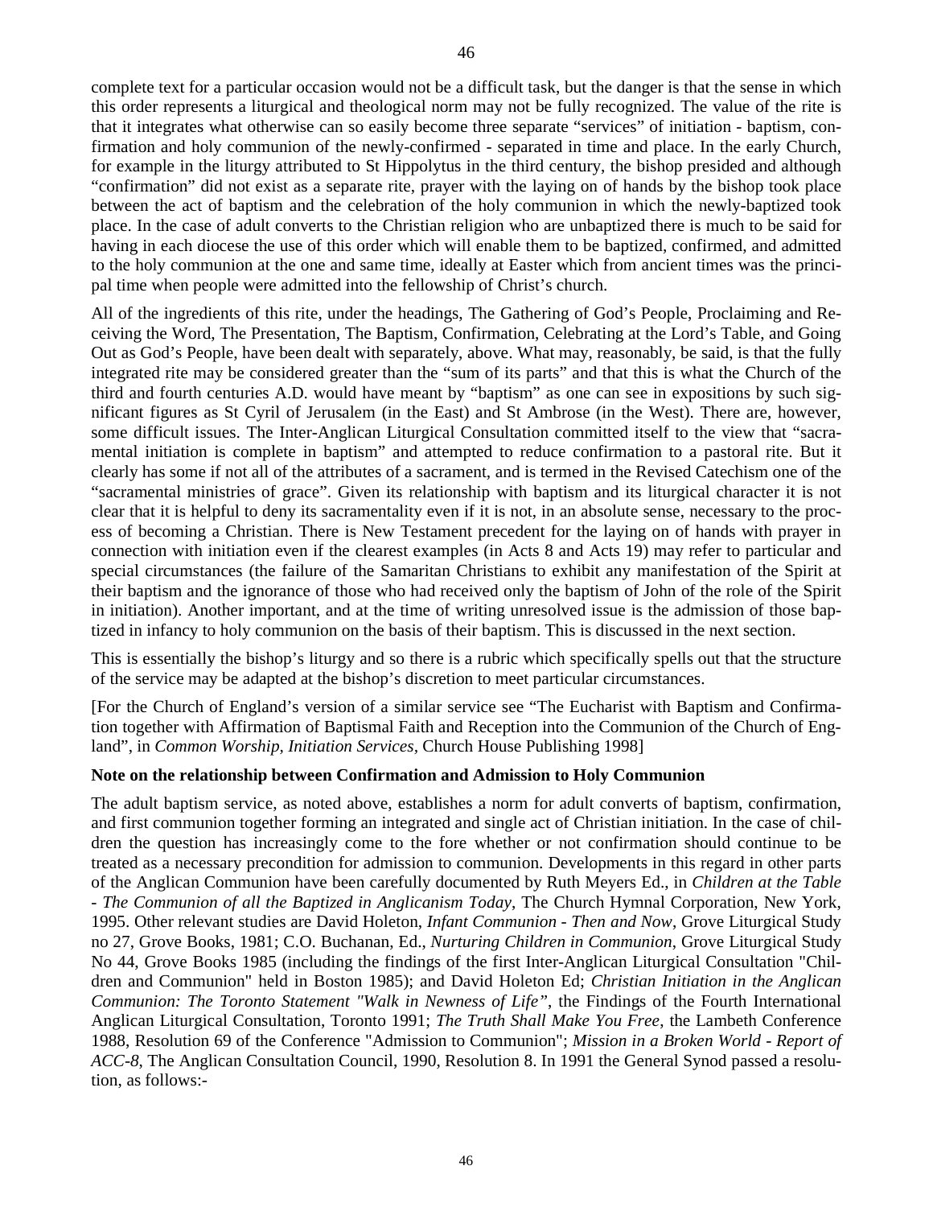complete text for a particular occasion would not be a difficult task, but the danger is that the sense in which this order represents a liturgical and theological norm may not be fully recognized. The value of the rite is that it integrates what otherwise can so easily become three separate "services" of initiation - baptism, confirmation and holy communion of the newly-confirmed - separated in time and place. In the early Church, for example in the liturgy attributed to St Hippolytus in the third century, the bishop presided and although "confirmation" did not exist as a separate rite, prayer with the laying on of hands by the bishop took place between the act of baptism and the celebration of the holy communion in which the newly-baptized took place. In the case of adult converts to the Christian religion who are unbaptized there is much to be said for having in each diocese the use of this order which will enable them to be baptized, confirmed, and admitted to the holy communion at the one and same time, ideally at Easter which from ancient times was the principal time when people were admitted into the fellowship of Christ's church.

All of the ingredients of this rite, under the headings, The Gathering of God's People, Proclaiming and Receiving the Word, The Presentation, The Baptism, Confirmation, Celebrating at the Lord's Table, and Going Out as God's People, have been dealt with separately, above. What may, reasonably, be said, is that the fully integrated rite may be considered greater than the "sum of its parts" and that this is what the Church of the third and fourth centuries A.D. would have meant by "baptism" as one can see in expositions by such significant figures as St Cyril of Jerusalem (in the East) and St Ambrose (in the West). There are, however, some difficult issues. The Inter-Anglican Liturgical Consultation committed itself to the view that "sacramental initiation is complete in baptism" and attempted to reduce confirmation to a pastoral rite. But it clearly has some if not all of the attributes of a sacrament, and is termed in the Revised Catechism one of the "sacramental ministries of grace". Given its relationship with baptism and its liturgical character it is not clear that it is helpful to deny its sacramentality even if it is not, in an absolute sense, necessary to the process of becoming a Christian. There is New Testament precedent for the laying on of hands with prayer in connection with initiation even if the clearest examples (in Acts 8 and Acts 19) may refer to particular and special circumstances (the failure of the Samaritan Christians to exhibit any manifestation of the Spirit at their baptism and the ignorance of those who had received only the baptism of John of the role of the Spirit in initiation). Another important, and at the time of writing unresolved issue is the admission of those baptized in infancy to holy communion on the basis of their baptism. This is discussed in the next section.

This is essentially the bishop's liturgy and so there is a rubric which specifically spells out that the structure of the service may be adapted at the bishop's discretion to meet particular circumstances.

[For the Church of England's version of a similar service see "The Eucharist with Baptism and Confirmation together with Affirmation of Baptismal Faith and Reception into the Communion of the Church of England", in *Common Worship, Initiation Services*, Church House Publishing 1998]

**Note on the relationship between Confirmation and Admission to Holy Communion**

The adult baptism service, as noted above, establishes a norm for adult converts of baptism, confirmation, and first communion together forming an integrated and single act of Christian initiation. In the case of children the question has increasingly come to the fore whether or not confirmation should continue to be treated as a necessary precondition for admission to communion. Developments in this regard in other parts of the Anglican Communion have been carefully documented by Ruth Meyers Ed., in *Children at the Table - The Communion of all the Baptized in Anglicanism Today*, The Church Hymnal Corporation, New York, 1995. Other relevant studies are David Holeton, *Infant Communion - Then and Now*, Grove Liturgical Study no 27, Grove Books, 1981; C.O. Buchanan, Ed., *Nurturing Children in Communion*, Grove Liturgical Study No 44, Grove Books 1985 (including the findings of the first Inter-Anglican Liturgical Consultation "Children and Communion" held in Boston 1985); and David Holeton Ed; *Christian Initiation in the Anglican Communion: The Toronto Statement "Walk in Newness of Life"*, the Findings of the Fourth International Anglican Liturgical Consultation, Toronto 1991; *The Truth Shall Make You Free*, the Lambeth Conference 1988, Resolution 69 of the Conference "Admission to Communion"; *Mission in a Broken World - Report of ACC-8*, The Anglican Consultation Council, 1990, Resolution 8. In 1991 the General Synod passed a resolution, as follows:-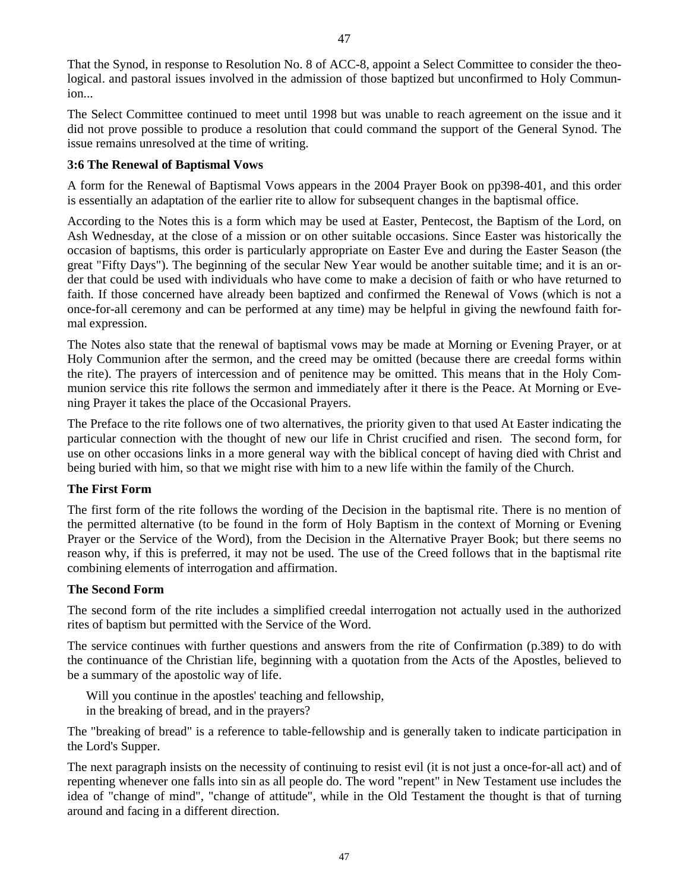That the Synod, in response to Resolution No. 8 of ACC-8, appoint a Select Committee to consider the theological. and pastoral issues involved in the admission of those baptized but unconfirmed to Holy Communion...

The Select Committee continued to meet until 1998 but was unable to reach agreement on the issue and it did not prove possible to produce a resolution that could command the support of the General Synod. The issue remains unresolved at the time of writing.

### 3:6 The Renewal of Baptismal Vows

A form for the Renewal of Baptismal Vows appears in the 2004 Prayer Book on pp398-401, and this order is essentially an adaptation of the earlier rite to allow for subsequent changes in the baptismal office.

According to the Notes this is a form which may be used at Easter, Pentecost, the Baptism of the Lord, on Ash Wednesday, at the close of a mission or on other suitable occasions. Since Easter was historically the occasion of baptisms, this order is particularly appropriate on Easter Eve and during the Easter Season (the great "Fifty Days"). The beginning of the secular New Year would be another suitable time; and it is an order that could be used with individuals who have come to make a decision of faith or who have returned to faith. If those concerned have already been baptized and confirmed the Renewal of Vows (which is not a once-for-all ceremony and can be performed at any time) may be helpful in giving the newfound faith formal expression.

The Notes also state that the renewal of baptismal vows may be made at Morning or Evening Prayer, or at Holy Communion after the sermon, and the creed may be omitted (because there are creedal forms within the rite). The prayers of intercession and of penitence may be omitted. This means that in the Holy Communion service this rite follows the sermon and immediately after it there is the Peace. At Morning or Evening Prayer it takes the place of the Occasional Prayers.

The Preface to the rite follows one of two alternatives, the priority given to that used At Easter indicating the particular connection with the thought of new our life in Christ crucified and risen. The second form, for use on other occasions links in a more general way with the biblical concept of having died with Christ and being buried with him, so that we might rise with him to a new life within the family of the Church.

#### The First Form

The first form of the rite follows the wording of the Decision in the baptismal rite. There is no mention of the permitted alternative (to be found in the form of Holy Baptism in the context of Morning or Evening Prayer or the Service of the Word), from the Decision in the Alternative Prayer Book; but there seems no reason why, if this is preferred, it may not be used. The use of the Creed follows that in the baptismal rite combining elements of interrogation and affirmation.

#### The Second Form

The second form of the rite includes a simplified creedal interrogation not actually used in the authorized rites of baptism but permitted with the Service of the Word.

The service continues with further questions and answers from the rite of Confirmation (p.389) to do with the continuance of the Christian life, beginning with a quotation from the Acts of the Apostles, believed to be a summary of the apostolic way of life.

> Will you continue in the apostles' teaching and fellowship,
> in the breaking of bread, and in the prayers?

The "breaking of bread" is a reference to table-fellowship and is generally taken to indicate participation in the Lord's Supper.

The next paragraph insists on the necessity of continuing to resist evil (it is not just a once-for-all act) and of repenting whenever one falls into sin as all people do. The word "repent" in New Testament use includes the idea of "change of mind", "change of attitude", while in the Old Testament the thought is that of turning around and facing in a different direction.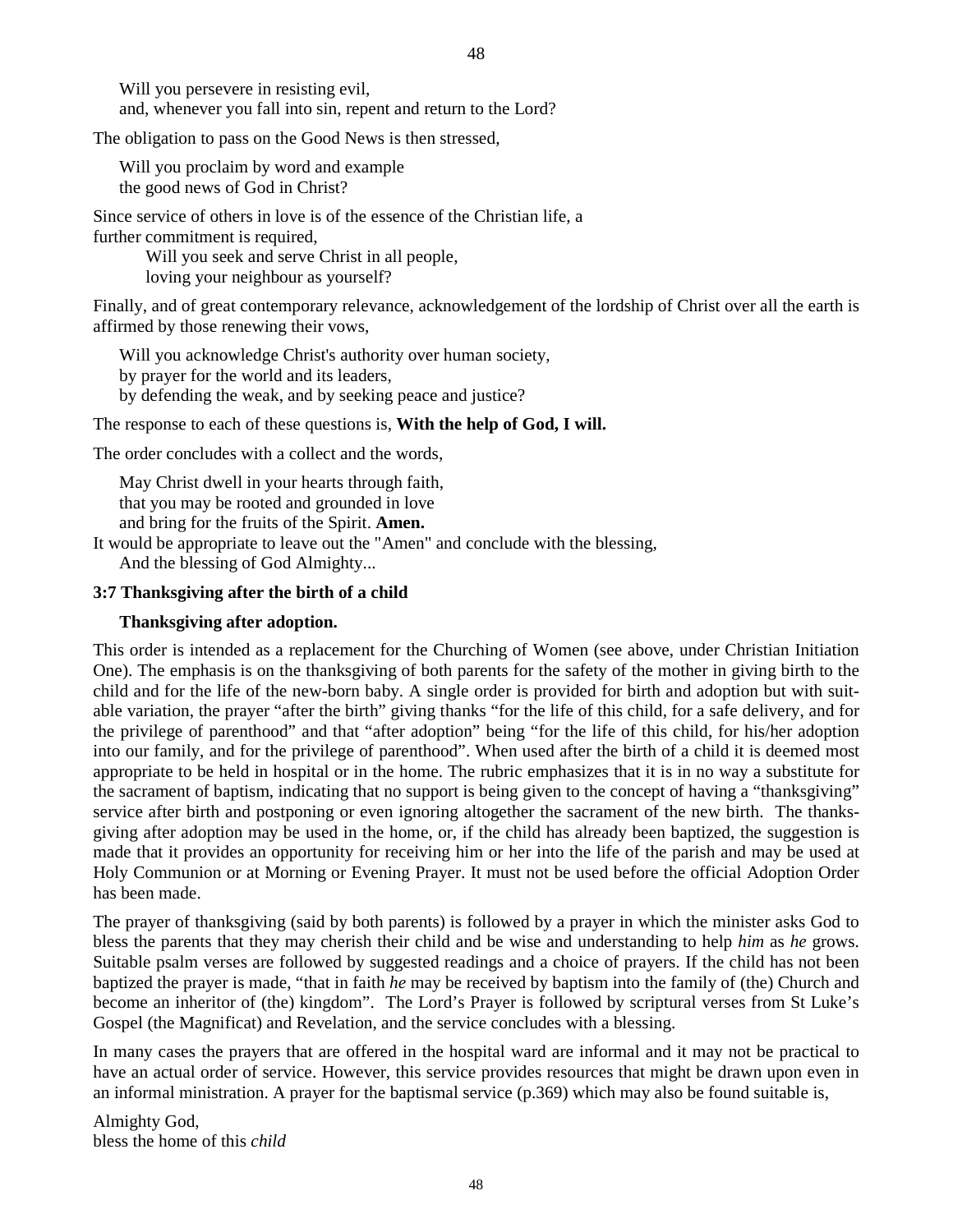Will you persevere in resisting evil,
and, whenever you fall into sin, repent and return to the Lord?

The obligation to pass on the Good News is then stressed,

Will you proclaim by word and example
the good news of God in Christ?

Since service of others in love is of the essence of the Christian life, a further commitment is required,

Will you seek and serve Christ in all people,
loving your neighbour as yourself?

Finally, and of great contemporary relevance, acknowledgement of the lordship of Christ over all the earth is affirmed by those renewing their vows,

Will you acknowledge Christ's authority over human society,
by prayer for the world and its leaders,
by defending the weak, and by seeking peace and justice?

The response to each of these questions is, **With the help of God, I will.**

The order concludes with a collect and the words,

May Christ dwell in your hearts through faith,
that you may be rooted and grounded in love
and bring for the fruits of the Spirit. **Amen.**

It would be appropriate to leave out the "Amen" and conclude with the blessing,

And the blessing of God Almighty...

### 3:7 Thanksgiving after the birth of a child

**Thanksgiving after adoption.**

This order is intended as a replacement for the Churching of Women (see above, under Christian Initiation One). The emphasis is on the thanksgiving of both parents for the safety of the mother in giving birth to the child and for the life of the new-born baby. A single order is provided for birth and adoption but with suitable variation, the prayer "after the birth" giving thanks "for the life of this child, for a safe delivery, and for the privilege of parenthood" and that "after adoption" being "for the life of this child, for his/her adoption into our family, and for the privilege of parenthood". When used after the birth of a child it is deemed most appropriate to be held in hospital or in the home. The rubric emphasizes that it is in no way a substitute for the sacrament of baptism, indicating that no support is being given to the concept of having a "thanksgiving" service after birth and postponing or even ignoring altogether the sacrament of the new birth. The thanksgiving after adoption may be used in the home, or, if the child has already been baptized, the suggestion is made that it provides an opportunity for receiving him or her into the life of the parish and may be used at Holy Communion or at Morning or Evening Prayer. It must not be used before the official Adoption Order has been made.

The prayer of thanksgiving (said by both parents) is followed by a prayer in which the minister asks God to bless the parents that they may cherish their child and be wise and understanding to help *him* as *he* grows. Suitable psalm verses are followed by suggested readings and a choice of prayers. If the child has not been baptized the prayer is made, "that in faith *he* may be received by baptism into the family of (the) Church and become an inheritor of (the) kingdom". The Lord's Prayer is followed by scriptural verses from St Luke's Gospel (the Magnificat) and Revelation, and the service concludes with a blessing.

In many cases the prayers that are offered in the hospital ward are informal and it may not be practical to have an actual order of service. However, this service provides resources that might be drawn upon even in an informal ministration. A prayer for the baptismal service (p.369) which may also be found suitable is,

Almighty God,
bless the home of this *child*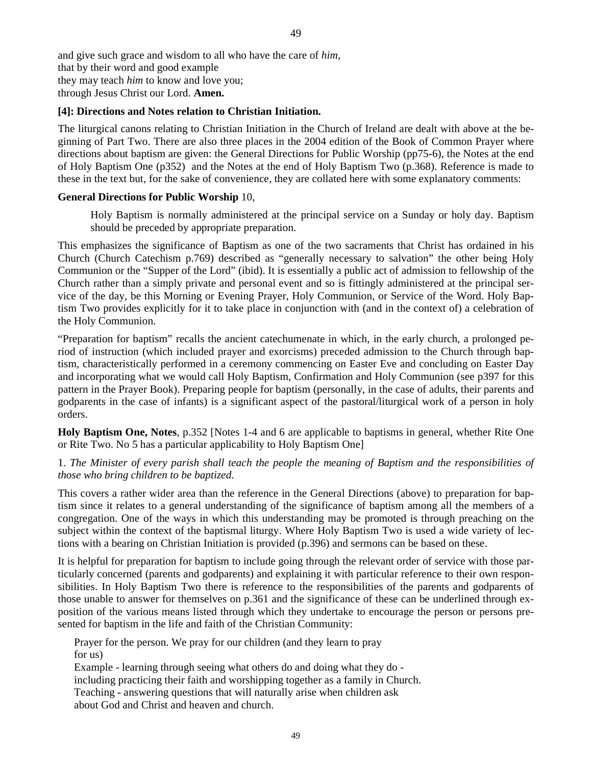and give such grace and wisdom to all who have the care of *him,*
that by their word and good example
they may teach *him* to know and love you;
through Jesus Christ our Lord. **Amen.**

**[4]: Directions and Notes relation to Christian Initiation.**

The liturgical canons relating to Christian Initiation in the Church of Ireland are dealt with above at the beginning of Part Two. There are also three places in the 2004 edition of the Book of Common Prayer where directions about baptism are given: the General Directions for Public Worship (pp75-6), the Notes at the end of Holy Baptism One (p352) and the Notes at the end of Holy Baptism Two (p.368). Reference is made to these in the text but, for the sake of convenience, they are collated here with some explanatory comments:

**General Directions for Public Worship** 10,

> Holy Baptism is normally administered at the principal service on a Sunday or holy day. Baptism should be preceded by appropriate preparation.

This emphasizes the significance of Baptism as one of the two sacraments that Christ has ordained in his Church (Church Catechism p.769) described as "generally necessary to salvation" the other being Holy Communion or the "Supper of the Lord" (ibid). It is essentially a public act of admission to fellowship of the Church rather than a simply private and personal event and so is fittingly administered at the principal service of the day, be this Morning or Evening Prayer, Holy Communion, or Service of the Word. Holy Baptism Two provides explicitly for it to take place in conjunction with (and in the context of) a celebration of the Holy Communion.

"Preparation for baptism" recalls the ancient catechumenate in which, in the early church, a prolonged period of instruction (which included prayer and exorcisms) preceded admission to the Church through baptism, characteristically performed in a ceremony commencing on Easter Eve and concluding on Easter Day and incorporating what we would call Holy Baptism, Confirmation and Holy Communion (see p397 for this pattern in the Prayer Book). Preparing people for baptism (personally, in the case of adults, their parents and godparents in the case of infants) is a significant aspect of the pastoral/liturgical work of a person in holy orders.

**Holy Baptism One, Notes**, p.352 [Notes 1-4 and 6 are applicable to baptisms in general, whether Rite One or Rite Two. No 5 has a particular applicability to Holy Baptism One]

1. *The Minister of every parish shall teach the people the meaning of Baptism and the responsibilities of those who bring children to be baptized.*

This covers a rather wider area than the reference in the General Directions (above) to preparation for baptism since it relates to a general understanding of the significance of baptism among all the members of a congregation. One of the ways in which this understanding may be promoted is through preaching on the subject within the context of the baptismal liturgy. Where Holy Baptism Two is used a wide variety of lections with a bearing on Christian Initiation is provided (p.396) and sermons can be based on these.

It is helpful for preparation for baptism to include going through the relevant order of service with those particularly concerned (parents and godparents) and explaining it with particular reference to their own responsibilities. In Holy Baptism Two there is reference to the responsibilities of the parents and godparents of those unable to answer for themselves on p.361 and the significance of these can be underlined through exposition of the various means listed through which they undertake to encourage the person or persons presented for baptism in the life and faith of the Christian Community:

Prayer for the person. We pray for our children (and they learn to pray for us)
Example - learning through seeing what others do and doing what they do - including practicing their faith and worshipping together as a family in Church.
Teaching - answering questions that will naturally arise when children ask about God and Christ and heaven and church.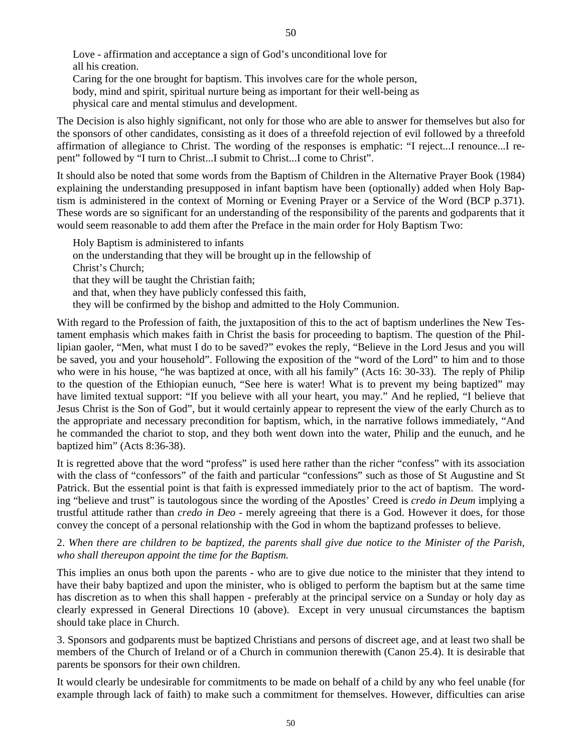Love - affirmation and acceptance a sign of God's unconditional love for
all his creation.
Caring for the one brought for baptism. This involves care for the whole person,
body, mind and spirit, spiritual nurture being as important for their well-being as
physical care and mental stimulus and development.

The Decision is also highly significant, not only for those who are able to answer for themselves but also for the sponsors of other candidates, consisting as it does of a threefold rejection of evil followed by a threefold affirmation of allegiance to Christ. The wording of the responses is emphatic: "I reject...I renounce...I repent" followed by "I turn to Christ...I submit to Christ...I come to Christ".

It should also be noted that some words from the Baptism of Children in the Alternative Prayer Book (1984) explaining the understanding presupposed in infant baptism have been (optionally) added when Holy Baptism is administered in the context of Morning or Evening Prayer or a Service of the Word (BCP p.371). These words are so significant for an understanding of the responsibility of the parents and godparents that it would seem reasonable to add them after the Preface in the main order for Holy Baptism Two:

Holy Baptism is administered to infants
on the understanding that they will be brought up in the fellowship of
Christ's Church;
that they will be taught the Christian faith;
and that, when they have publicly confessed this faith,
they will be confirmed by the bishop and admitted to the Holy Communion.

With regard to the Profession of faith, the juxtaposition of this to the act of baptism underlines the New Testament emphasis which makes faith in Christ the basis for proceeding to baptism. The question of the Phillipian gaoler, "Men, what must I do to be saved?" evokes the reply, "Believe in the Lord Jesus and you will be saved, you and your household". Following the exposition of the "word of the Lord" to him and to those who were in his house, "he was baptized at once, with all his family" (Acts 16: 30-33). The reply of Philip to the question of the Ethiopian eunuch, "See here is water! What is to prevent my being baptized" may have limited textual support: "If you believe with all your heart, you may." And he replied, "I believe that Jesus Christ is the Son of God", but it would certainly appear to represent the view of the early Church as to the appropriate and necessary precondition for baptism, which, in the narrative follows immediately, "And he commanded the chariot to stop, and they both went down into the water, Philip and the eunuch, and he baptized him" (Acts 8:36-38).

It is regretted above that the word "profess" is used here rather than the richer "confess" with its association with the class of "confessors" of the faith and particular "confessions" such as those of St Augustine and St Patrick. But the essential point is that faith is expressed immediately prior to the act of baptism. The wording "believe and trust" is tautologous since the wording of the Apostles' Creed is *credo in Deum* implying a trustful attitude rather than *credo in Deo* - merely agreeing that there is a God. However it does, for those convey the concept of a personal relationship with the God in whom the baptizand professes to believe.

2. *When there are children to be baptized, the parents shall give due notice to the Minister of the Parish, who shall thereupon appoint the time for the Baptism.*

This implies an onus both upon the parents - who are to give due notice to the minister that they intend to have their baby baptized and upon the minister, who is obliged to perform the baptism but at the same time has discretion as to when this shall happen - preferably at the principal service on a Sunday or holy day as clearly expressed in General Directions 10 (above). Except in very unusual circumstances the baptism should take place in Church.

3. Sponsors and godparents must be baptized Christians and persons of discreet age, and at least two shall be members of the Church of Ireland or of a Church in communion therewith (Canon 25.4). It is desirable that parents be sponsors for their own children.

It would clearly be undesirable for commitments to be made on behalf of a child by any who feel unable (for example through lack of faith) to make such a commitment for themselves. However, difficulties can arise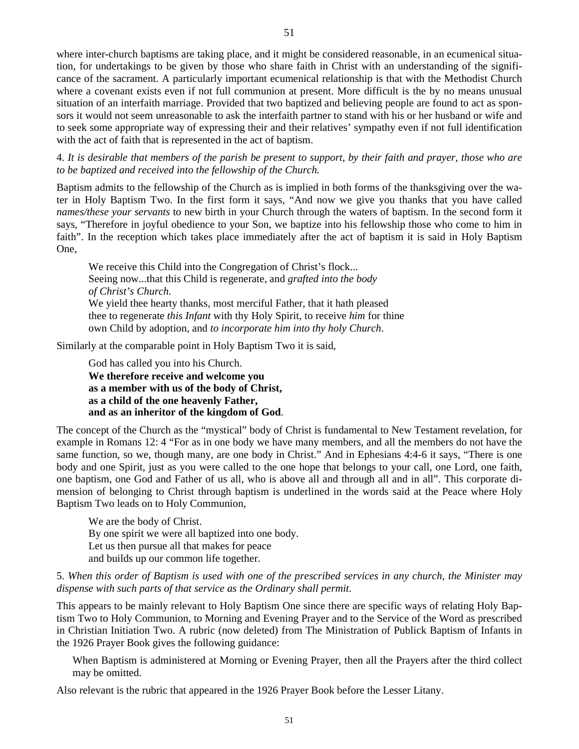where inter-church baptisms are taking place, and it might be considered reasonable, in an ecumenical situation, for undertakings to be given by those who share faith in Christ with an understanding of the significance of the sacrament. A particularly important ecumenical relationship is that with the Methodist Church where a covenant exists even if not full communion at present. More difficult is the by no means unusual situation of an interfaith marriage. Provided that two baptized and believing people are found to act as sponsors it would not seem unreasonable to ask the interfaith partner to stand with his or her husband or wife and to seek some appropriate way of expressing their and their relatives' sympathy even if not full identification with the act of faith that is represented in the act of baptism.

4. *It is desirable that members of the parish be present to support, by their faith and prayer, those who are to be baptized and received into the fellowship of the Church.*

Baptism admits to the fellowship of the Church as is implied in both forms of the thanksgiving over the water in Holy Baptism Two. In the first form it says, "And now we give you thanks that you have called *names/these your servants* to new birth in your Church through the waters of baptism. In the second form it says, "Therefore in joyful obedience to your Son, we baptize into his fellowship those who come to him in faith". In the reception which takes place immediately after the act of baptism it is said in Holy Baptism One,

> We receive this Child into the Congregation of Christ's flock...
> Seeing now...that this Child is regenerate, and *grafted into the body of Christ's Church.*
> We yield thee hearty thanks, most merciful Father, that it hath pleased thee to regenerate *this Infant* with thy Holy Spirit, to receive *him* for thine own Child by adoption, and *to incorporate him into thy holy Church*.

Similarly at the comparable point in Holy Baptism Two it is said,

> God has called you into his Church.
> **We therefore receive and welcome you**
> **as a member with us of the body of Christ,**
> **as a child of the one heavenly Father,**
> **and as an inheritor of the kingdom of God**.

The concept of the Church as the "mystical" body of Christ is fundamental to New Testament revelation, for example in Romans 12: 4 "For as in one body we have many members, and all the members do not have the same function, so we, though many, are one body in Christ." And in Ephesians 4:4-6 it says, "There is one body and one Spirit, just as you were called to the one hope that belongs to your call, one Lord, one faith, one baptism, one God and Father of us all, who is above all and through all and in all". This corporate dimension of belonging to Christ through baptism is underlined in the words said at the Peace where Holy Baptism Two leads on to Holy Communion,

> We are the body of Christ.
> By one spirit we were all baptized into one body.
> Let us then pursue all that makes for peace
> and builds up our common life together.

5. *When this order of Baptism is used with one of the prescribed services in any church, the Minister may dispense with such parts of that service as the Ordinary shall permit.*

This appears to be mainly relevant to Holy Baptism One since there are specific ways of relating Holy Baptism Two to Holy Communion, to Morning and Evening Prayer and to the Service of the Word as prescribed in Christian Initiation Two. A rubric (now deleted) from The Ministration of Publick Baptism of Infants in the 1926 Prayer Book gives the following guidance:

> When Baptism is administered at Morning or Evening Prayer, then all the Prayers after the third collect may be omitted.

Also relevant is the rubric that appeared in the 1926 Prayer Book before the Lesser Litany.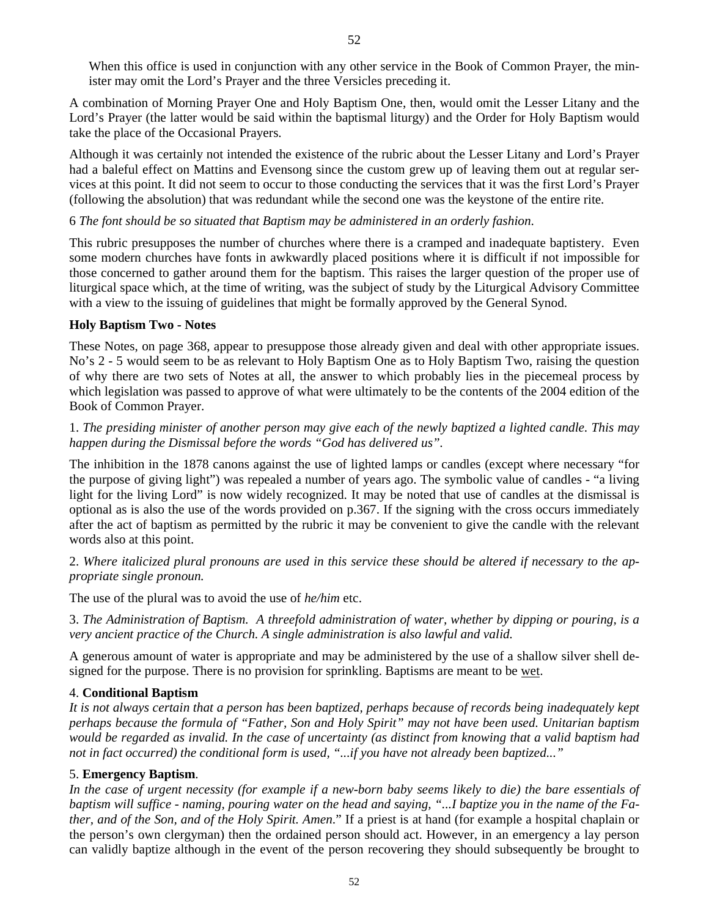When this office is used in conjunction with any other service in the Book of Common Prayer, the minister may omit the Lord's Prayer and the three Versicles preceding it.

A combination of Morning Prayer One and Holy Baptism One, then, would omit the Lesser Litany and the Lord's Prayer (the latter would be said within the baptismal liturgy) and the Order for Holy Baptism would take the place of the Occasional Prayers.

Although it was certainly not intended the existence of the rubric about the Lesser Litany and Lord's Prayer had a baleful effect on Mattins and Evensong since the custom grew up of leaving them out at regular services at this point. It did not seem to occur to those conducting the services that it was the first Lord's Prayer (following the absolution) that was redundant while the second one was the keystone of the entire rite.

6 *The font should be so situated that Baptism may be administered in an orderly fashion.*

This rubric presupposes the number of churches where there is a cramped and inadequate baptistery. Even some modern churches have fonts in awkwardly placed positions where it is difficult if not impossible for those concerned to gather around them for the baptism. This raises the larger question of the proper use of liturgical space which, at the time of writing, was the subject of study by the Liturgical Advisory Committee with a view to the issuing of guidelines that might be formally approved by the General Synod.

**Holy Baptism Two - Notes**

These Notes, on page 368, appear to presuppose those already given and deal with other appropriate issues. No's 2 - 5 would seem to be as relevant to Holy Baptism One as to Holy Baptism Two, raising the question of why there are two sets of Notes at all, the answer to which probably lies in the piecemeal process by which legislation was passed to approve of what were ultimately to be the contents of the 2004 edition of the Book of Common Prayer.

1. *The presiding minister of another person may give each of the newly baptized a lighted candle. This may happen during the Dismissal before the words "God has delivered us".*

The inhibition in the 1878 canons against the use of lighted lamps or candles (except where necessary "for the purpose of giving light") was repealed a number of years ago. The symbolic value of candles - "a living light for the living Lord" is now widely recognized. It may be noted that use of candles at the dismissal is optional as is also the use of the words provided on p.367. If the signing with the cross occurs immediately after the act of baptism as permitted by the rubric it may be convenient to give the candle with the relevant words also at this point.

2. *Where italicized plural pronouns are used in this service these should be altered if necessary to the appropriate single pronoun.*

The use of the plural was to avoid the use of *he/him* etc.

3. *The Administration of Baptism. A threefold administration of water, whether by dipping or pouring, is a very ancient practice of the Church. A single administration is also lawful and valid.*

A generous amount of water is appropriate and may be administered by the use of a shallow silver shell designed for the purpose. There is no provision for sprinkling. Baptisms are meant to be <u>wet</u>.

4. **Conditional Baptism**
*It is not always certain that a person has been baptized, perhaps because of records being inadequately kept perhaps because the formula of "Father, Son and Holy Spirit" may not have been used. Unitarian baptism would be regarded as invalid. In the case of uncertainty (as distinct from knowing that a valid baptism had not in fact occurred) the conditional form is used, "...if you have not already been baptized..."*

5. **Emergency Baptism**.
*In the case of urgent necessity (for example if a new-born baby seems likely to die) the bare essentials of baptism will suffice - naming, pouring water on the head and saying, "...I baptize you in the name of the Father, and of the Son, and of the Holy Spirit. Amen*." If a priest is at hand (for example a hospital chaplain or the person's own clergyman) then the ordained person should act. However, in an emergency a lay person can validly baptize although in the event of the person recovering they should subsequently be brought to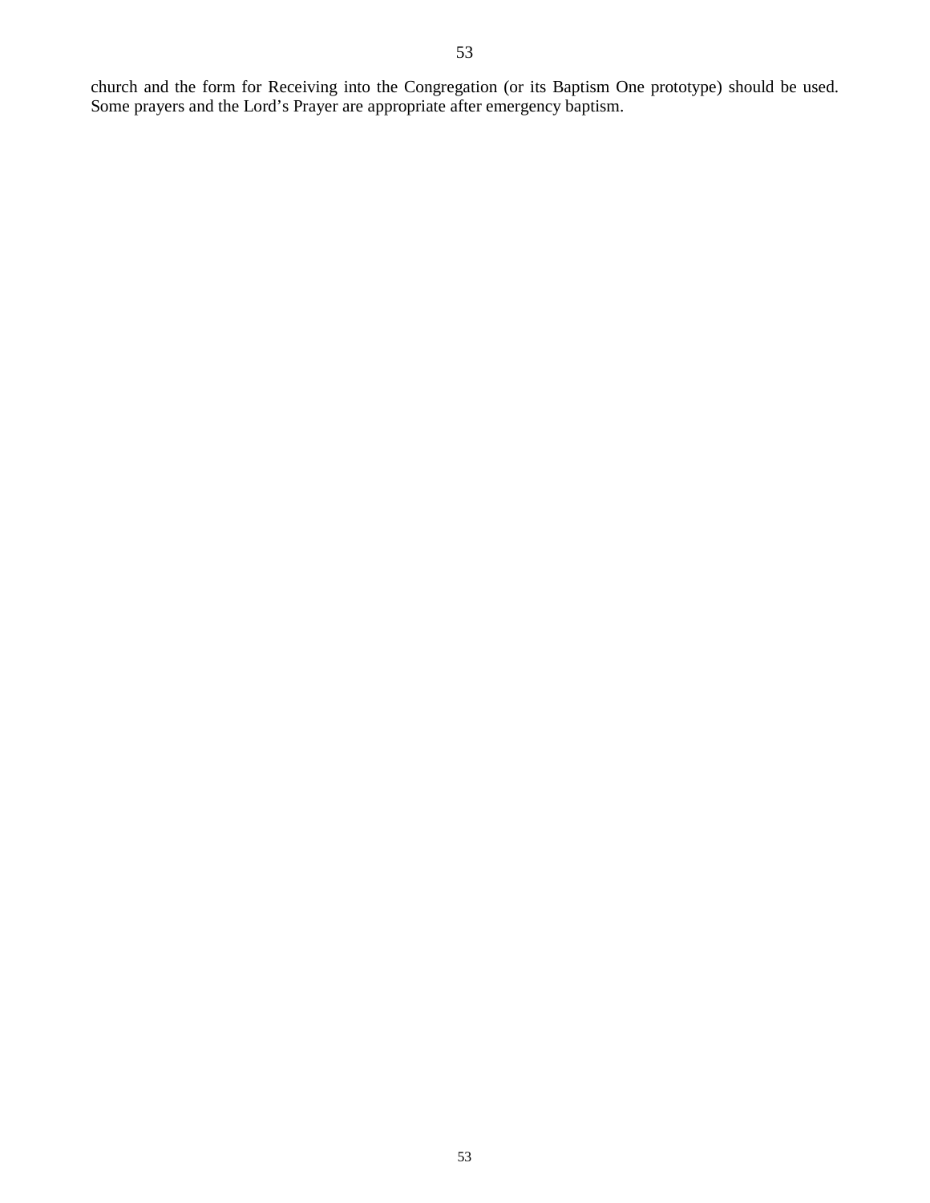church and the form for Receiving into the Congregation (or its Baptism One prototype) should be used. Some prayers and the Lord’s Prayer are appropriate after emergency baptism.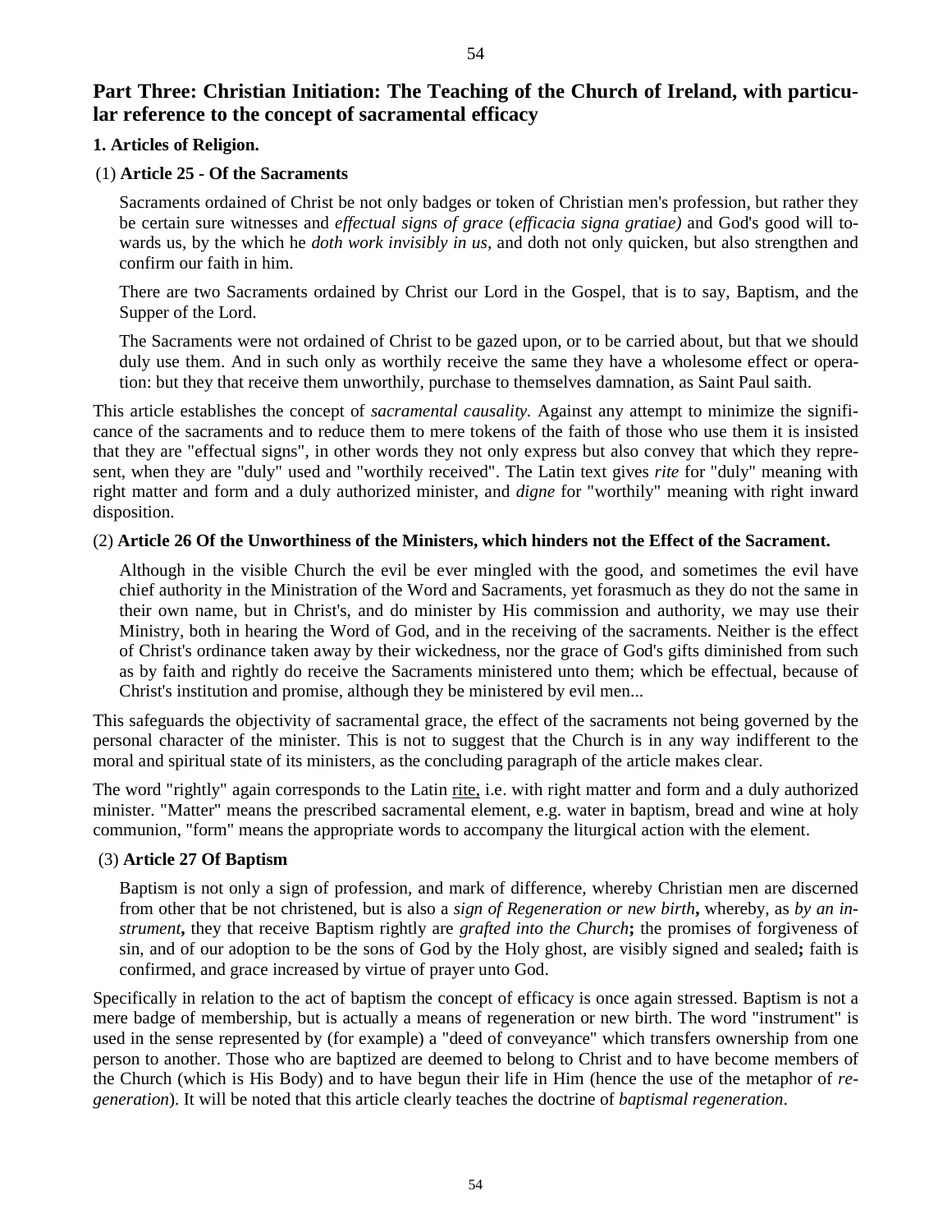## Part Three: Christian Initiation: The Teaching of the Church of Ireland, with particular reference to the concept of sacramental efficacy

### 1. Articles of Religion.

(1) **Article 25 - Of the Sacraments**

> Sacraments ordained of Christ be not only badges or token of Christian men's profession, but rather they be certain sure witnesses and *effectual signs of grace* (*efficacia signa gratiae)* and God's good will towards us, by the which he *doth work invisibly in us,* and doth not only quicken, but also strengthen and confirm our faith in him.
>
> There are two Sacraments ordained by Christ our Lord in the Gospel, that is to say, Baptism, and the Supper of the Lord.
>
> The Sacraments were not ordained of Christ to be gazed upon, or to be carried about, but that we should duly use them. And in such only as worthily receive the same they have a wholesome effect or operation: but they that receive them unworthily, purchase to themselves damnation, as Saint Paul saith.

This article establishes the concept of *sacramental causality.* Against any attempt to minimize the significance of the sacraments and to reduce them to mere tokens of the faith of those who use them it is insisted that they are "effectual signs", in other words they not only express but also convey that which they represent, when they are "duly" used and "worthily received". The Latin text gives *rite* for "duly" meaning with right matter and form and a duly authorized minister, and *digne* for "worthily" meaning with right inward disposition.

(2) **Article 26 Of the Unworthiness of the Ministers, which hinders not the Effect of the Sacrament.**

> Although in the visible Church the evil be ever mingled with the good, and sometimes the evil have chief authority in the Ministration of the Word and Sacraments, yet forasmuch as they do not the same in their own name, but in Christ's, and do minister by His commission and authority, we may use their Ministry, both in hearing the Word of God, and in the receiving of the sacraments. Neither is the effect of Christ's ordinance taken away by their wickedness, nor the grace of God's gifts diminished from such as by faith and rightly do receive the Sacraments ministered unto them; which be effectual, because of Christ's institution and promise, although they be ministered by evil men...

This safeguards the objectivity of sacramental grace, the effect of the sacraments not being governed by the personal character of the minister. This is not to suggest that the Church is in any way indifferent to the moral and spiritual state of its ministers, as the concluding paragraph of the article makes clear.

The word "rightly" again corresponds to the Latin rite, i.e. with right matter and form and a duly authorized minister. "Matter" means the prescribed sacramental element, e.g. water in baptism, bread and wine at holy communion, "form" means the appropriate words to accompany the liturgical action with the element.

(3) **Article 27 Of Baptism**

> Baptism is not only a sign of profession, and mark of difference, whereby Christian men are discerned from other that be not christened, but is also a *sign of Regeneration or new birth***,** whereby, as *by an instrument***,** they that receive Baptism rightly are *grafted into the Church***;** the promises of forgiveness of sin, and of our adoption to be the sons of God by the Holy ghost, are visibly signed and sealed**;** faith is confirmed, and grace increased by virtue of prayer unto God.

Specifically in relation to the act of baptism the concept of efficacy is once again stressed. Baptism is not a mere badge of membership, but is actually a means of regeneration or new birth. The word "instrument" is used in the sense represented by (for example) a "deed of conveyance" which transfers ownership from one person to another. Those who are baptized are deemed to belong to Christ and to have become members of the Church (which is His Body) and to have begun their life in Him (hence the use of the metaphor of *regeneration*). It will be noted that this article clearly teaches the doctrine of *baptismal regeneration*.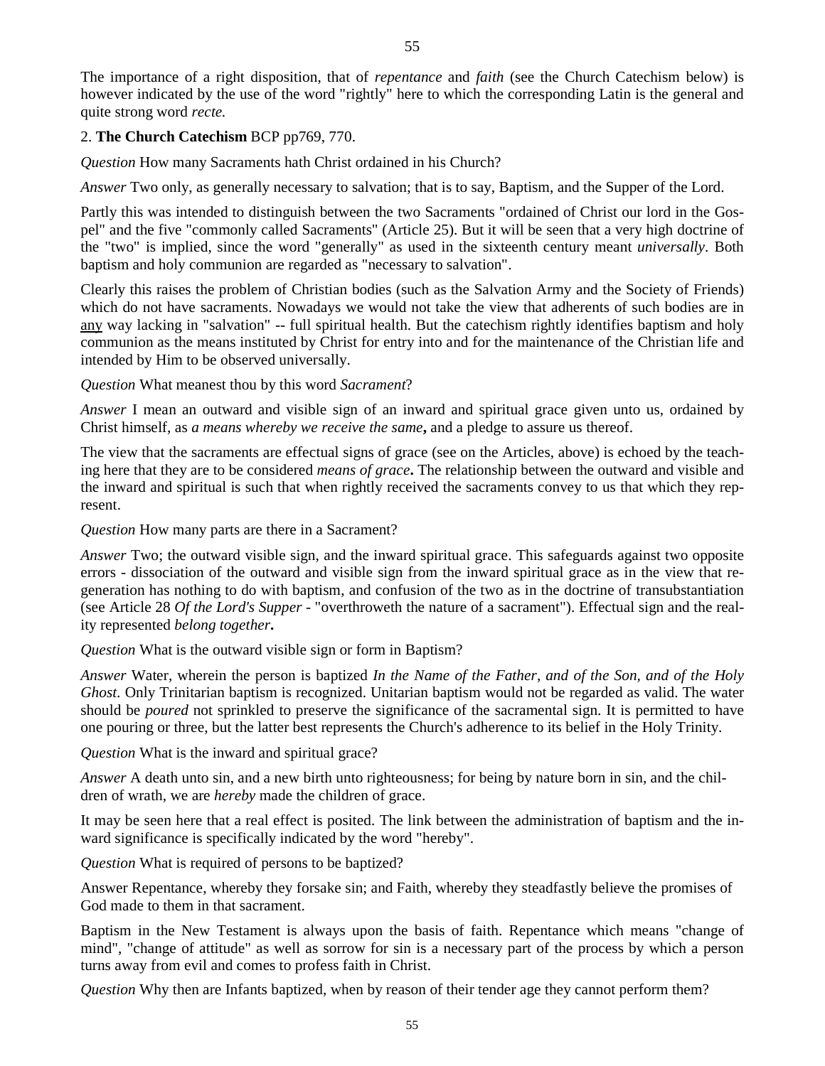The importance of a right disposition, that of *repentance* and *faith* (see the Church Catechism below) is however indicated by the use of the word "rightly" here to which the corresponding Latin is the general and quite strong word *recte.*

2. **The Church Catechism** BCP pp769, 770.

*Question* How many Sacraments hath Christ ordained in his Church?

*Answer* Two only, as generally necessary to salvation; that is to say, Baptism, and the Supper of the Lord.

Partly this was intended to distinguish between the two Sacraments "ordained of Christ our lord in the Gospel" and the five "commonly called Sacraments" (Article 25). But it will be seen that a very high doctrine of the "two" is implied, since the word "generally" as used in the sixteenth century meant *universally*. Both baptism and holy communion are regarded as "necessary to salvation".

Clearly this raises the problem of Christian bodies (such as the Salvation Army and the Society of Friends) which do not have sacraments. Nowadays we would not take the view that adherents of such bodies are in <u>any</u> way lacking in "salvation" -- full spiritual health. But the catechism rightly identifies baptism and holy communion as the means instituted by Christ for entry into and for the maintenance of the Christian life and intended by Him to be observed universally.

*Question* What meanest thou by this word *Sacrament*?

*Answer* I mean an outward and visible sign of an inward and spiritual grace given unto us, ordained by Christ himself, as *a means whereby we receive the same***,** and a pledge to assure us thereof.

The view that the sacraments are effectual signs of grace (see on the Articles, above) is echoed by the teaching here that they are to be considered *means of grace***.** The relationship between the outward and visible and the inward and spiritual is such that when rightly received the sacraments convey to us that which they represent.

*Question* How many parts are there in a Sacrament?

*Answer* Two; the outward visible sign, and the inward spiritual grace. This safeguards against two opposite errors - dissociation of the outward and visible sign from the inward spiritual grace as in the view that regeneration has nothing to do with baptism, and confusion of the two as in the doctrine of transubstantiation (see Article 28 *Of the Lord's Supper* - "overthroweth the nature of a sacrament"). Effectual sign and the reality represented *belong together***.**

*Question* What is the outward visible sign or form in Baptism?

*Answer* Water, wherein the person is baptized *In the Name of the Father, and of the Son, and of the Holy Ghost*. Only Trinitarian baptism is recognized. Unitarian baptism would not be regarded as valid. The water should be *poured* not sprinkled to preserve the significance of the sacramental sign. It is permitted to have one pouring or three, but the latter best represents the Church's adherence to its belief in the Holy Trinity.

*Question* What is the inward and spiritual grace?

*Answer* A death unto sin, and a new birth unto righteousness; for being by nature born in sin, and the children of wrath, we are *hereby* made the children of grace.

It may be seen here that a real effect is posited. The link between the administration of baptism and the inward significance is specifically indicated by the word "hereby".

*Question* What is required of persons to be baptized?

Answer Repentance, whereby they forsake sin; and Faith, whereby they steadfastly believe the promises of God made to them in that sacrament.

Baptism in the New Testament is always upon the basis of faith. Repentance which means "change of mind", "change of attitude" as well as sorrow for sin is a necessary part of the process by which a person turns away from evil and comes to profess faith in Christ.

*Question* Why then are Infants baptized, when by reason of their tender age they cannot perform them?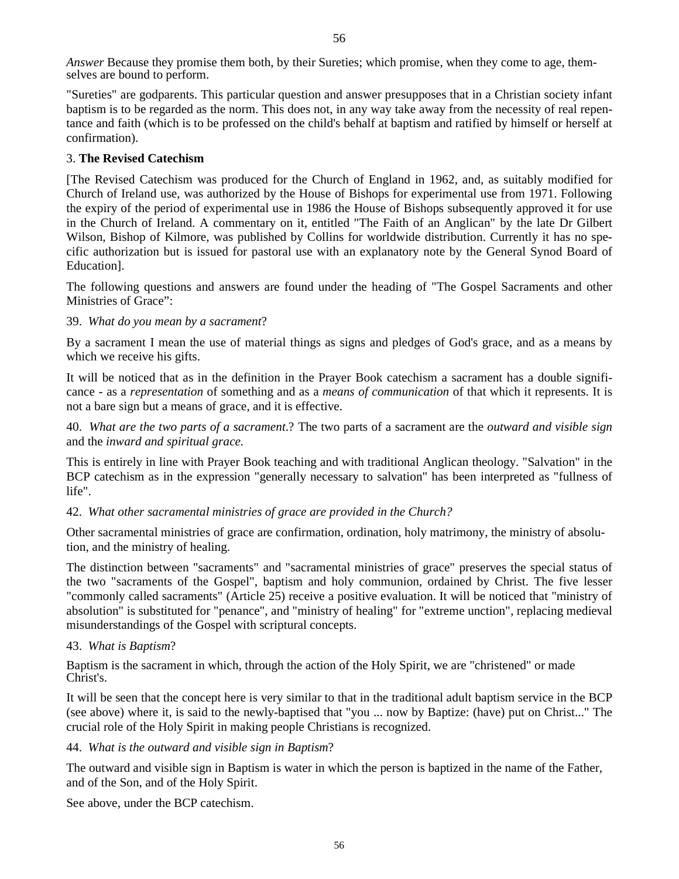*Answer* Because they promise them both, by their Sureties; which promise, when they come to age, themselves are bound to perform.

"Sureties" are godparents. This particular question and answer presupposes that in a Christian society infant baptism is to be regarded as the norm. This does not, in any way take away from the necessity of real repentance and faith (which is to be professed on the child's behalf at baptism and ratified by himself or herself at confirmation).

### 3. **The Revised Catechism**

[The Revised Catechism was produced for the Church of England in 1962, and, as suitably modified for Church of Ireland use, was authorized by the House of Bishops for experimental use from 1971. Following the expiry of the period of experimental use in 1986 the House of Bishops subsequently approved it for use in the Church of Ireland. A commentary on it, entitled "The Faith of an Anglican" by the late Dr Gilbert Wilson, Bishop of Kilmore, was published by Collins for worldwide distribution. Currently it has no specific authorization but is issued for pastoral use with an explanatory note by the General Synod Board of Education].

The following questions and answers are found under the heading of "The Gospel Sacraments and other Ministries of Grace":

39. *What do you mean by a sacrament*?

By a sacrament I mean the use of material things as signs and pledges of God's grace, and as a means by which we receive his gifts.

It will be noticed that as in the definition in the Prayer Book catechism a sacrament has a double significance - as a *representation* of something and as a *means of communication* of that which it represents. It is not a bare sign but a means of grace, and it is effective.

40. *What are the two parts of a sacrament.*? The two parts of a sacrament are the *outward and visible sign* and the *inward and spiritual grace.*

This is entirely in line with Prayer Book teaching and with traditional Anglican theology. "Salvation" in the BCP catechism as in the expression "generally necessary to salvation" has been interpreted as "fullness of life".

42. *What other sacramental ministries of grace are provided in the Church?*

Other sacramental ministries of grace are confirmation, ordination, holy matrimony, the ministry of absolution, and the ministry of healing.

The distinction between "sacraments" and "sacramental ministries of grace" preserves the special status of the two "sacraments of the Gospel", baptism and holy communion, ordained by Christ. The five lesser "commonly called sacraments" (Article 25) receive a positive evaluation. It will be noticed that "ministry of absolution" is substituted for "penance", and "ministry of healing" for "extreme unction", replacing medieval misunderstandings of the Gospel with scriptural concepts.

43. *What is Baptism*?

Baptism is the sacrament in which, through the action of the Holy Spirit, we are "christened" or made Christ's.

It will be seen that the concept here is very similar to that in the traditional adult baptism service in the BCP (see above) where it, is said to the newly-baptised that "you ... now by Baptize: (have) put on Christ..." The crucial role of the Holy Spirit in making people Christians is recognized.

44. *What is the outward and visible sign in Baptism*?

The outward and visible sign in Baptism is water in which the person is baptized in the name of the Father, and of the Son, and of the Holy Spirit.

See above, under the BCP catechism.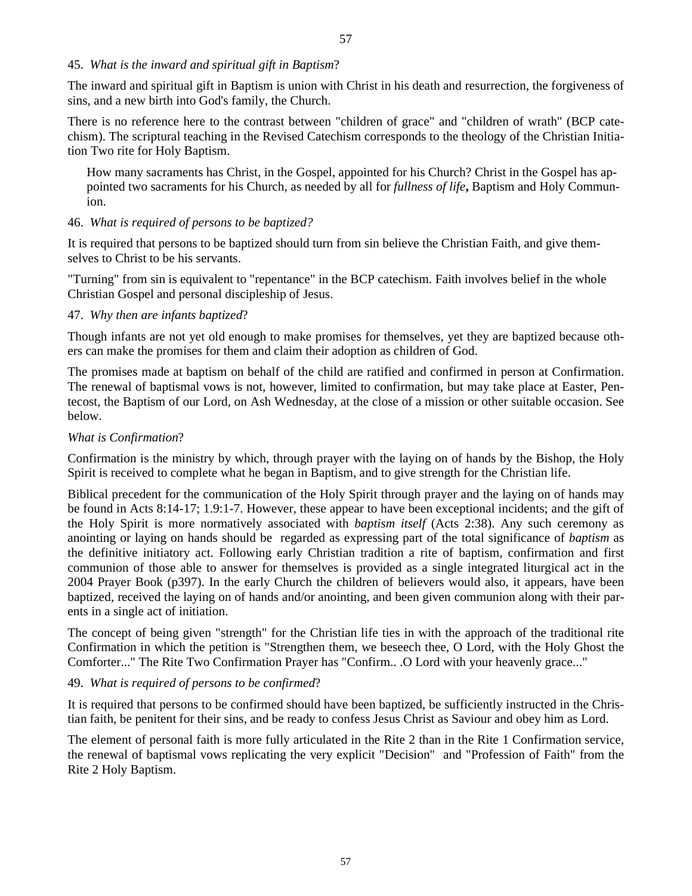45. *What is the inward and spiritual gift in Baptism*?

The inward and spiritual gift in Baptism is union with Christ in his death and resurrection, the forgiveness of sins, and a new birth into God's family, the Church.

There is no reference here to the contrast between "children of grace" and "children of wrath" (BCP catechism). The scriptural teaching in the Revised Catechism corresponds to the theology of the Christian Initiation Two rite for Holy Baptism.

> How many sacraments has Christ, in the Gospel, appointed for his Church? Christ in the Gospel has appointed two sacraments for his Church, as needed by all for *fullness of life***,** Baptism and Holy Communion.

46. *What is required of persons to be baptized?*

It is required that persons to be baptized should turn from sin believe the Christian Faith, and give themselves to Christ to be his servants.

"Turning" from sin is equivalent to "repentance" in the BCP catechism. Faith involves belief in the whole Christian Gospel and personal discipleship of Jesus.

47. *Why then are infants baptized*?

Though infants are not yet old enough to make promises for themselves, yet they are baptized because others can make the promises for them and claim their adoption as children of God.

The promises made at baptism on behalf of the child are ratified and confirmed in person at Confirmation. The renewal of baptismal vows is not, however, limited to confirmation, but may take place at Easter, Pentecost, the Baptism of our Lord, on Ash Wednesday, at the close of a mission or other suitable occasion. See below.

*What is Confirmation*?

Confirmation is the ministry by which, through prayer with the laying on of hands by the Bishop, the Holy Spirit is received to complete what he began in Baptism, and to give strength for the Christian life.

Biblical precedent for the communication of the Holy Spirit through prayer and the laying on of hands may be found in Acts 8:14-17; 1.9:1-7. However, these appear to have been exceptional incidents; and the gift of the Holy Spirit is more normatively associated with *baptism itself* (Acts 2:38). Any such ceremony as anointing or laying on hands should be regarded as expressing part of the total significance of *baptism* as the definitive initiatory act. Following early Christian tradition a rite of baptism, confirmation and first communion of those able to answer for themselves is provided as a single integrated liturgical act in the 2004 Prayer Book (p397). In the early Church the children of believers would also, it appears, have been baptized, received the laying on of hands and/or anointing, and been given communion along with their parents in a single act of initiation.

The concept of being given "strength" for the Christian life ties in with the approach of the traditional rite Confirmation in which the petition is "Strengthen them, we beseech thee, O Lord, with the Holy Ghost the Comforter..." The Rite Two Confirmation Prayer has "Confirm.. .O Lord with your heavenly grace..."

49. *What is required of persons to be confirmed*?

It is required that persons to be confirmed should have been baptized, be sufficiently instructed in the Christian faith, be penitent for their sins, and be ready to confess Jesus Christ as Saviour and obey him as Lord.

The element of personal faith is more fully articulated in the Rite 2 than in the Rite 1 Confirmation service, the renewal of baptismal vows replicating the very explicit "Decision" and "Profession of Faith" from the Rite 2 Holy Baptism.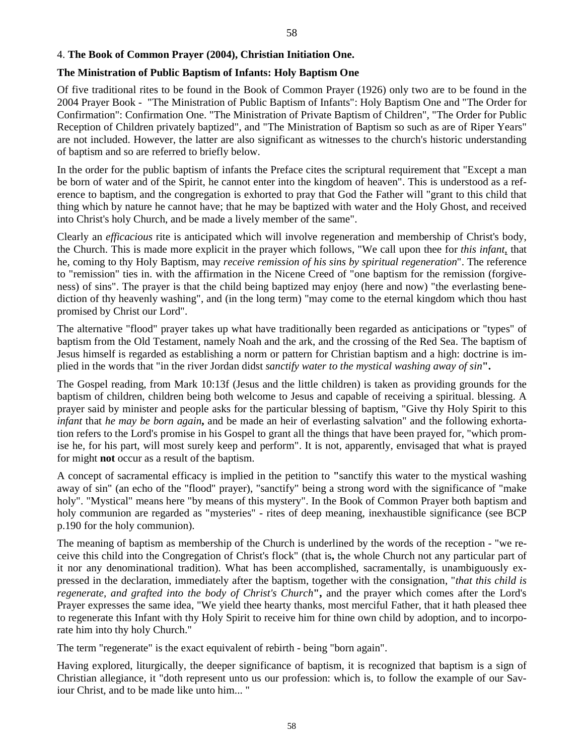4. **The Book of Common Prayer (2004), Christian Initiation One.**

**The Ministration of Public Baptism of Infants: Holy Baptism One**

Of five traditional rites to be found in the Book of Common Prayer (1926) only two are to be found in the 2004 Prayer Book - "The Ministration of Public Baptism of Infants": Holy Baptism One and "The Order for Confirmation": Confirmation One. "The Ministration of Private Baptism of Children", "The Order for Public Reception of Children privately baptized", and "The Ministration of Baptism so such as are of Riper Years" are not included. However, the latter are also significant as witnesses to the church's historic understanding of baptism and so are referred to briefly below.

In the order for the public baptism of infants the Preface cites the scriptural requirement that "Except a man be born of water and of the Spirit, he cannot enter into the kingdom of heaven". This is understood as a reference to baptism, and the congregation is exhorted to pray that God the Father will "grant to this child that thing which by nature he cannot have; that he may be baptized with water and the Holy Ghost, and received into Christ's holy Church, and be made a lively member of the same".

Clearly an *efficacious* rite is anticipated which will involve regeneration and membership of Christ's body, the Church. This is made more explicit in the prayer which follows, "We call upon thee for *this infant*, that he, coming to thy Holy Baptism, may *receive remission of his sins by spiritual regeneration*". The reference to "remission" ties in. with the affirmation in the Nicene Creed of "one baptism for the remission (forgiveness) of sins". The prayer is that the child being baptized may enjoy (here and now) "the everlasting benediction of thy heavenly washing", and (in the long term) "may come to the eternal kingdom which thou hast promised by Christ our Lord".

The alternative "flood" prayer takes up what have traditionally been regarded as anticipations or "types" of baptism from the Old Testament, namely Noah and the ark, and the crossing of the Red Sea. The baptism of Jesus himself is regarded as establishing a norm or pattern for Christian baptism and a high: doctrine is implied in the words that "in the river Jordan didst *sanctify water to the mystical washing away of sin*"**.**

The Gospel reading, from Mark 10:13f (Jesus and the little children) is taken as providing grounds for the baptism of children, children being both welcome to Jesus and capable of receiving a spiritual. blessing. A prayer said by minister and people asks for the particular blessing of baptism, "Give thy Holy Spirit to this *infant* that *he may be born again***,** and be made an heir of everlasting salvation" and the following exhortation refers to the Lord's promise in his Gospel to grant all the things that have been prayed for, "which promise he, for his part, will most surely keep and perform". It is not, apparently, envisaged that what is prayed for might **not** occur as a result of the baptism.

A concept of sacramental efficacy is implied in the petition to **"**sanctify this water to the mystical washing away of sin" (an echo of the "flood" prayer), "sanctify" being a strong word with the significance of "make holy". "Mystical" means here "by means of this mystery". In the Book of Common Prayer both baptism and holy communion are regarded as "mysteries" - rites of deep meaning, inexhaustible significance (see BCP p.190 for the holy communion).

The meaning of baptism as membership of the Church is underlined by the words of the reception - "we receive this child into the Congregation of Christ's flock" (that is**,** the whole Church not any particular part of it nor any denominational tradition). What has been accomplished, sacramentally, is unambiguously expressed in the declaration, immediately after the baptism, together with the consignation, "*that this child is regenerate, and grafted into the body of Christ's Church***",** and the prayer which comes after the Lord's Prayer expresses the same idea, "We yield thee hearty thanks, most merciful Father, that it hath pleased thee to regenerate this Infant with thy Holy Spirit to receive him for thine own child by adoption, and to incorporate him into thy holy Church."

The term "regenerate" is the exact equivalent of rebirth - being "born again".

Having explored, liturgically, the deeper significance of baptism, it is recognized that baptism is a sign of Christian allegiance, it "doth represent unto us our profession: which is, to follow the example of our Saviour Christ, and to be made like unto him... "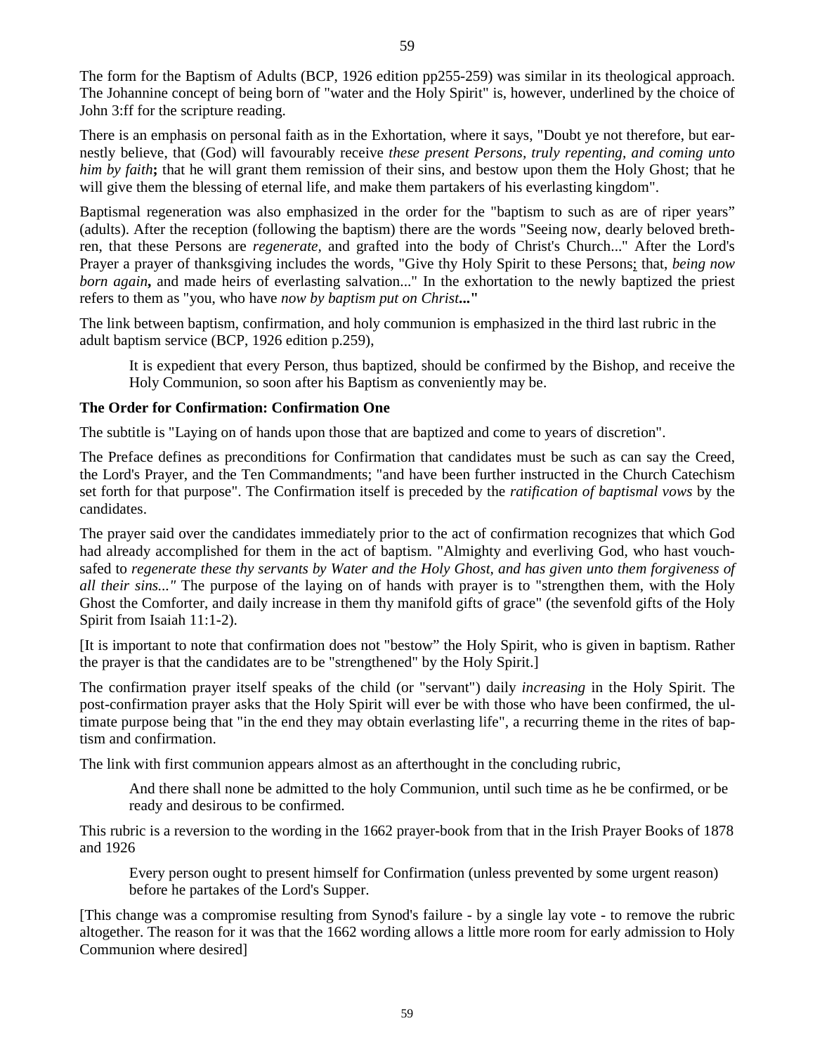The form for the Baptism of Adults (BCP, 1926 edition pp255-259) was similar in its theological approach. The Johannine concept of being born of "water and the Holy Spirit" is, however, underlined by the choice of John 3:ff for the scripture reading.

There is an emphasis on personal faith as in the Exhortation, where it says, "Doubt ye not therefore, but earnestly believe, that (God) will favourably receive *these present Persons, truly repenting, and coming unto him by faith***;** that he will grant them remission of their sins, and bestow upon them the Holy Ghost; that he will give them the blessing of eternal life, and make them partakers of his everlasting kingdom".

Baptismal regeneration was also emphasized in the order for the "baptism to such as are of riper years" (adults). After the reception (following the baptism) there are the words "Seeing now, dearly beloved brethren, that these Persons are *regenerate*, and grafted into the body of Christ's Church..." After the Lord's Prayer a prayer of thanksgiving includes the words, "Give thy Holy Spirit to these Persons; that, *being now born again***,** and made heirs of everlasting salvation..." In the exhortation to the newly baptized the priest refers to them as "you, who have *now by baptism put on Christ***...**"

The link between baptism, confirmation, and holy communion is emphasized in the third last rubric in the adult baptism service (BCP, 1926 edition p.259),

> It is expedient that every Person, thus baptized, should be confirmed by the Bishop, and receive the Holy Communion, so soon after his Baptism as conveniently may be.

**The Order for Confirmation: Confirmation One**

The subtitle is "Laying on of hands upon those that are baptized and come to years of discretion".

The Preface defines as preconditions for Confirmation that candidates must be such as can say the Creed, the Lord's Prayer, and the Ten Commandments; "and have been further instructed in the Church Catechism set forth for that purpose". The Confirmation itself is preceded by the *ratification of baptismal vows* by the candidates.

The prayer said over the candidates immediately prior to the act of confirmation recognizes that which God had already accomplished for them in the act of baptism. "Almighty and everliving God, who hast vouchsafed to *regenerate these thy servants by Water and the Holy Ghost, and has given unto them forgiveness of all their sins..."* The purpose of the laying on of hands with prayer is to "strengthen them, with the Holy Ghost the Comforter, and daily increase in them thy manifold gifts of grace" (the sevenfold gifts of the Holy Spirit from Isaiah 11:1-2).

[It is important to note that confirmation does not "bestow" the Holy Spirit, who is given in baptism. Rather the prayer is that the candidates are to be "strengthened" by the Holy Spirit.]

The confirmation prayer itself speaks of the child (or "servant") daily *increasing* in the Holy Spirit. The post-confirmation prayer asks that the Holy Spirit will ever be with those who have been confirmed, the ultimate purpose being that "in the end they may obtain everlasting life", a recurring theme in the rites of baptism and confirmation.

The link with first communion appears almost as an afterthought in the concluding rubric,

> And there shall none be admitted to the holy Communion, until such time as he be confirmed, or be ready and desirous to be confirmed.

This rubric is a reversion to the wording in the 1662 prayer-book from that in the Irish Prayer Books of 1878 and 1926

> Every person ought to present himself for Confirmation (unless prevented by some urgent reason) before he partakes of the Lord's Supper.

[This change was a compromise resulting from Synod's failure - by a single lay vote - to remove the rubric altogether. The reason for it was that the 1662 wording allows a little more room for early admission to Holy Communion where desired]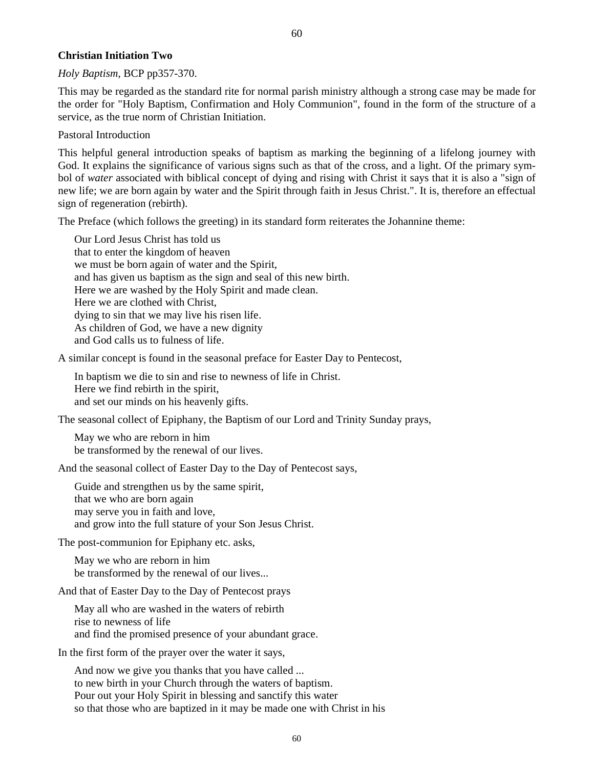**Christian Initiation Two**

*Holy Baptism*, BCP pp357-370.

This may be regarded as the standard rite for normal parish ministry although a strong case may be made for the order for "Holy Baptism, Confirmation and Holy Communion", found in the form of the structure of a service, as the true norm of Christian Initiation.

Pastoral Introduction

This helpful general introduction speaks of baptism as marking the beginning of a lifelong journey with God. It explains the significance of various signs such as that of the cross, and a light. Of the primary symbol of *water* associated with biblical concept of dying and rising with Christ it says that it is also a "sign of new life; we are born again by water and the Spirit through faith in Jesus Christ.". It is, therefore an effectual sign of regeneration (rebirth).

The Preface (which follows the greeting) in its standard form reiterates the Johannine theme:

> Our Lord Jesus Christ has told us
> that to enter the kingdom of heaven
> we must be born again of water and the Spirit,
> and has given us baptism as the sign and seal of this new birth.
> Here we are washed by the Holy Spirit and made clean.
> Here we are clothed with Christ,
> dying to sin that we may live his risen life.
> As children of God, we have a new dignity
> and God calls us to fulness of life.

A similar concept is found in the seasonal preface for Easter Day to Pentecost,

> In baptism we die to sin and rise to newness of life in Christ.
> Here we find rebirth in the spirit,
> and set our minds on his heavenly gifts.

The seasonal collect of Epiphany, the Baptism of our Lord and Trinity Sunday prays,

> May we who are reborn in him
> be transformed by the renewal of our lives.

And the seasonal collect of Easter Day to the Day of Pentecost says,

> Guide and strengthen us by the same spirit,
> that we who are born again
> may serve you in faith and love,
> and grow into the full stature of your Son Jesus Christ.

The post-communion for Epiphany etc. asks,

> May we who are reborn in him
> be transformed by the renewal of our lives...

And that of Easter Day to the Day of Pentecost prays

> May all who are washed in the waters of rebirth
> rise to newness of life
> and find the promised presence of your abundant grace.

In the first form of the prayer over the water it says,

> And now we give you thanks that you have called ...
> to new birth in your Church through the waters of baptism.
> Pour out your Holy Spirit in blessing and sanctify this water
> so that those who are baptized in it may be made one with Christ in his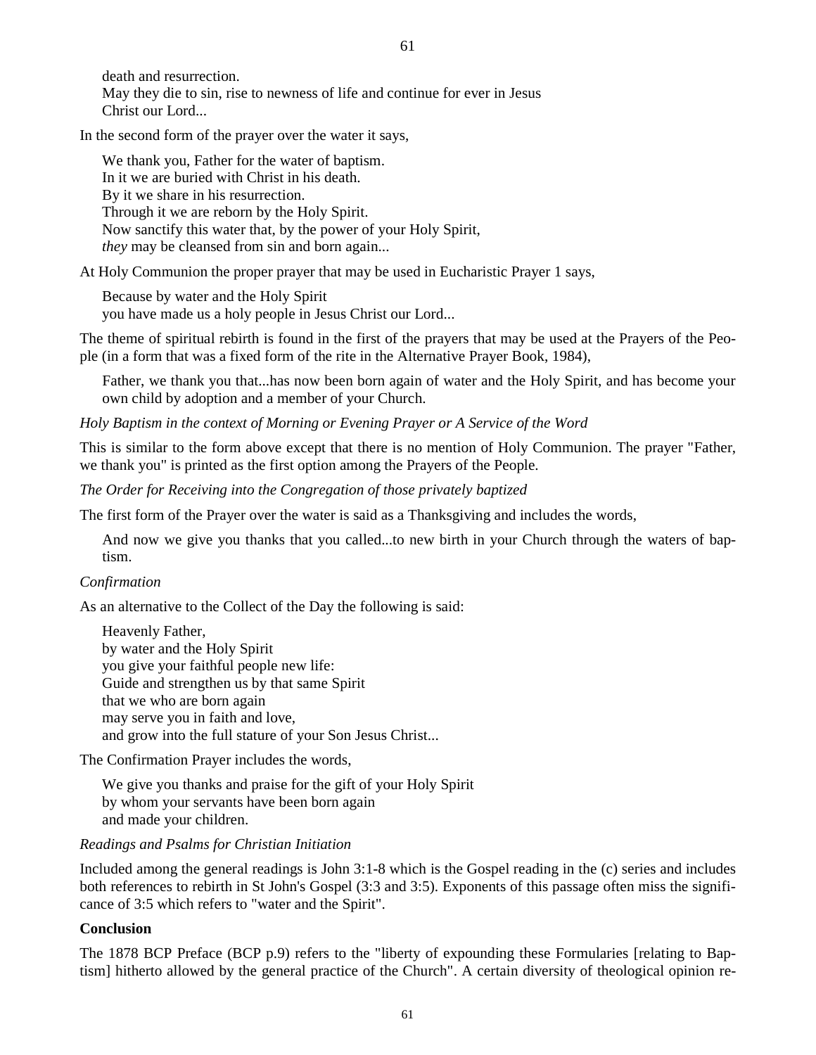death and resurrection.  
May they die to sin, rise to newness of life and continue for ever in Jesus Christ our Lord...

In the second form of the prayer over the water it says,

> We thank you, Father for the water of baptism.  
> In it we are buried with Christ in his death.  
> By it we share in his resurrection.  
> Through it we are reborn by the Holy Spirit.  
> Now sanctify this water that, by the power of your Holy Spirit,  
> *they* may be cleansed from sin and born again...

At Holy Communion the proper prayer that may be used in Eucharistic Prayer 1 says,

> Because by water and the Holy Spirit  
> you have made us a holy people in Jesus Christ our Lord...

The theme of spiritual rebirth is found in the first of the prayers that may be used at the Prayers of the People (in a form that was a fixed form of the rite in the Alternative Prayer Book, 1984),

> Father, we thank you that...has now been born again of water and the Holy Spirit, and has become your own child by adoption and a member of your Church.

*Holy Baptism in the context of Morning or Evening Prayer or A Service of the Word*

This is similar to the form above except that there is no mention of Holy Communion. The prayer "Father, we thank you" is printed as the first option among the Prayers of the People.

*The Order for Receiving into the Congregation of those privately baptized*

The first form of the Prayer over the water is said as a Thanksgiving and includes the words,

> And now we give you thanks that you called...to new birth in your Church through the waters of baptism.

*Confirmation*

As an alternative to the Collect of the Day the following is said:

> Heavenly Father,  
> by water and the Holy Spirit  
> you give your faithful people new life:  
> Guide and strengthen us by that same Spirit  
> that we who are born again  
> may serve you in faith and love,  
> and grow into the full stature of your Son Jesus Christ...

The Confirmation Prayer includes the words,

> We give you thanks and praise for the gift of your Holy Spirit  
> by whom your servants have been born again  
> and made your children.

*Readings and Psalms for Christian Initiation*

Included among the general readings is John 3:1-8 which is the Gospel reading in the (c) series and includes both references to rebirth in St John's Gospel (3:3 and 3:5). Exponents of this passage often miss the significance of 3:5 which refers to "water and the Spirit".

**Conclusion**

The 1878 BCP Preface (BCP p.9) refers to the "liberty of expounding these Formularies [relating to Baptism] hitherto allowed by the general practice of the Church". A certain diversity of theological opinion re-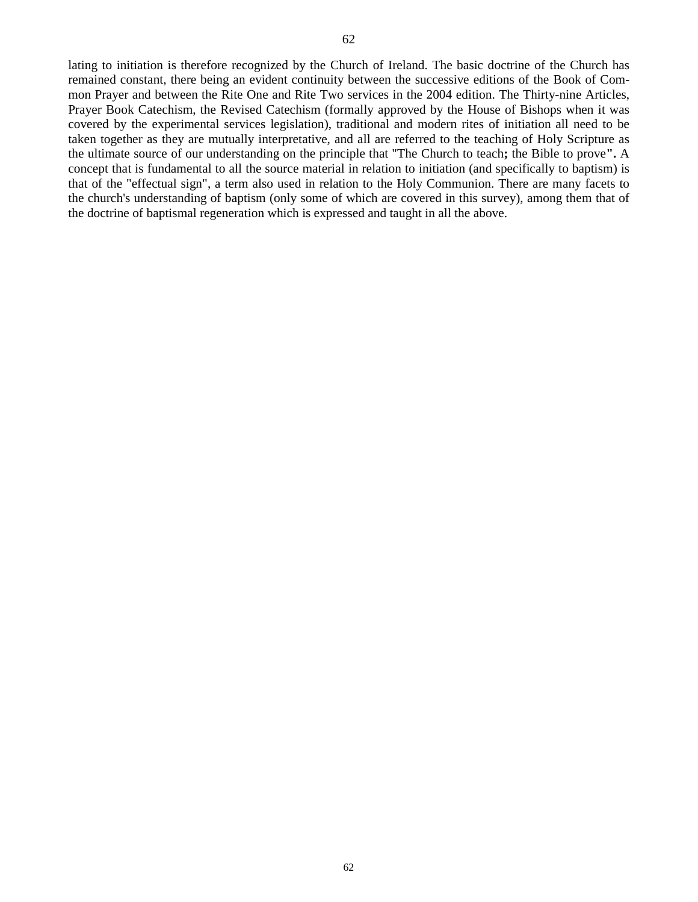lating to initiation is therefore recognized by the Church of Ireland. The basic doctrine of the Church has remained constant, there being an evident continuity between the successive editions of the Book of Common Prayer and between the Rite One and Rite Two services in the 2004 edition. The Thirty-nine Articles, Prayer Book Catechism, the Revised Catechism (formally approved by the House of Bishops when it was covered by the experimental services legislation), traditional and modern rites of initiation all need to be taken together as they are mutually interpretative, and all are referred to the teaching of Holy Scripture as the ultimate source of our understanding on the principle that "The Church to teach**;** the Bible to prove**".** A concept that is fundamental to all the source material in relation to initiation (and specifically to baptism) is that of the "effectual sign", a term also used in relation to the Holy Communion. There are many facets to the church's understanding of baptism (only some of which are covered in this survey), among them that of the doctrine of baptismal regeneration which is expressed and taught in all the above.